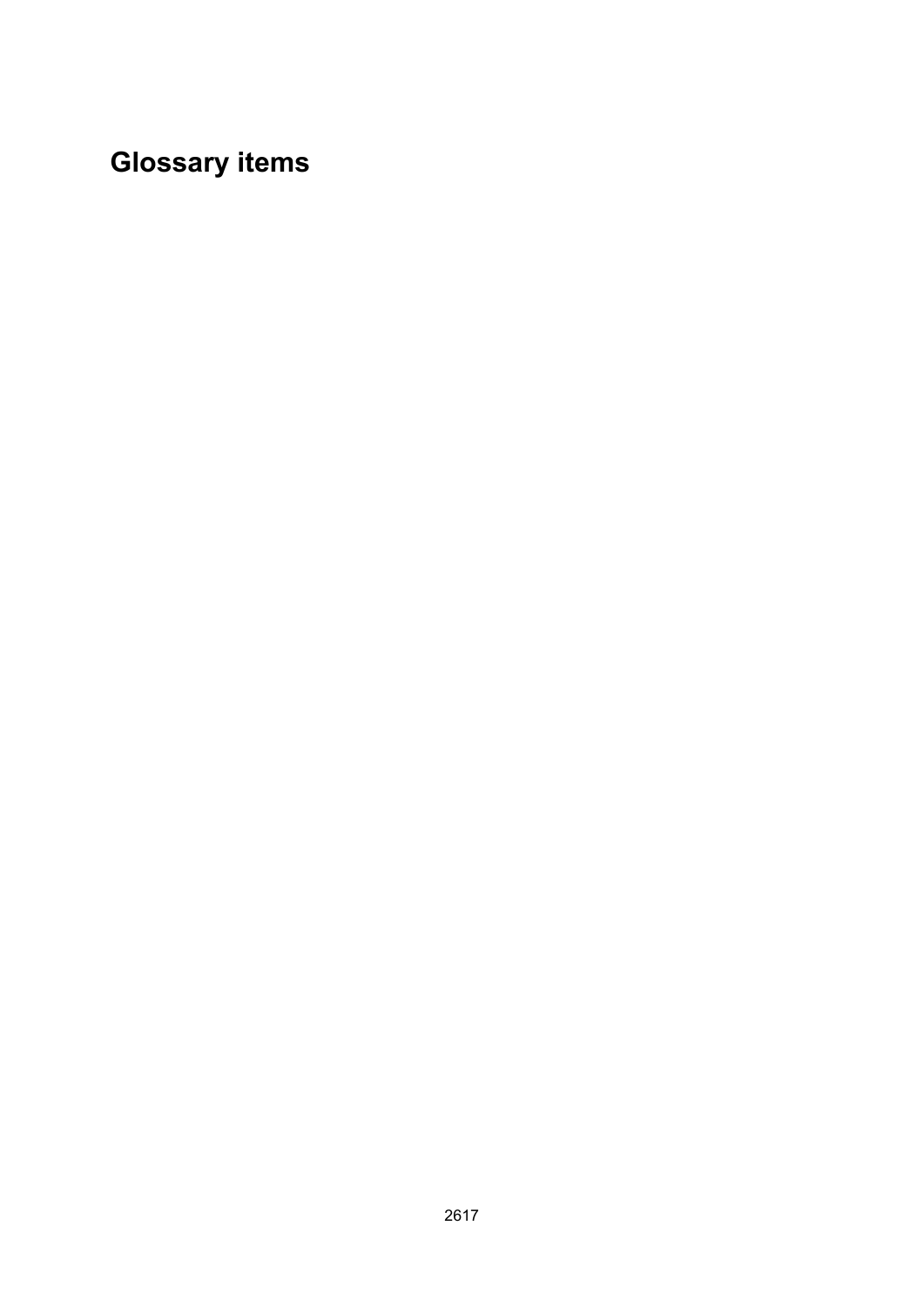# Glossary items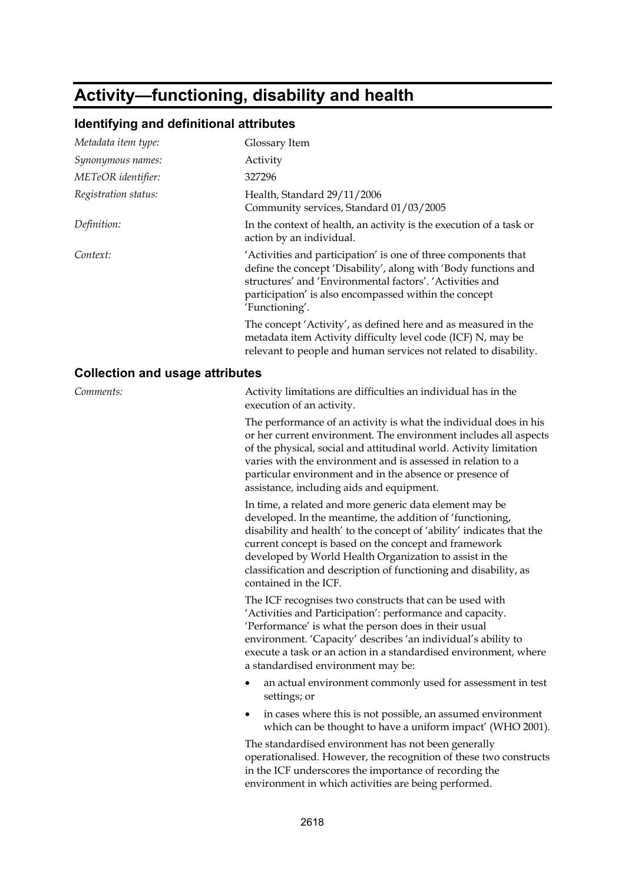# Activity—functioning, disability and health

## Identifying and definitional attributes

| | |
|---|---|
| *Metadata item type:* | Glossary Item |
| *Synonymous names:* | Activity |
| *METeOR identifier:* | 327296 |
| *Registration status:* | Health, Standard 29/11/2006<br>Community services, Standard 01/03/2005 |
| *Definition:* | In the context of health, an activity is the execution of a task or action by an individual. |
| *Context:* | 'Activities and participation' is one of three components that define the concept 'Disability', along with 'Body functions and structures' and 'Environmental factors'. 'Activities and participation' is also encompassed within the concept 'Functioning'.<br><br>The concept 'Activity', as defined here and as measured in the metadata item Activity difficulty level code (ICF) N, may be relevant to people and human services not related to disability. |

## Collection and usage attributes

*Comments:*

Activity limitations are difficulties an individual has in the execution of an activity.

The performance of an activity is what the individual does in his or her current environment. The environment includes all aspects of the physical, social and attitudinal world. Activity limitation varies with the environment and is assessed in relation to a particular environment and in the absence or presence of assistance, including aids and equipment.

In time, a related and more generic data element may be developed. In the meantime, the addition of 'functioning, disability and health' to the concept of 'ability' indicates that the current concept is based on the concept and framework developed by World Health Organization to assist in the classification and description of functioning and disability, as contained in the ICF.

The ICF recognises two constructs that can be used with 'Activities and Participation': performance and capacity. 'Performance' is what the person does in their usual environment. 'Capacity' describes 'an individual's ability to execute a task or an action in a standardised environment, where a standardised environment may be:

- an actual environment commonly used for assessment in test settings; or
- in cases where this is not possible, an assumed environment which can be thought to have a uniform impact' (WHO 2001).

The standardised environment has not been generally operationalised. However, the recognition of these two constructs in the ICF underscores the importance of recording the environment in which activities are being performed.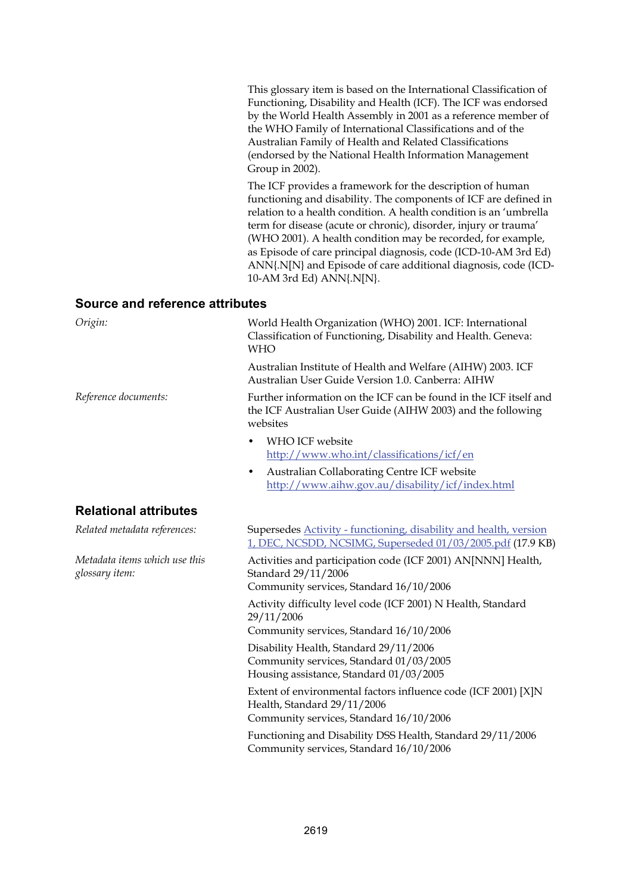This glossary item is based on the International Classification of Functioning, Disability and Health (ICF). The ICF was endorsed by the World Health Assembly in 2001 as a reference member of the WHO Family of International Classifications and of the Australian Family of Health and Related Classifications (endorsed by the National Health Information Management Group in 2002).

The ICF provides a framework for the description of human functioning and disability. The components of ICF are defined in relation to a health condition. A health condition is an 'umbrella term for disease (acute or chronic), disorder, injury or trauma' (WHO 2001). A health condition may be recorded, for example, as Episode of care principal diagnosis, code (ICD-10-AM 3rd Ed) ANN{.N[N} and Episode of care additional diagnosis, code (ICD-10-AM 3rd Ed) ANN{.N[N}.

## Source and reference attributes

*Origin:*

World Health Organization (WHO) 2001. ICF: International Classification of Functioning, Disability and Health. Geneva: WHO

Australian Institute of Health and Welfare (AIHW) 2003. ICF Australian User Guide Version 1.0. Canberra: AIHW

*Reference documents:*

Further information on the ICF can be found in the ICF itself and the ICF Australian User Guide (AIHW 2003) and the following websites

- WHO ICF website http://www.who.int/classifications/icf/en
- Australian Collaborating Centre ICF website http://www.aihw.gov.au/disability/icf/index.html

## Relational attributes

*Related metadata references:*

Supersedes Activity - functioning, disability and health, version 1, DEC, NCSDD, NCSIMG, Superseded 01/03/2005.pdf (17.9 KB)

*Metadata items which use this glossary item:*

Activities and participation code (ICF 2001) AN[NNN] Health, Standard 29/11/2006
Community services, Standard 16/10/2006

Activity difficulty level code (ICF 2001) N Health, Standard 29/11/2006
Community services, Standard 16/10/2006

Disability Health, Standard 29/11/2006
Community services, Standard 01/03/2005
Housing assistance, Standard 01/03/2005

Extent of environmental factors influence code (ICF 2001) [X]N Health, Standard 29/11/2006
Community services, Standard 16/10/2006

Functioning and Disability DSS Health, Standard 29/11/2006
Community services, Standard 16/10/2006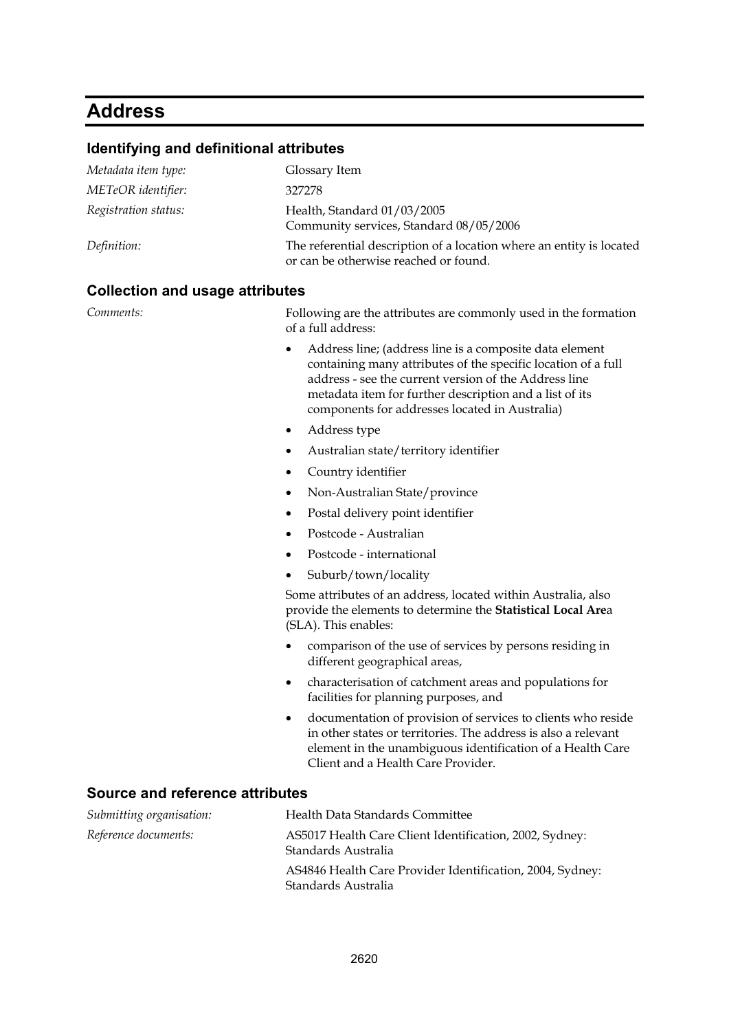# Address

## Identifying and definitional attributes

*Metadata item type:* Glossary Item

*METeOR identifier:* 327278

*Registration status:* Health, Standard 01/03/2005
Community services, Standard 08/05/2006

*Definition:* The referential description of a location where an entity is located or can be otherwise reached or found.

## Collection and usage attributes

*Comments:* Following are the attributes are commonly used in the formation of a full address:

- Address line; (address line is a composite data element containing many attributes of the specific location of a full address - see the current version of the Address line metadata item for further description and a list of its components for addresses located in Australia)
- Address type
- Australian state/territory identifier
- Country identifier
- Non-Australian State/province
- Postal delivery point identifier
- Postcode - Australian
- Postcode - international
- Suburb/town/locality

Some attributes of an address, located within Australia, also provide the elements to determine the **Statistical Local Are**a (SLA). This enables:

- comparison of the use of services by persons residing in different geographical areas,
- characterisation of catchment areas and populations for facilities for planning purposes, and
- documentation of provision of services to clients who reside in other states or territories. The address is also a relevant element in the unambiguous identification of a Health Care Client and a Health Care Provider.

## Source and reference attributes

*Submitting organisation:* Health Data Standards Committee

*Reference documents:* AS5017 Health Care Client Identification, 2002, Sydney: Standards Australia

AS4846 Health Care Provider Identification, 2004, Sydney: Standards Australia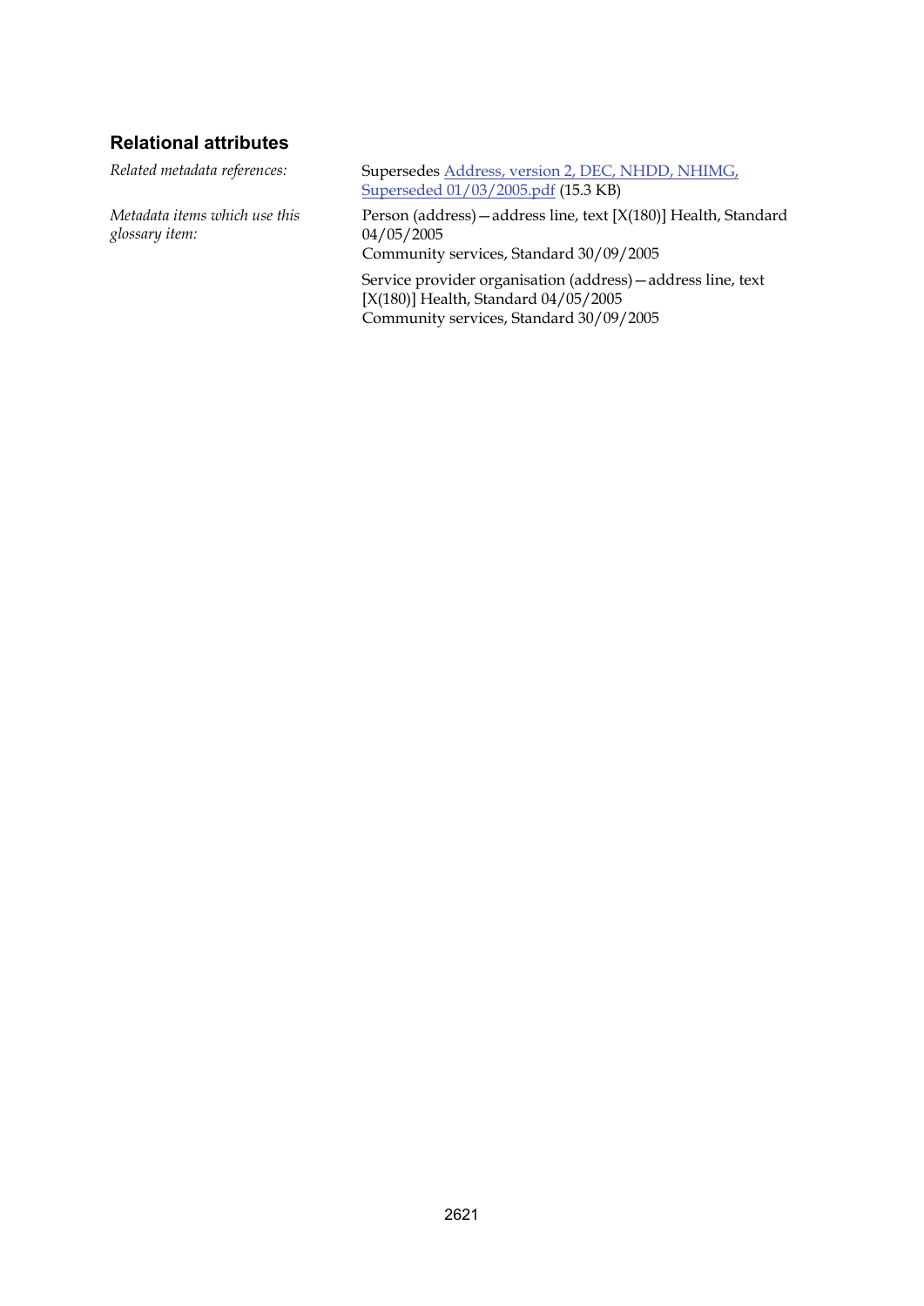### Relational attributes

*Related metadata references:* Supersedes [Address, version 2, DEC, NHDD, NHIMG, Superseded 01/03/2005.pdf] (15.3 KB)

*Metadata items which use this glossary item:*

Person (address)—address line, text [X(180)] Health, Standard 04/05/2005
Community services, Standard 30/09/2005

Service provider organisation (address)—address line, text [X(180)] Health, Standard 04/05/2005
Community services, Standard 30/09/2005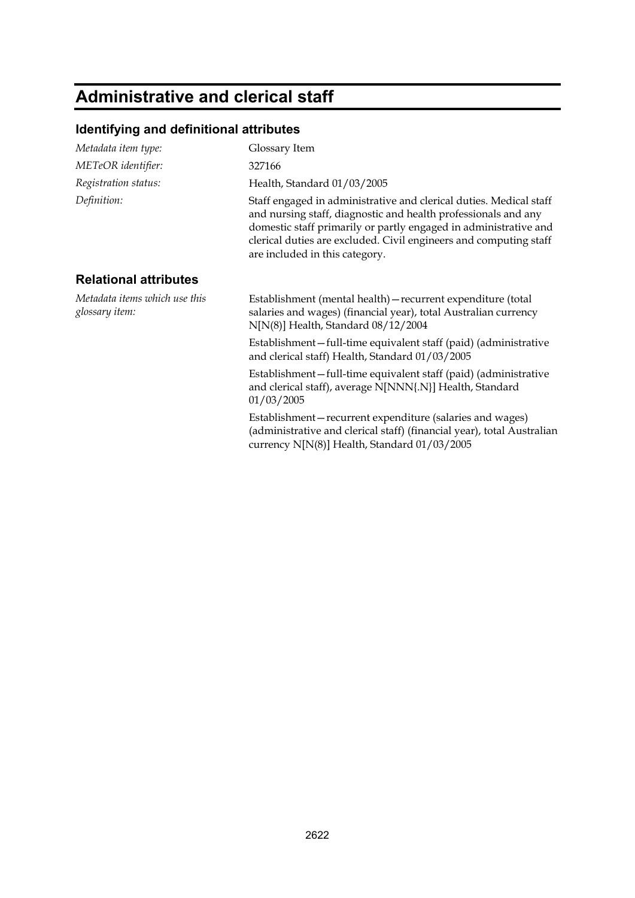# Administrative and clerical staff

## Identifying and definitional attributes

*Metadata item type:* Glossary Item

*METeOR identifier:* 327166

*Registration status:* Health, Standard 01/03/2005

*Definition:* Staff engaged in administrative and clerical duties. Medical staff and nursing staff, diagnostic and health professionals and any domestic staff primarily or partly engaged in administrative and clerical duties are excluded. Civil engineers and computing staff are included in this category.

## Relational attributes

*Metadata items which use this glossary item:*

Establishment (mental health)—recurrent expenditure (total salaries and wages) (financial year), total Australian currency N[N(8)] Health, Standard 08/12/2004

Establishment—full-time equivalent staff (paid) (administrative and clerical staff) Health, Standard 01/03/2005

Establishment—full-time equivalent staff (paid) (administrative and clerical staff), average N[NNN{.N}] Health, Standard 01/03/2005

Establishment—recurrent expenditure (salaries and wages) (administrative and clerical staff) (financial year), total Australian currency N[N(8)] Health, Standard 01/03/2005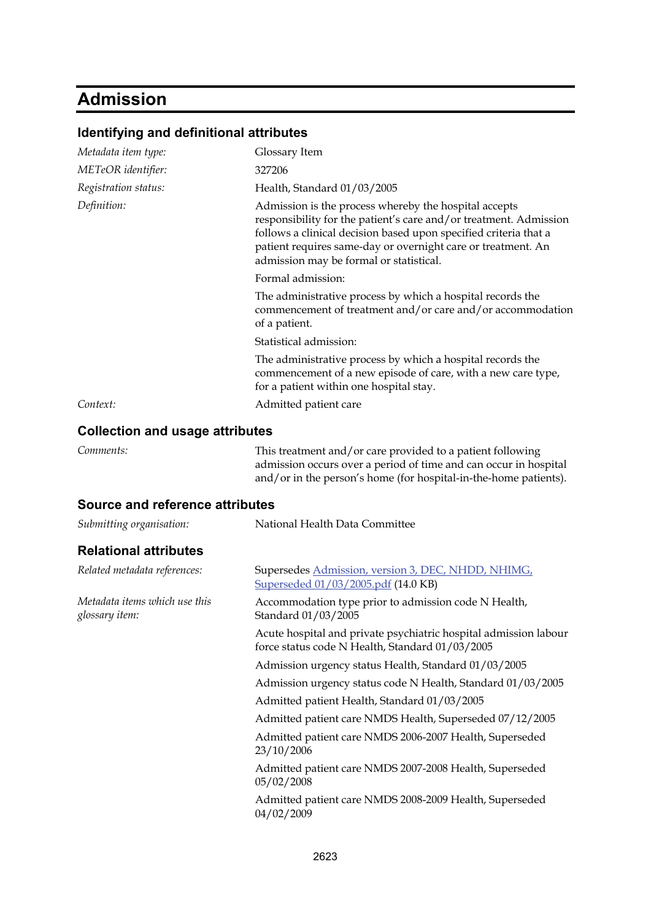# Admission

## Identifying and definitional attributes

| | |
|---|---|
| *Metadata item type:* | Glossary Item |
| *METeOR identifier:* | 327206 |
| *Registration status:* | Health, Standard 01/03/2005 |
| *Definition:* | Admission is the process whereby the hospital accepts responsibility for the patient's care and/or treatment. Admission follows a clinical decision based upon specified criteria that a patient requires same-day or overnight care or treatment. An admission may be formal or statistical.<br><br>Formal admission:<br><br>The administrative process by which a hospital records the commencement of treatment and/or care and/or accommodation of a patient.<br><br>Statistical admission:<br><br>The administrative process by which a hospital records the commencement of a new episode of care, with a new care type, for a patient within one hospital stay. |
| *Context:* | Admitted patient care |

## Collection and usage attributes

| | |
|---|---|
| *Comments:* | This treatment and/or care provided to a patient following admission occurs over a period of time and can occur in hospital and/or in the person's home (for hospital-in-the-home patients). |

## Source and reference attributes

| | |
|---|---|
| *Submitting organisation:* | National Health Data Committee |

## Relational attributes

| | |
|---|---|
| *Related metadata references:* | Supersedes Admission, version 3, DEC, NHDD, NHIMG, Superseded 01/03/2005.pdf (14.0 KB) |
| *Metadata items which use this glossary item:* | Accommodation type prior to admission code N Health, Standard 01/03/2005<br><br>Acute hospital and private psychiatric hospital admission labour force status code N Health, Standard 01/03/2005<br><br>Admission urgency status Health, Standard 01/03/2005<br><br>Admission urgency status code N Health, Standard 01/03/2005<br><br>Admitted patient Health, Standard 01/03/2005<br><br>Admitted patient care NMDS Health, Superseded 07/12/2005<br><br>Admitted patient care NMDS 2006-2007 Health, Superseded 23/10/2006<br><br>Admitted patient care NMDS 2007-2008 Health, Superseded 05/02/2008<br><br>Admitted patient care NMDS 2008-2009 Health, Superseded 04/02/2009 |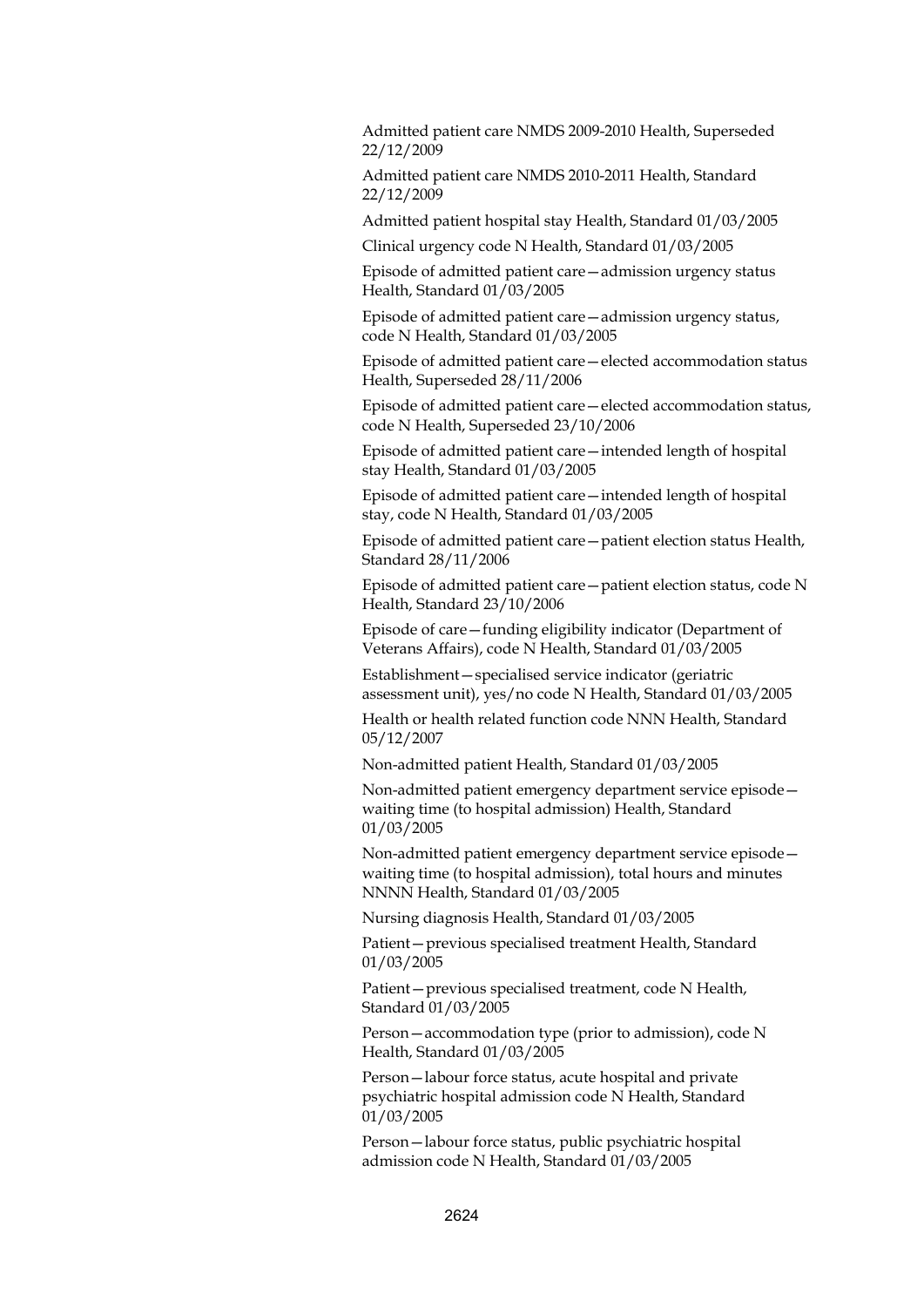Admitted patient care NMDS 2009-2010 Health, Superseded 22/12/2009

Admitted patient care NMDS 2010-2011 Health, Standard 22/12/2009

Admitted patient hospital stay Health, Standard 01/03/2005

Clinical urgency code N Health, Standard 01/03/2005

Episode of admitted patient care—admission urgency status Health, Standard 01/03/2005

Episode of admitted patient care—admission urgency status, code N Health, Standard 01/03/2005

Episode of admitted patient care—elected accommodation status Health, Superseded 28/11/2006

Episode of admitted patient care—elected accommodation status, code N Health, Superseded 23/10/2006

Episode of admitted patient care—intended length of hospital stay Health, Standard 01/03/2005

Episode of admitted patient care—intended length of hospital stay, code N Health, Standard 01/03/2005

Episode of admitted patient care—patient election status Health, Standard 28/11/2006

Episode of admitted patient care—patient election status, code N Health, Standard 23/10/2006

Episode of care—funding eligibility indicator (Department of Veterans Affairs), code N Health, Standard 01/03/2005

Establishment—specialised service indicator (geriatric assessment unit), yes/no code N Health, Standard 01/03/2005

Health or health related function code NNN Health, Standard 05/12/2007

Non-admitted patient Health, Standard 01/03/2005

Non-admitted patient emergency department service episode—waiting time (to hospital admission) Health, Standard 01/03/2005

Non-admitted patient emergency department service episode—waiting time (to hospital admission), total hours and minutes NNNN Health, Standard 01/03/2005

Nursing diagnosis Health, Standard 01/03/2005

Patient—previous specialised treatment Health, Standard 01/03/2005

Patient—previous specialised treatment, code N Health, Standard 01/03/2005

Person—accommodation type (prior to admission), code N Health, Standard 01/03/2005

Person—labour force status, acute hospital and private psychiatric hospital admission code N Health, Standard 01/03/2005

Person—labour force status, public psychiatric hospital admission code N Health, Standard 01/03/2005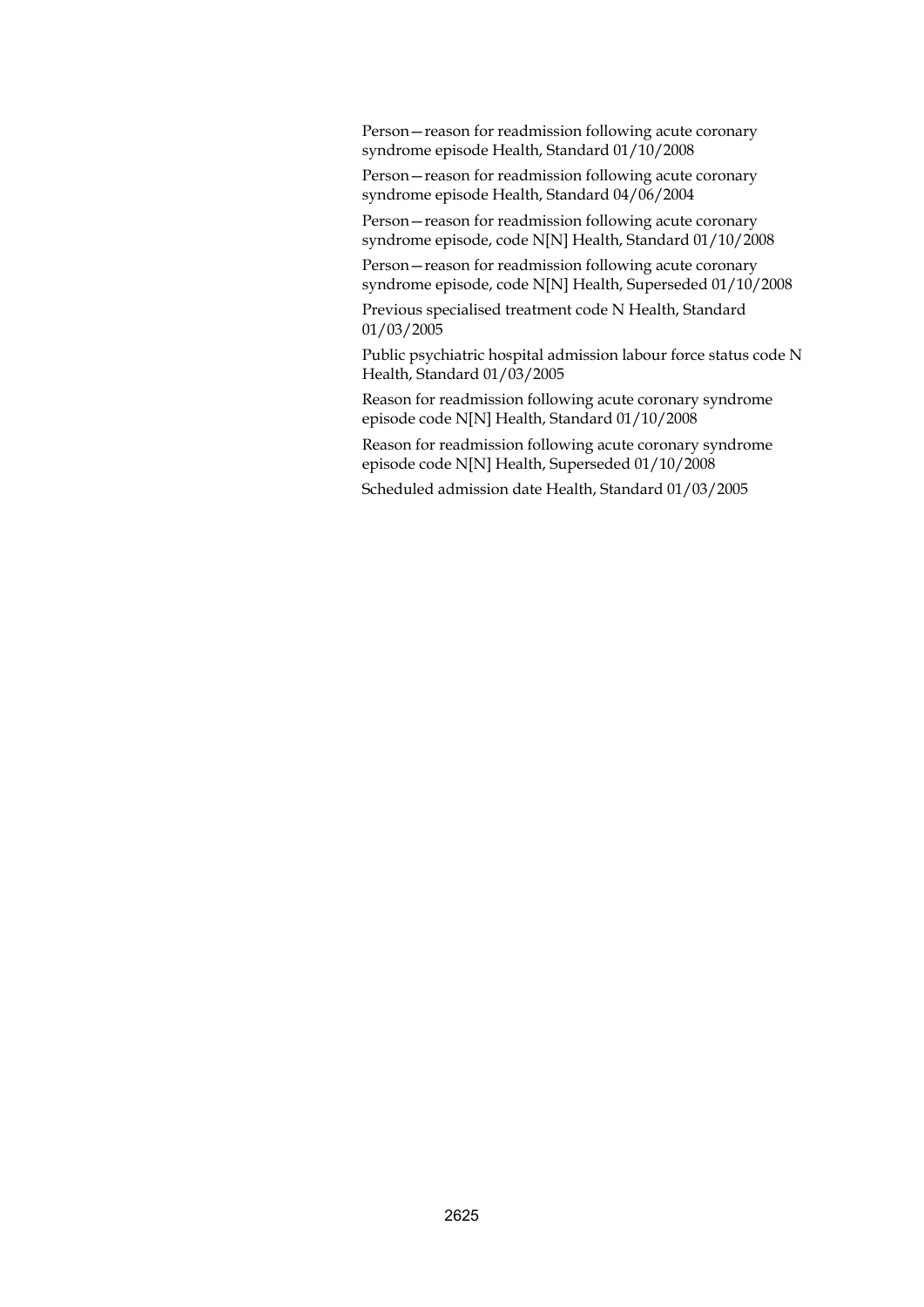Person—reason for readmission following acute coronary syndrome episode Health, Standard 01/10/2008

Person—reason for readmission following acute coronary syndrome episode Health, Standard 04/06/2004

Person—reason for readmission following acute coronary syndrome episode, code N[N] Health, Standard 01/10/2008

Person—reason for readmission following acute coronary syndrome episode, code N[N] Health, Superseded 01/10/2008

Previous specialised treatment code N Health, Standard 01/03/2005

Public psychiatric hospital admission labour force status code N Health, Standard 01/03/2005

Reason for readmission following acute coronary syndrome episode code N[N] Health, Standard 01/10/2008

Reason for readmission following acute coronary syndrome episode code N[N] Health, Superseded 01/10/2008

Scheduled admission date Health, Standard 01/03/2005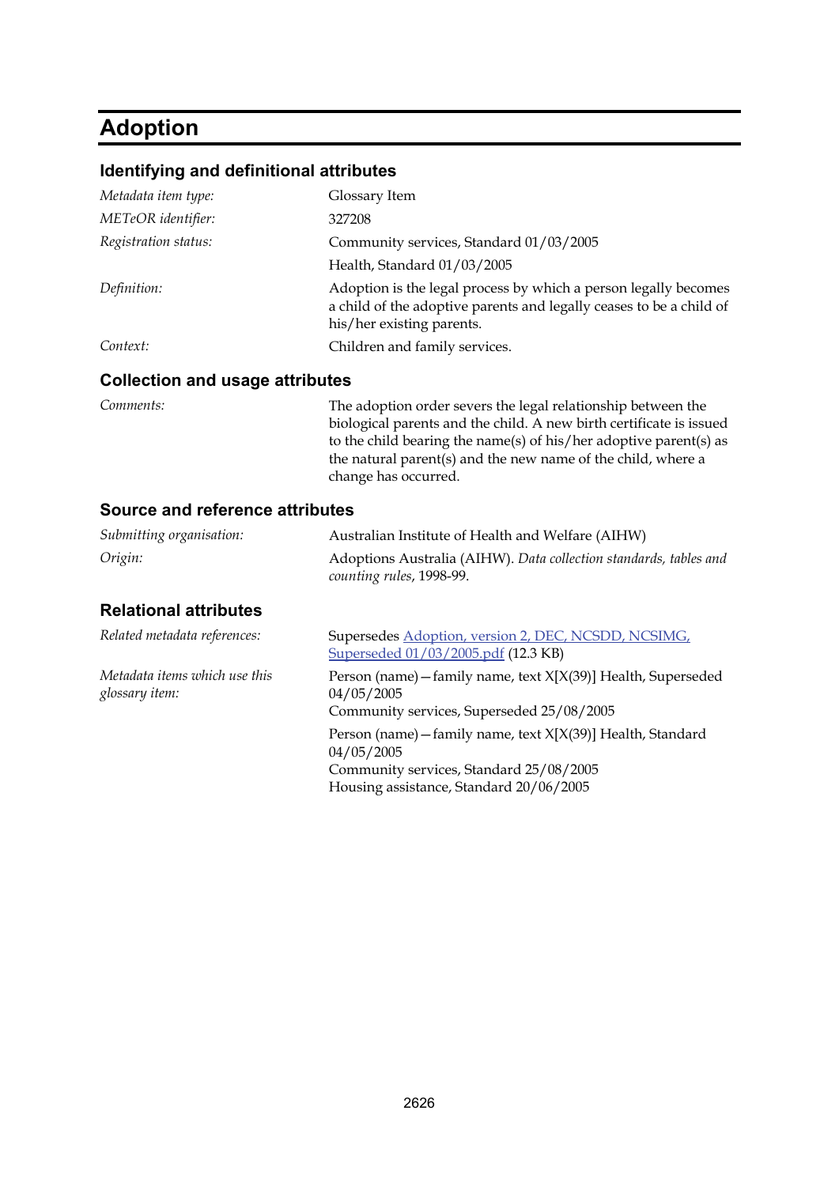# Adoption

## Identifying and definitional attributes

| | |
|---|---|
| *Metadata item type:* | Glossary Item |
| *METeOR identifier:* | 327208 |
| *Registration status:* | Community services, Standard 01/03/2005 |
| | Health, Standard 01/03/2005 |
| *Definition:* | Adoption is the legal process by which a person legally becomes a child of the adoptive parents and legally ceases to be a child of his/her existing parents. |
| *Context:* | Children and family services. |

## Collection and usage attributes

| | |
|---|---|
| *Comments:* | The adoption order severs the legal relationship between the biological parents and the child. A new birth certificate is issued to the child bearing the name(s) of his/her adoptive parent(s) as the natural parent(s) and the new name of the child, where a change has occurred. |

## Source and reference attributes

| | |
|---|---|
| *Submitting organisation:* | Australian Institute of Health and Welfare (AIHW) |
| *Origin:* | Adoptions Australia (AIHW). *Data collection standards, tables and counting rules*, 1998-99. |

## Relational attributes

| | |
|---|---|
| *Related metadata references:* | Supersedes Adoption, version 2, DEC, NCSDD, NCSIMG, Superseded 01/03/2005.pdf (12.3 KB) |
| *Metadata items which use this glossary item:* | Person (name)—family name, text X[X(39)] Health, Superseded 04/05/2005<br>Community services, Superseded 25/08/2005 |
| | Person (name)—family name, text X[X(39)] Health, Standard 04/05/2005<br>Community services, Standard 25/08/2005<br>Housing assistance, Standard 20/06/2005 |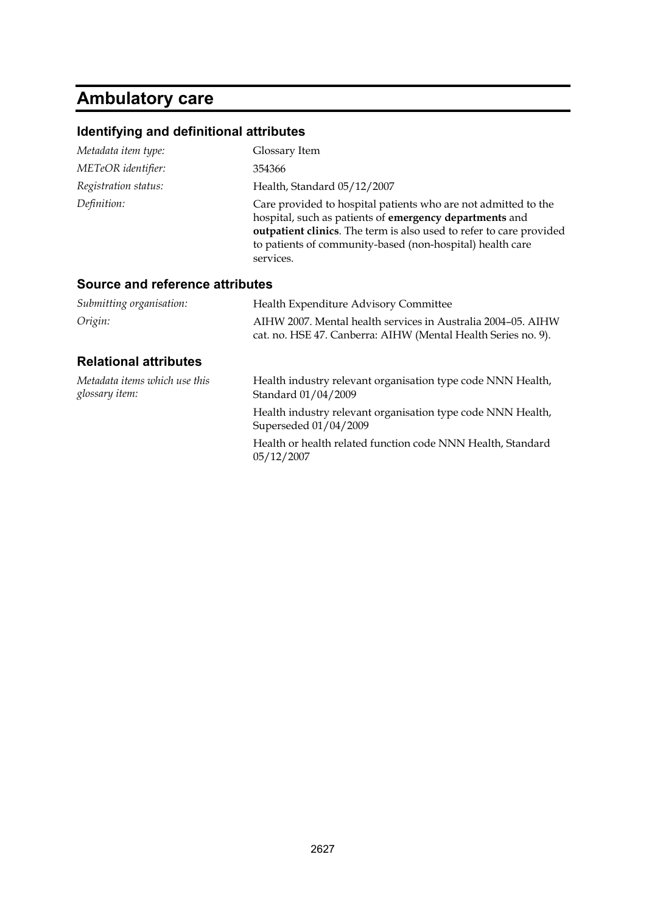# Ambulatory care

## Identifying and definitional attributes

*Metadata item type:* Glossary Item

*METeOR identifier:* 354366

*Registration status:* Health, Standard 05/12/2007

*Definition:* Care provided to hospital patients who are not admitted to the hospital, such as patients of **emergency departments** and **outpatient clinics**. The term is also used to refer to care provided to patients of community-based (non-hospital) health care services.

## Source and reference attributes

*Submitting organisation:* Health Expenditure Advisory Committee

*Origin:* AIHW 2007. Mental health services in Australia 2004–05. AIHW cat. no. HSE 47. Canberra: AIHW (Mental Health Series no. 9).

## Relational attributes

*Metadata items which use this glossary item:*

Health industry relevant organisation type code NNN Health, Standard 01/04/2009

Health industry relevant organisation type code NNN Health, Superseded 01/04/2009

Health or health related function code NNN Health, Standard 05/12/2007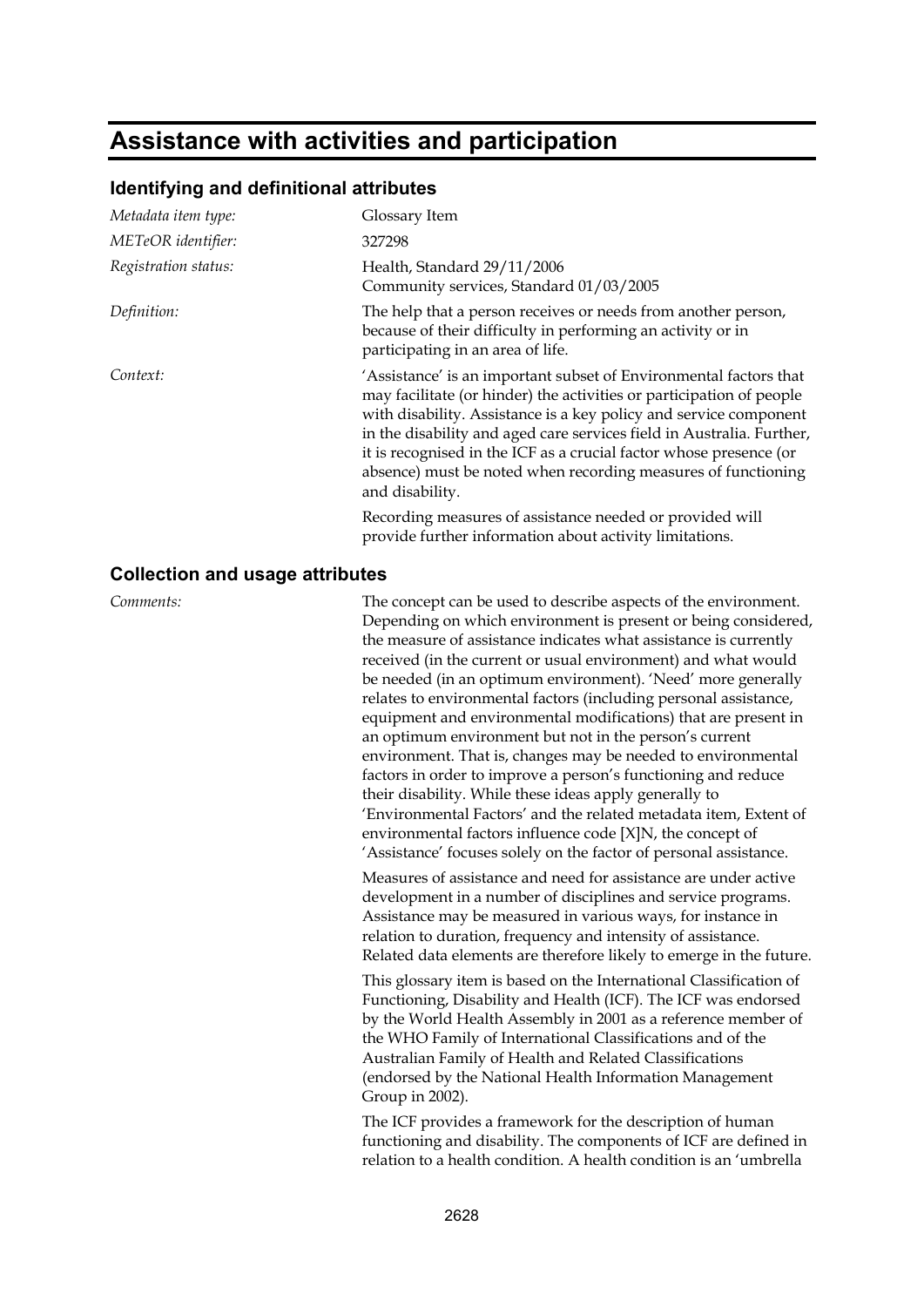# Assistance with activities and participation

## Identifying and definitional attributes

| | |
|---|---|
| *Metadata item type:* | Glossary Item |
| *METeOR identifier:* | 327298 |
| *Registration status:* | Health, Standard 29/11/2006<br>Community services, Standard 01/03/2005 |
| *Definition:* | The help that a person receives or needs from another person, because of their difficulty in performing an activity or in participating in an area of life. |
| *Context:* | 'Assistance' is an important subset of Environmental factors that may facilitate (or hinder) the activities or participation of people with disability. Assistance is a key policy and service component in the disability and aged care services field in Australia. Further, it is recognised in the ICF as a crucial factor whose presence (or absence) must be noted when recording measures of functioning and disability.<br><br>Recording measures of assistance needed or provided will provide further information about activity limitations. |

## Collection and usage attributes

*Comments:*

The concept can be used to describe aspects of the environment. Depending on which environment is present or being considered, the measure of assistance indicates what assistance is currently received (in the current or usual environment) and what would be needed (in an optimum environment). 'Need' more generally relates to environmental factors (including personal assistance, equipment and environmental modifications) that are present in an optimum environment but not in the person's current environment. That is, changes may be needed to environmental factors in order to improve a person's functioning and reduce their disability. While these ideas apply generally to 'Environmental Factors' and the related metadata item, Extent of environmental factors influence code [X]N, the concept of 'Assistance' focuses solely on the factor of personal assistance.

Measures of assistance and need for assistance are under active development in a number of disciplines and service programs. Assistance may be measured in various ways, for instance in relation to duration, frequency and intensity of assistance. Related data elements are therefore likely to emerge in the future.

This glossary item is based on the International Classification of Functioning, Disability and Health (ICF). The ICF was endorsed by the World Health Assembly in 2001 as a reference member of the WHO Family of International Classifications and of the Australian Family of Health and Related Classifications (endorsed by the National Health Information Management Group in 2002).

The ICF provides a framework for the description of human functioning and disability. The components of ICF are defined in relation to a health condition. A health condition is an 'umbrella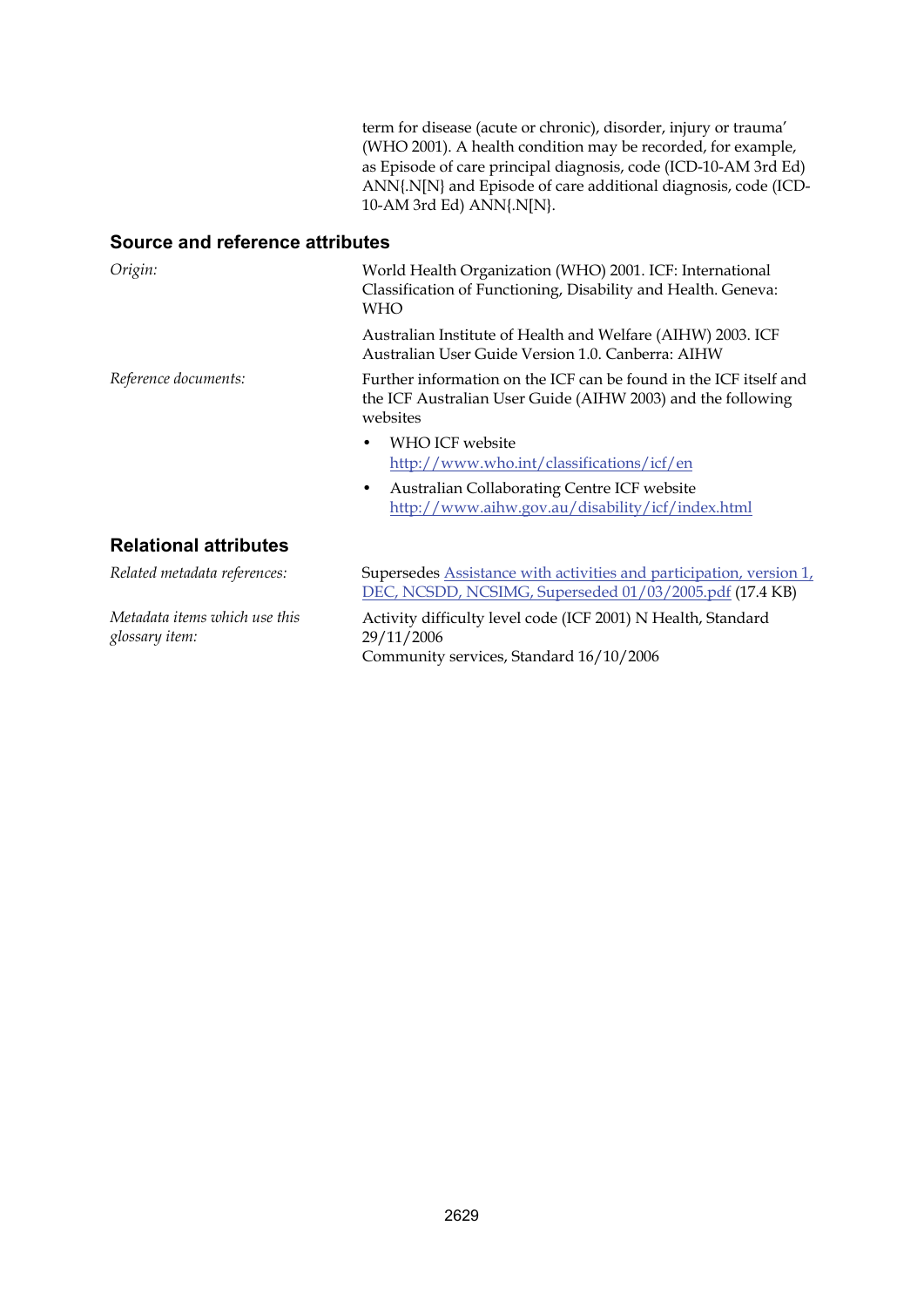term for disease (acute or chronic), disorder, injury or trauma' (WHO 2001). A health condition may be recorded, for example, as Episode of care principal diagnosis, code (ICD-10-AM 3rd Ed) ANN{.N[N} and Episode of care additional diagnosis, code (ICD-10-AM 3rd Ed) ANN{.N[N}.

## Source and reference attributes

*Origin:*

World Health Organization (WHO) 2001. ICF: International Classification of Functioning, Disability and Health. Geneva: WHO

Australian Institute of Health and Welfare (AIHW) 2003. ICF Australian User Guide Version 1.0. Canberra: AIHW

*Reference documents:*

Further information on the ICF can be found in the ICF itself and the ICF Australian User Guide (AIHW 2003) and the following websites

- WHO ICF website [http://www.who.int/classifications/icf/en](http://www.who.int/classifications/icf/en)
- Australian Collaborating Centre ICF website [http://www.aihw.gov.au/disability/icf/index.html](http://www.aihw.gov.au/disability/icf/index.html)

## Relational attributes

*Related metadata references:*

Supersedes Assistance with activities and participation, version 1, DEC, NCSDD, NCSIMG, Superseded 01/03/2005.pdf (17.4 KB)

*Metadata items which use this glossary item:*

Activity difficulty level code (ICF 2001) N Health, Standard 29/11/2006
Community services, Standard 16/10/2006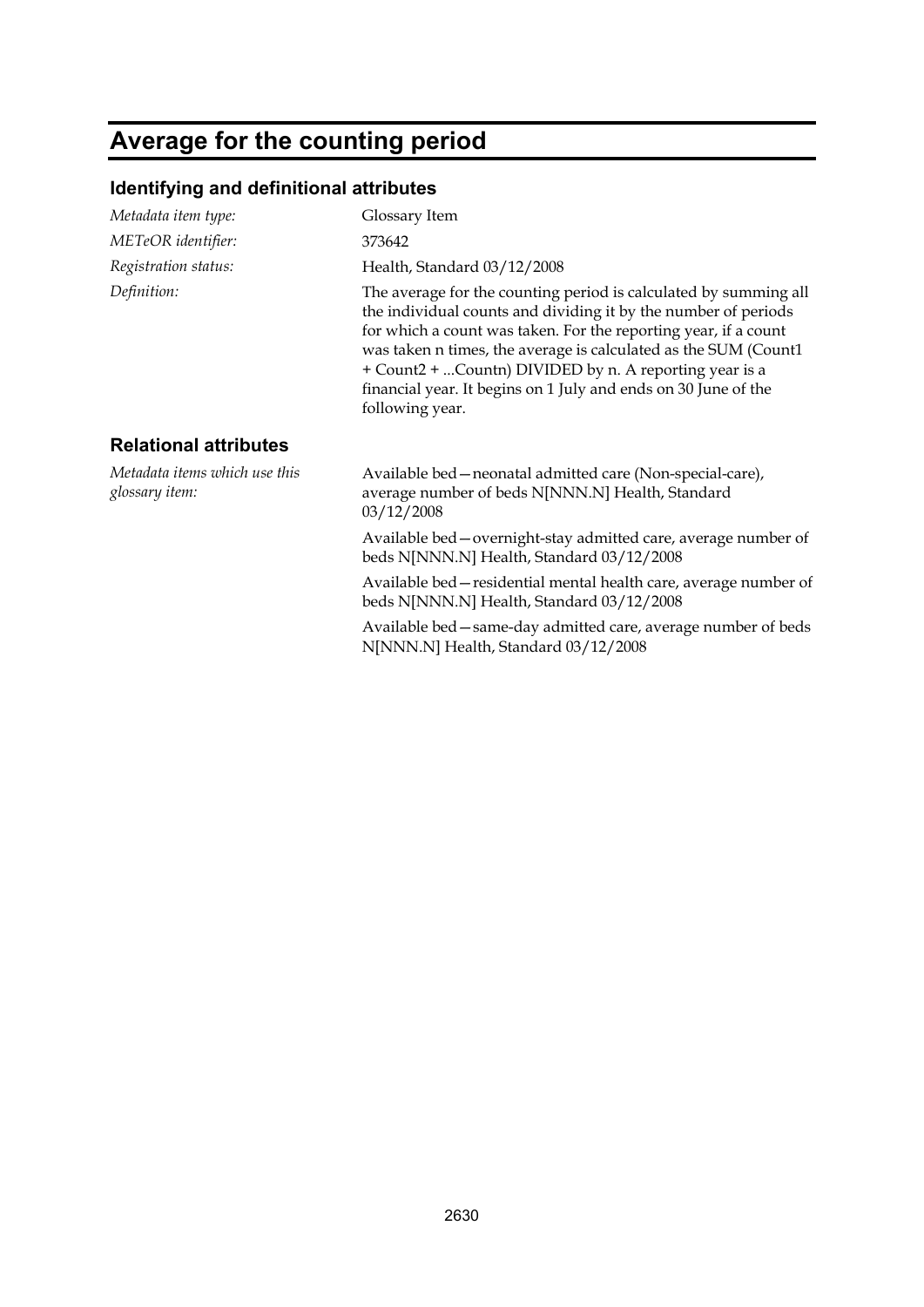# Average for the counting period

## Identifying and definitional attributes

*Metadata item type:* Glossary Item

*METeOR identifier:* 373642

*Registration status:* Health, Standard 03/12/2008

*Definition:* The average for the counting period is calculated by summing all the individual counts and dividing it by the number of periods for which a count was taken. For the reporting year, if a count was taken n times, the average is calculated as the SUM (Count1 + Count2 + ...Countn) DIVIDED by n. A reporting year is a financial year. It begins on 1 July and ends on 30 June of the following year.

## Relational attributes

*Metadata items which use this glossary item:*

Available bed—neonatal admitted care (Non-special-care), average number of beds N[NNN.N] Health, Standard 03/12/2008

Available bed—overnight-stay admitted care, average number of beds N[NNN.N] Health, Standard 03/12/2008

Available bed—residential mental health care, average number of beds N[NNN.N] Health, Standard 03/12/2008

Available bed—same-day admitted care, average number of beds N[NNN.N] Health, Standard 03/12/2008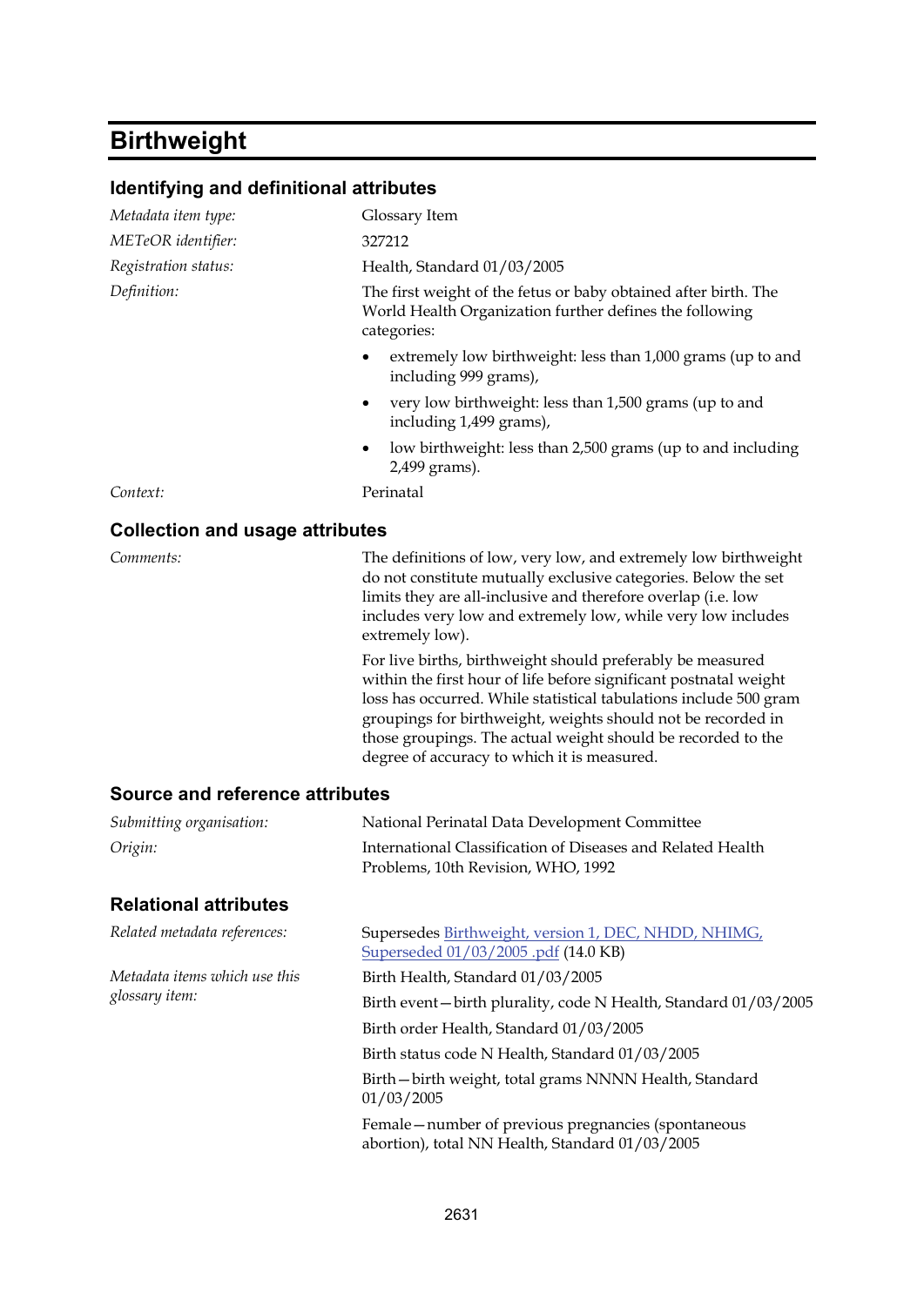# Birthweight

## Identifying and definitional attributes

*Metadata item type:* Glossary Item

*METeOR identifier:* 327212

*Registration status:* Health, Standard 01/03/2005

*Definition:* The first weight of the fetus or baby obtained after birth. The World Health Organization further defines the following categories:

- extremely low birthweight: less than 1,000 grams (up to and including 999 grams),
- very low birthweight: less than 1,500 grams (up to and including 1,499 grams),
- low birthweight: less than 2,500 grams (up to and including 2,499 grams).

*Context:* Perinatal

## Collection and usage attributes

*Comments:* The definitions of low, very low, and extremely low birthweight do not constitute mutually exclusive categories. Below the set limits they are all-inclusive and therefore overlap (i.e. low includes very low and extremely low, while very low includes extremely low).

For live births, birthweight should preferably be measured within the first hour of life before significant postnatal weight loss has occurred. While statistical tabulations include 500 gram groupings for birthweight, weights should not be recorded in those groupings. The actual weight should be recorded to the degree of accuracy to which it is measured.

## Source and reference attributes

*Submitting organisation:* National Perinatal Data Development Committee

*Origin:* International Classification of Diseases and Related Health Problems, 10th Revision, WHO, 1992

## Relational attributes

*Related metadata references:* Supersedes Birthweight, version 1, DEC, NHDD, NHIMG, Superseded 01/03/2005 .pdf (14.0 KB)

*Metadata items which use this glossary item:*

Birth Health, Standard 01/03/2005

Birth event—birth plurality, code N Health, Standard 01/03/2005

Birth order Health, Standard 01/03/2005

Birth status code N Health, Standard 01/03/2005

Birth—birth weight, total grams NNNN Health, Standard 01/03/2005

Female—number of previous pregnancies (spontaneous abortion), total NN Health, Standard 01/03/2005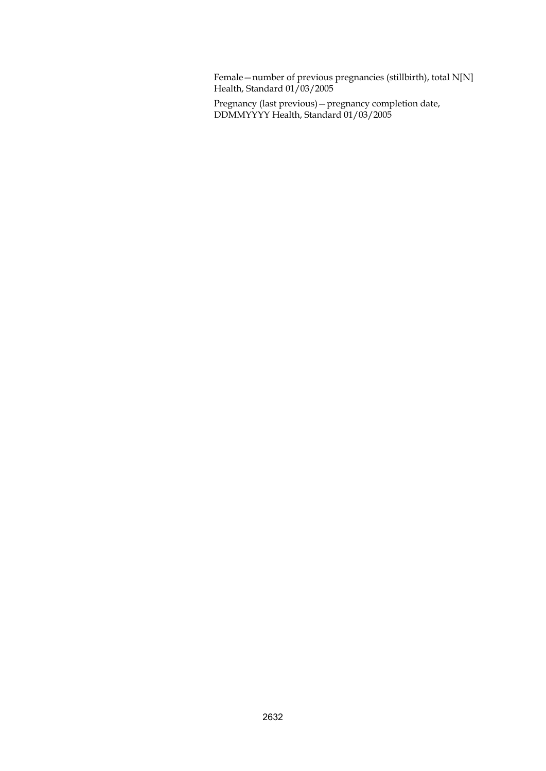Female—number of previous pregnancies (stillbirth), total N[N] Health, Standard 01/03/2005

Pregnancy (last previous)—pregnancy completion date, DDMMYYYY Health, Standard 01/03/2005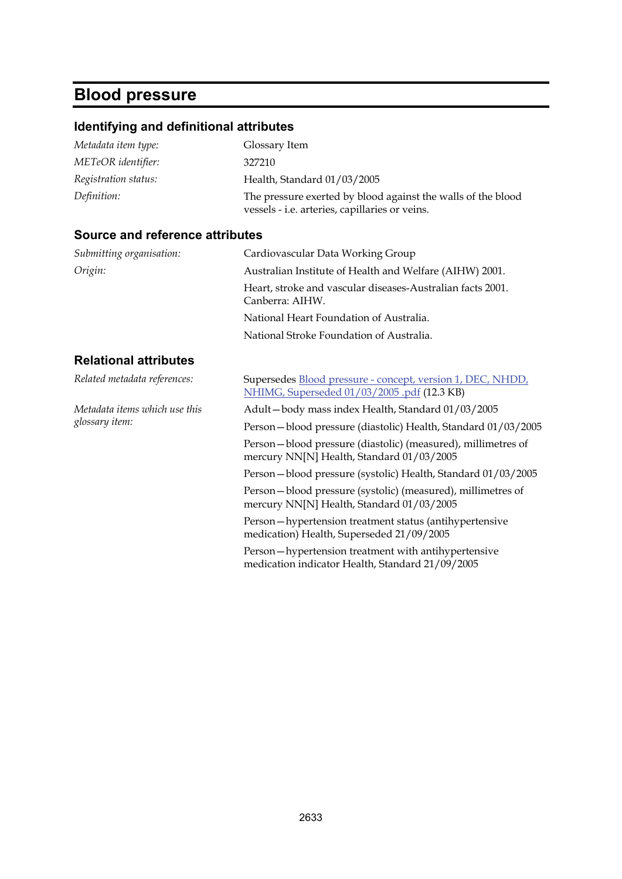# Blood pressure

## Identifying and definitional attributes

*Metadata item type:* Glossary Item

*METeOR identifier:* 327210

*Registration status:* Health, Standard 01/03/2005

*Definition:* The pressure exerted by blood against the walls of the blood vessels - i.e. arteries, capillaries or veins.

## Source and reference attributes

*Submitting organisation:* Cardiovascular Data Working Group

*Origin:* Australian Institute of Health and Welfare (AIHW) 2001.

Heart, stroke and vascular diseases-Australian facts 2001. Canberra: AIHW.

National Heart Foundation of Australia.

National Stroke Foundation of Australia.

## Relational attributes

*Related metadata references:* Supersedes Blood pressure - concept, version 1, DEC, NHDD, NHIMG, Superseded 01/03/2005 .pdf (12.3 KB)

*Metadata items which use this glossary item:*

Adult—body mass index Health, Standard 01/03/2005

Person—blood pressure (diastolic) Health, Standard 01/03/2005

Person—blood pressure (diastolic) (measured), millimetres of mercury NN[N] Health, Standard 01/03/2005

Person—blood pressure (systolic) Health, Standard 01/03/2005

Person—blood pressure (systolic) (measured), millimetres of mercury NN[N] Health, Standard 01/03/2005

Person—hypertension treatment status (antihypertensive medication) Health, Superseded 21/09/2005

Person—hypertension treatment with antihypertensive medication indicator Health, Standard 21/09/2005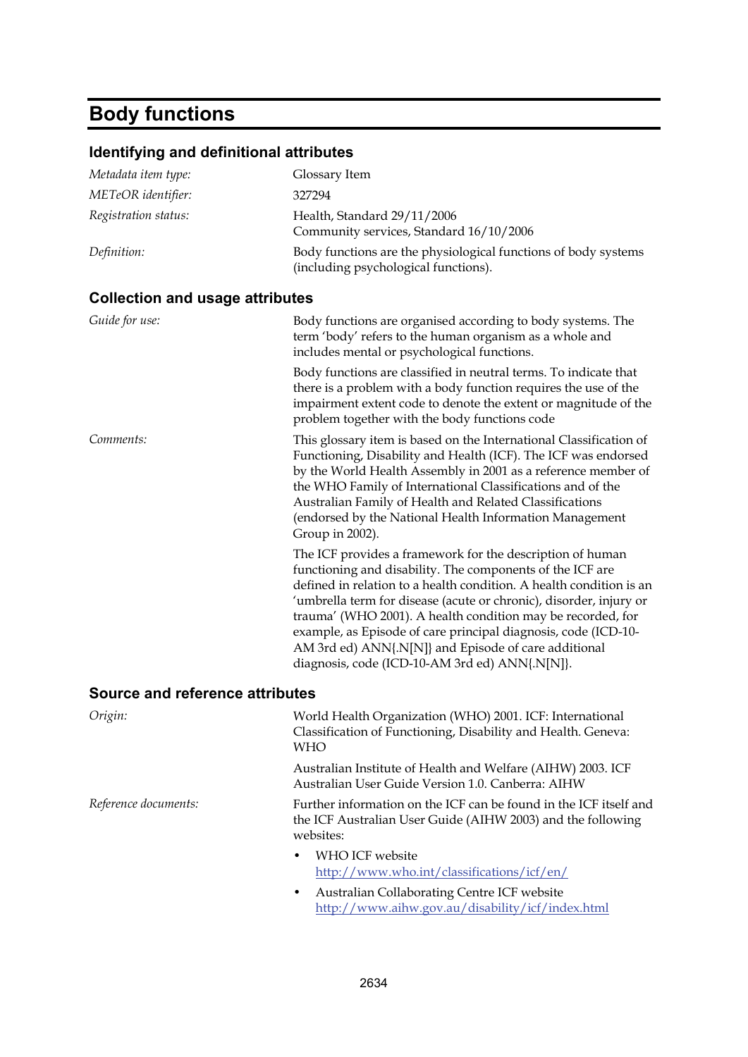# Body functions

## Identifying and definitional attributes

| | |
|---|---|
| *Metadata item type:* | Glossary Item |
| *METeOR identifier:* | 327294 |
| *Registration status:* | Health, Standard 29/11/2006<br>Community services, Standard 16/10/2006 |
| *Definition:* | Body functions are the physiological functions of body systems (including psychological functions). |

## Collection and usage attributes

*Guide for use:*

Body functions are organised according to body systems. The term 'body' refers to the human organism as a whole and includes mental or psychological functions.

Body functions are classified in neutral terms. To indicate that there is a problem with a body function requires the use of the impairment extent code to denote the extent or magnitude of the problem together with the body functions code

*Comments:*

This glossary item is based on the International Classification of Functioning, Disability and Health (ICF). The ICF was endorsed by the World Health Assembly in 2001 as a reference member of the WHO Family of International Classifications and of the Australian Family of Health and Related Classifications (endorsed by the National Health Information Management Group in 2002).

The ICF provides a framework for the description of human functioning and disability. The components of the ICF are defined in relation to a health condition. A health condition is an 'umbrella term for disease (acute or chronic), disorder, injury or trauma' (WHO 2001). A health condition may be recorded, for example, as Episode of care principal diagnosis, code (ICD-10-AM 3rd ed) ANN{.N[N]} and Episode of care additional diagnosis, code (ICD-10-AM 3rd ed) ANN{.N[N]}.

## Source and reference attributes

*Origin:*

World Health Organization (WHO) 2001. ICF: International Classification of Functioning, Disability and Health. Geneva: WHO

Australian Institute of Health and Welfare (AIHW) 2003. ICF Australian User Guide Version 1.0. Canberra: AIHW

*Reference documents:*

Further information on the ICF can be found in the ICF itself and the ICF Australian User Guide (AIHW 2003) and the following websites:

- WHO ICF website http://www.who.int/classifications/icf/en/
- Australian Collaborating Centre ICF website http://www.aihw.gov.au/disability/icf/index.html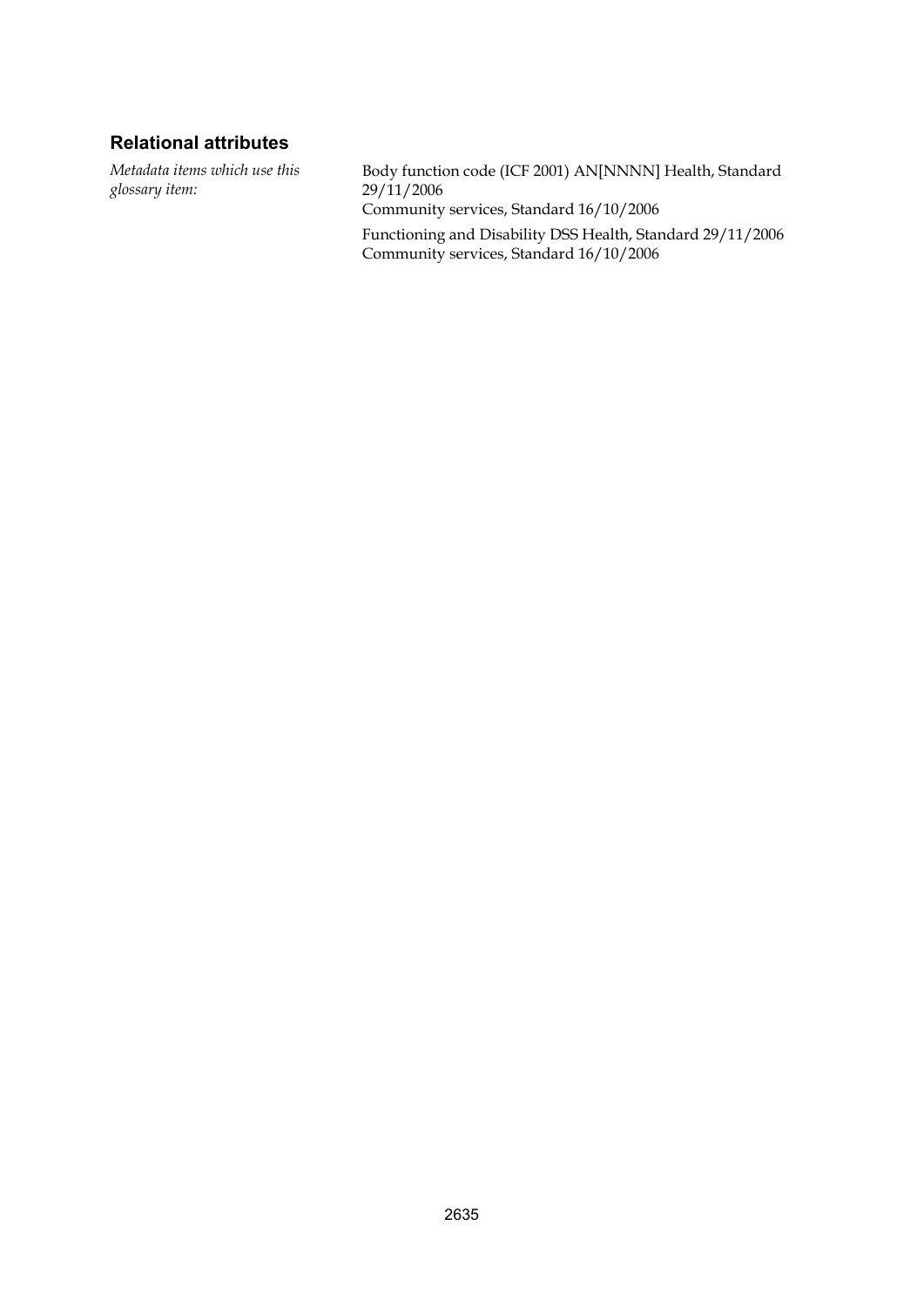## Relational attributes

*Metadata items which use this glossary item:*

Body function code (ICF 2001) AN[NNNN] Health, Standard 29/11/2006
Community services, Standard 16/10/2006

Functioning and Disability DSS Health, Standard 29/11/2006
Community services, Standard 16/10/2006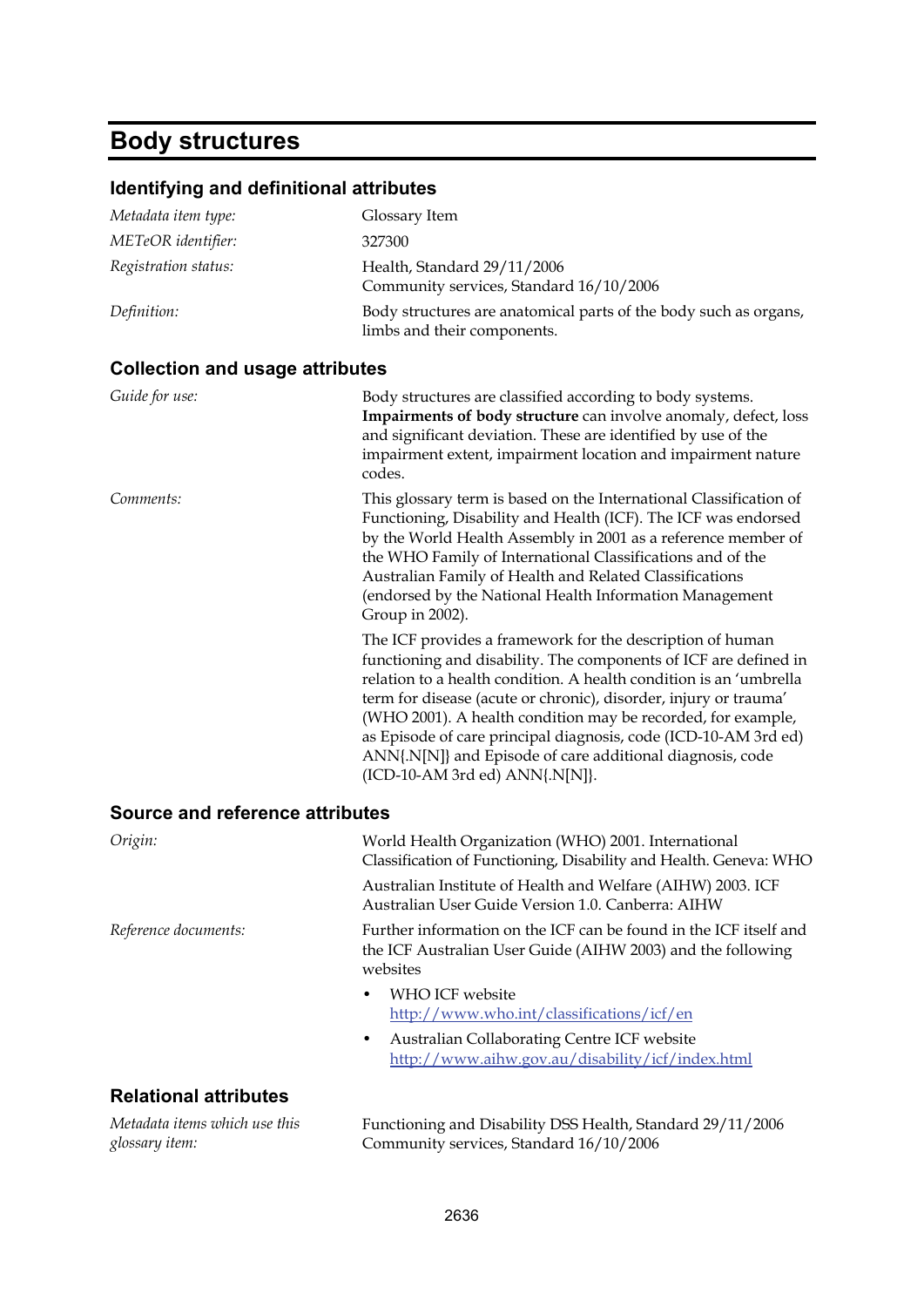# Body structures

## Identifying and definitional attributes

| | |
|---|---|
| *Metadata item type:* | Glossary Item |
| *METeOR identifier:* | 327300 |
| *Registration status:* | Health, Standard 29/11/2006<br>Community services, Standard 16/10/2006 |
| *Definition:* | Body structures are anatomical parts of the body such as organs, limbs and their components. |

## Collection and usage attributes

| | |
|---|---|
| *Guide for use:* | Body structures are classified according to body systems. **Impairments of body structure** can involve anomaly, defect, loss and significant deviation. These are identified by use of the impairment extent, impairment location and impairment nature codes. |
| *Comments:* | This glossary term is based on the International Classification of Functioning, Disability and Health (ICF). The ICF was endorsed by the World Health Assembly in 2001 as a reference member of the WHO Family of International Classifications and of the Australian Family of Health and Related Classifications (endorsed by the National Health Information Management Group in 2002).<br><br>The ICF provides a framework for the description of human functioning and disability. The components of ICF are defined in relation to a health condition. A health condition is an 'umbrella term for disease (acute or chronic), disorder, injury or trauma' (WHO 2001). A health condition may be recorded, for example, as Episode of care principal diagnosis, code (ICD-10-AM 3rd ed) ANN{.N[N]} and Episode of care additional diagnosis, code (ICD-10-AM 3rd ed) ANN{.N[N]}. |

## Source and reference attributes

| | |
|---|---|
| *Origin:* | World Health Organization (WHO) 2001. International Classification of Functioning, Disability and Health. Geneva: WHO<br><br>Australian Institute of Health and Welfare (AIHW) 2003. ICF Australian User Guide Version 1.0. Canberra: AIHW |
| *Reference documents:* | Further information on the ICF can be found in the ICF itself and the ICF Australian User Guide (AIHW 2003) and the following websites<br>• WHO ICF website http://www.who.int/classifications/icf/en<br>• Australian Collaborating Centre ICF website http://www.aihw.gov.au/disability/icf/index.html |

## Relational attributes

| | |
|---|---|
| *Metadata items which use this glossary item:* | Functioning and Disability DSS Health, Standard 29/11/2006<br>Community services, Standard 16/10/2006 |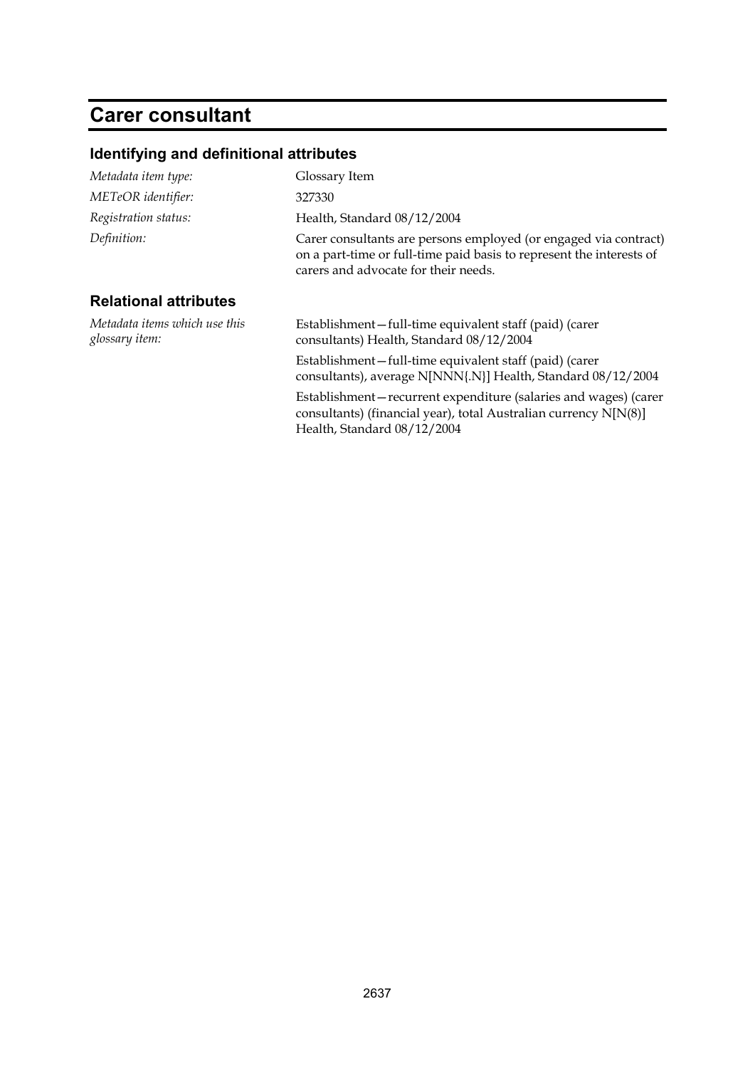# Carer consultant

## Identifying and definitional attributes

*Metadata item type:* Glossary Item

*METeOR identifier:* 327330

*Registration status:* Health, Standard 08/12/2004

*Definition:* Carer consultants are persons employed (or engaged via contract) on a part-time or full-time paid basis to represent the interests of carers and advocate for their needs.

## Relational attributes

*Metadata items which use this glossary item:*

Establishment—full-time equivalent staff (paid) (carer consultants) Health, Standard 08/12/2004

Establishment—full-time equivalent staff (paid) (carer consultants), average N[NNN{.N}] Health, Standard 08/12/2004

Establishment—recurrent expenditure (salaries and wages) (carer consultants) (financial year), total Australian currency N[N(8)] Health, Standard 08/12/2004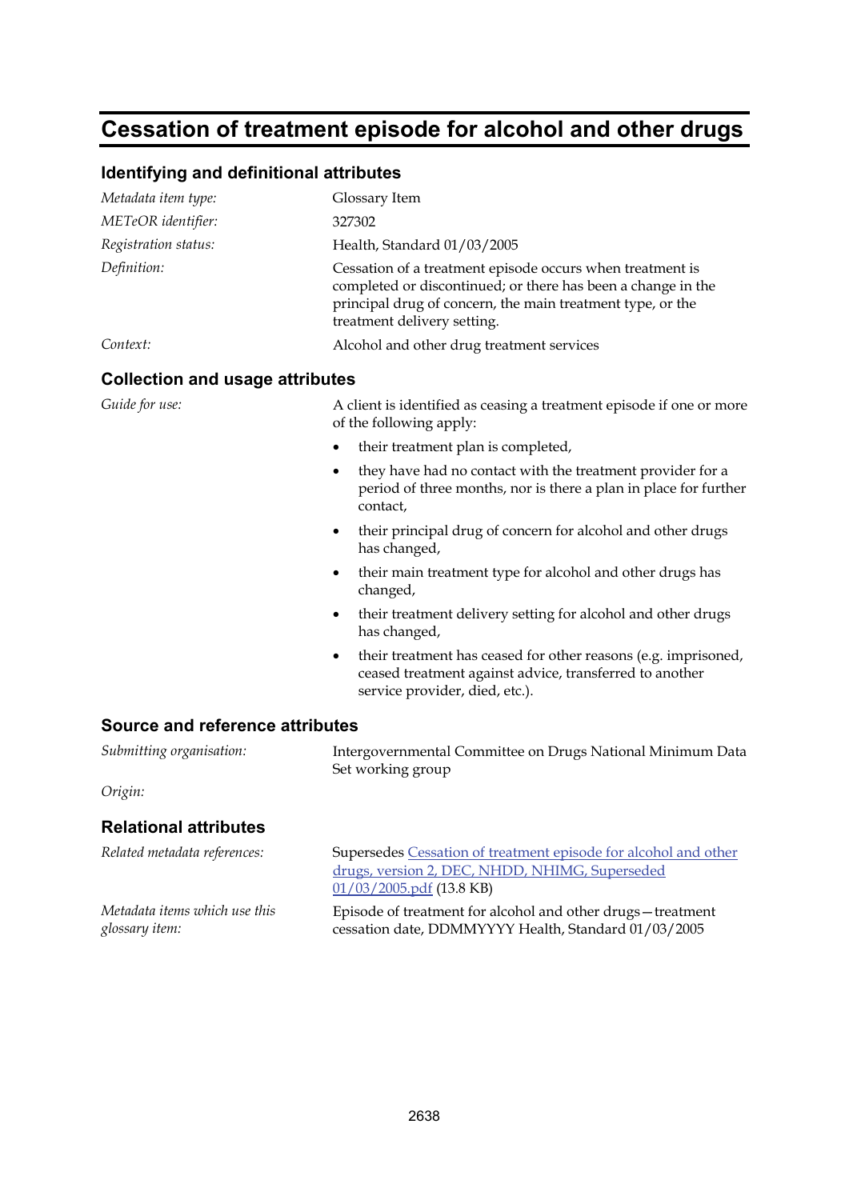# Cessation of treatment episode for alcohol and other drugs

## Identifying and definitional attributes

| | |
|---|---|
| *Metadata item type:* | Glossary Item |
| *METeOR identifier:* | 327302 |
| *Registration status:* | Health, Standard 01/03/2005 |
| *Definition:* | Cessation of a treatment episode occurs when treatment is completed or discontinued; or there has been a change in the principal drug of concern, the main treatment type, or the treatment delivery setting. |
| *Context:* | Alcohol and other drug treatment services |

## Collection and usage attributes

*Guide for use:*

A client is identified as ceasing a treatment episode if one or more of the following apply:

- their treatment plan is completed,
- they have had no contact with the treatment provider for a period of three months, nor is there a plan in place for further contact,
- their principal drug of concern for alcohol and other drugs has changed,
- their main treatment type for alcohol and other drugs has changed,
- their treatment delivery setting for alcohol and other drugs has changed,
- their treatment has ceased for other reasons (e.g. imprisoned, ceased treatment against advice, transferred to another service provider, died, etc.).

## Source and reference attributes

| | |
|---|---|
| *Submitting organisation:* | Intergovernmental Committee on Drugs National Minimum Data Set working group |
| *Origin:* | |

## Relational attributes

| | |
|---|---|
| *Related metadata references:* | Supersedes Cessation of treatment episode for alcohol and other drugs, version 2, DEC, NHDD, NHIMG, Superseded 01/03/2005.pdf (13.8 KB) |
| *Metadata items which use this glossary item:* | Episode of treatment for alcohol and other drugs—treatment cessation date, DDMMYYYY Health, Standard 01/03/2005 |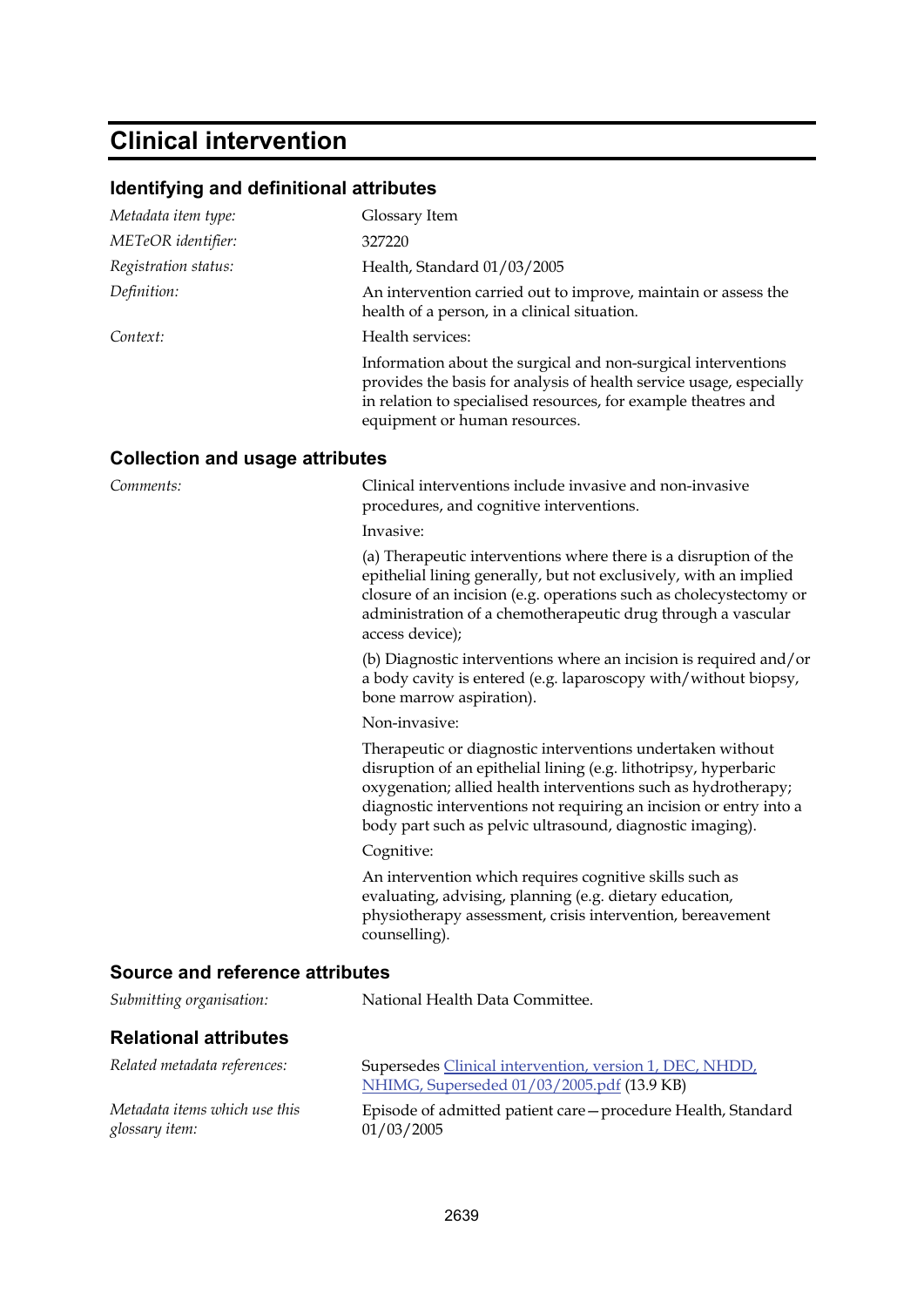# Clinical intervention

## Identifying and definitional attributes

| | |
|---|---|
| *Metadata item type:* | Glossary Item |
| *METeOR identifier:* | 327220 |
| *Registration status:* | Health, Standard 01/03/2005 |
| *Definition:* | An intervention carried out to improve, maintain or assess the health of a person, in a clinical situation. |
| *Context:* | Health services:<br><br>Information about the surgical and non-surgical interventions provides the basis for analysis of health service usage, especially in relation to specialised resources, for example theatres and equipment or human resources. |

## Collection and usage attributes

*Comments:*

Clinical interventions include invasive and non-invasive procedures, and cognitive interventions.

Invasive:

(a) Therapeutic interventions where there is a disruption of the epithelial lining generally, but not exclusively, with an implied closure of an incision (e.g. operations such as cholecystectomy or administration of a chemotherapeutic drug through a vascular access device);

(b) Diagnostic interventions where an incision is required and/or a body cavity is entered (e.g. laparoscopy with/without biopsy, bone marrow aspiration).

Non-invasive:

Therapeutic or diagnostic interventions undertaken without disruption of an epithelial lining (e.g. lithotripsy, hyperbaric oxygenation; allied health interventions such as hydrotherapy; diagnostic interventions not requiring an incision or entry into a body part such as pelvic ultrasound, diagnostic imaging).

Cognitive:

An intervention which requires cognitive skills such as evaluating, advising, planning (e.g. dietary education, physiotherapy assessment, crisis intervention, bereavement counselling).

## Source and reference attributes

| | |
|---|---|
| *Submitting organisation:* | National Health Data Committee. |

## Relational attributes

| | |
|---|---|
| *Related metadata references:* | Supersedes Clinical intervention, version 1, DEC, NHDD, NHIMG, Superseded 01/03/2005.pdf (13.9 KB) |
| *Metadata items which use this glossary item:* | Episode of admitted patient care—procedure Health, Standard 01/03/2005 |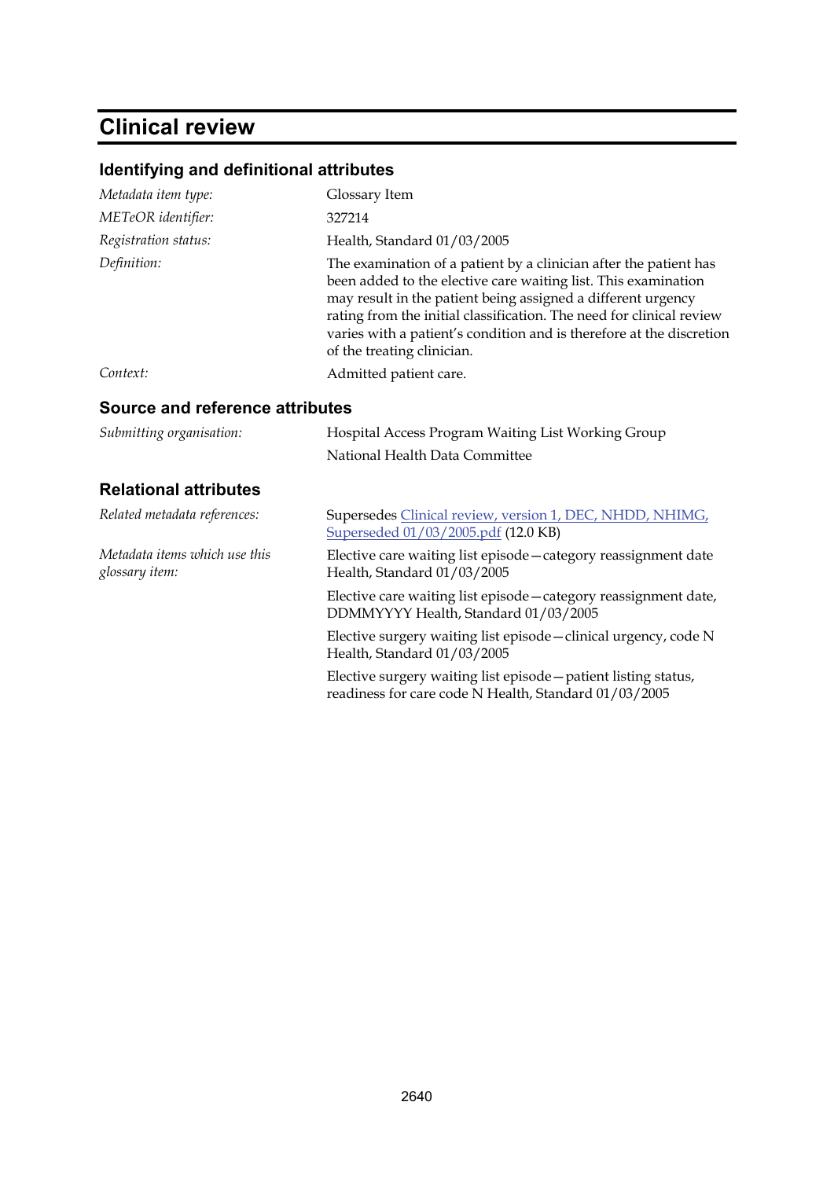# Clinical review

## Identifying and definitional attributes

| | |
|---|---|
| *Metadata item type:* | Glossary Item |
| *METeOR identifier:* | 327214 |
| *Registration status:* | Health, Standard 01/03/2005 |
| *Definition:* | The examination of a patient by a clinician after the patient has been added to the elective care waiting list. This examination may result in the patient being assigned a different urgency rating from the initial classification. The need for clinical review varies with a patient's condition and is therefore at the discretion of the treating clinician. |
| *Context:* | Admitted patient care. |

## Source and reference attributes

| | |
|---|---|
| *Submitting organisation:* | Hospital Access Program Waiting List Working Group<br>National Health Data Committee |

## Relational attributes

| | |
|---|---|
| *Related metadata references:* | Supersedes Clinical review, version 1, DEC, NHDD, NHIMG, Superseded 01/03/2005.pdf (12.0 KB) |
| *Metadata items which use this glossary item:* | Elective care waiting list episode—category reassignment date Health, Standard 01/03/2005<br><br>Elective care waiting list episode—category reassignment date, DDMMYYYY Health, Standard 01/03/2005<br><br>Elective surgery waiting list episode—clinical urgency, code N Health, Standard 01/03/2005<br><br>Elective surgery waiting list episode—patient listing status, readiness for care code N Health, Standard 01/03/2005 |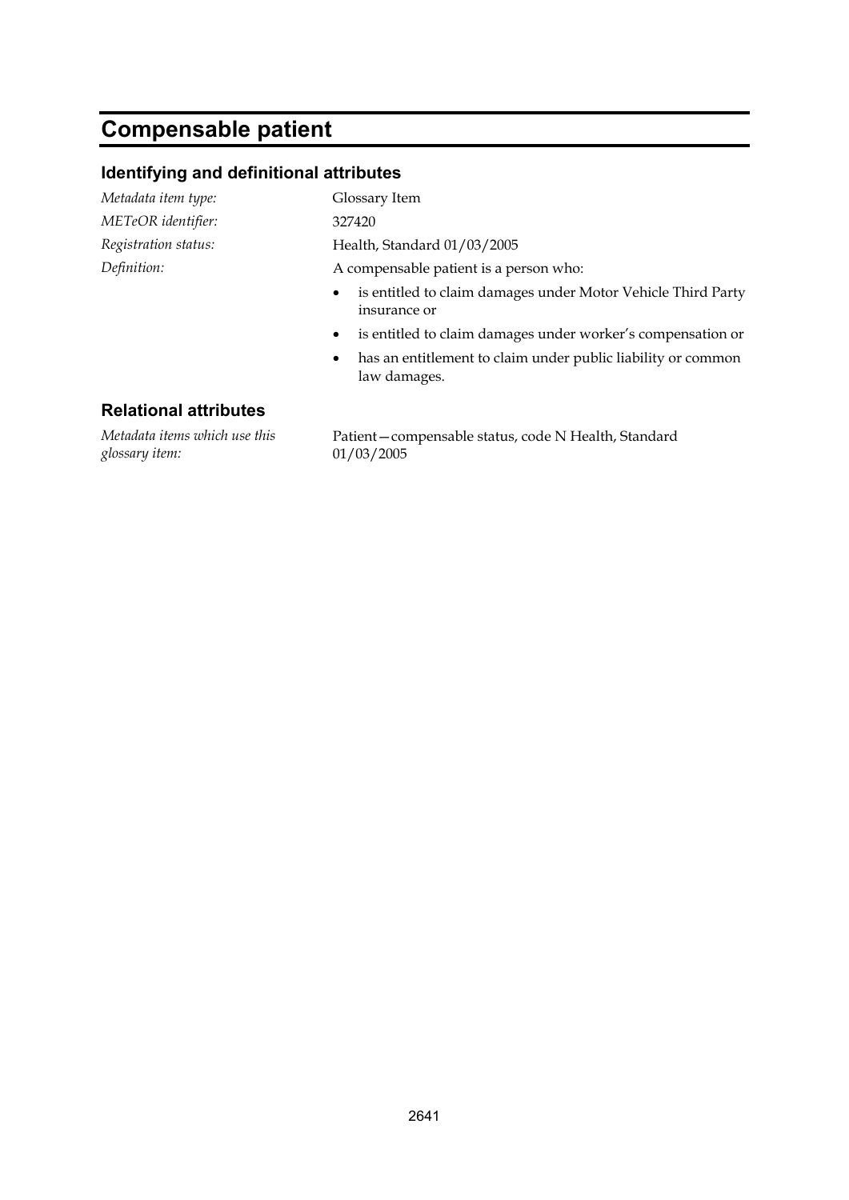# Compensable patient

## Identifying and definitional attributes

*Metadata item type:* Glossary Item

*METeOR identifier:* 327420

*Registration status:* Health, Standard 01/03/2005

*Definition:* A compensable patient is a person who:

- is entitled to claim damages under Motor Vehicle Third Party insurance or
- is entitled to claim damages under worker's compensation or
- has an entitlement to claim under public liability or common law damages.

## Relational attributes

*Metadata items which use this glossary item:* Patient—compensable status, code N Health, Standard 01/03/2005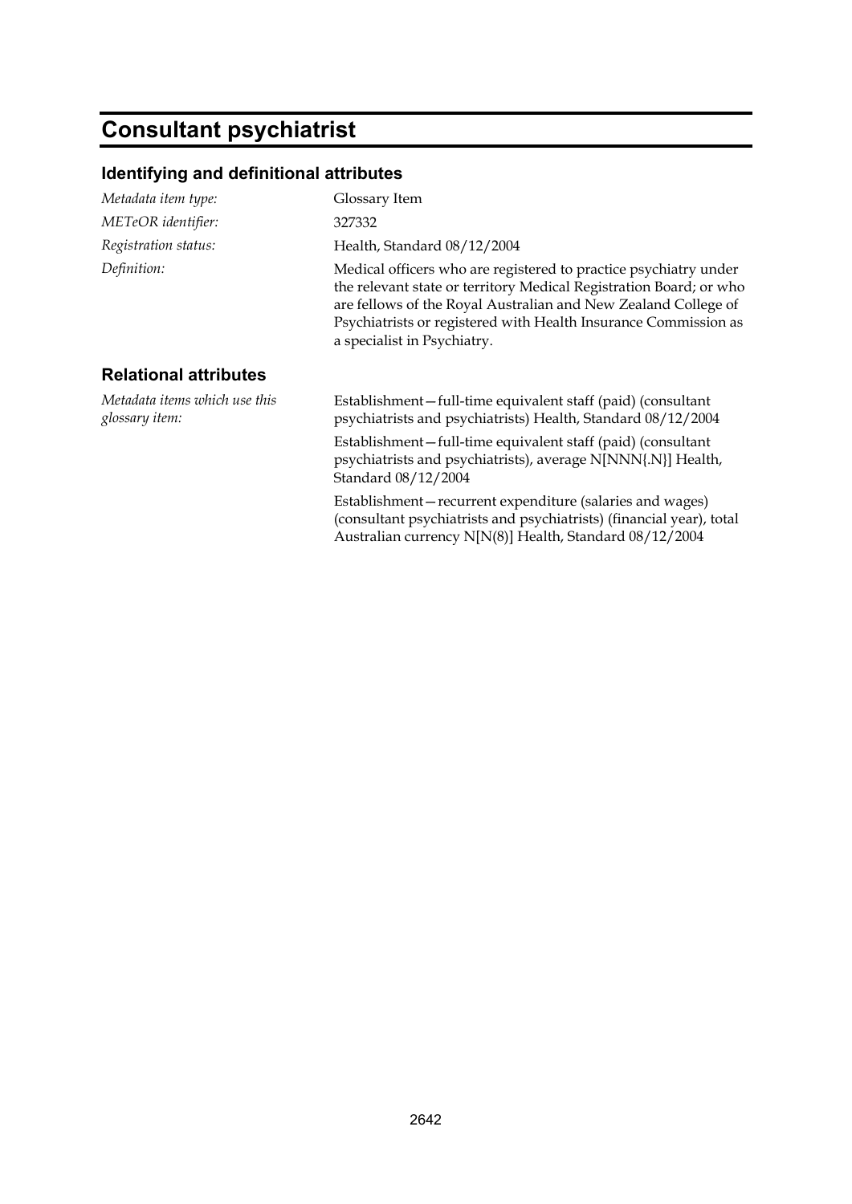# Consultant psychiatrist

## Identifying and definitional attributes

| | |
|---|---|
| *Metadata item type:* | Glossary Item |
| *METeOR identifier:* | 327332 |
| *Registration status:* | Health, Standard 08/12/2004 |
| *Definition:* | Medical officers who are registered to practice psychiatry under the relevant state or territory Medical Registration Board; or who are fellows of the Royal Australian and New Zealand College of Psychiatrists or registered with Health Insurance Commission as a specialist in Psychiatry. |

## Relational attributes

| | |
|---|---|
| *Metadata items which use this glossary item:* | Establishment—full-time equivalent staff (paid) (consultant psychiatrists and psychiatrists) Health, Standard 08/12/2004 |
| | Establishment—full-time equivalent staff (paid) (consultant psychiatrists and psychiatrists), average N[NNN{.N}] Health, Standard 08/12/2004 |
| | Establishment—recurrent expenditure (salaries and wages) (consultant psychiatrists and psychiatrists) (financial year), total Australian currency N[N(8)] Health, Standard 08/12/2004 |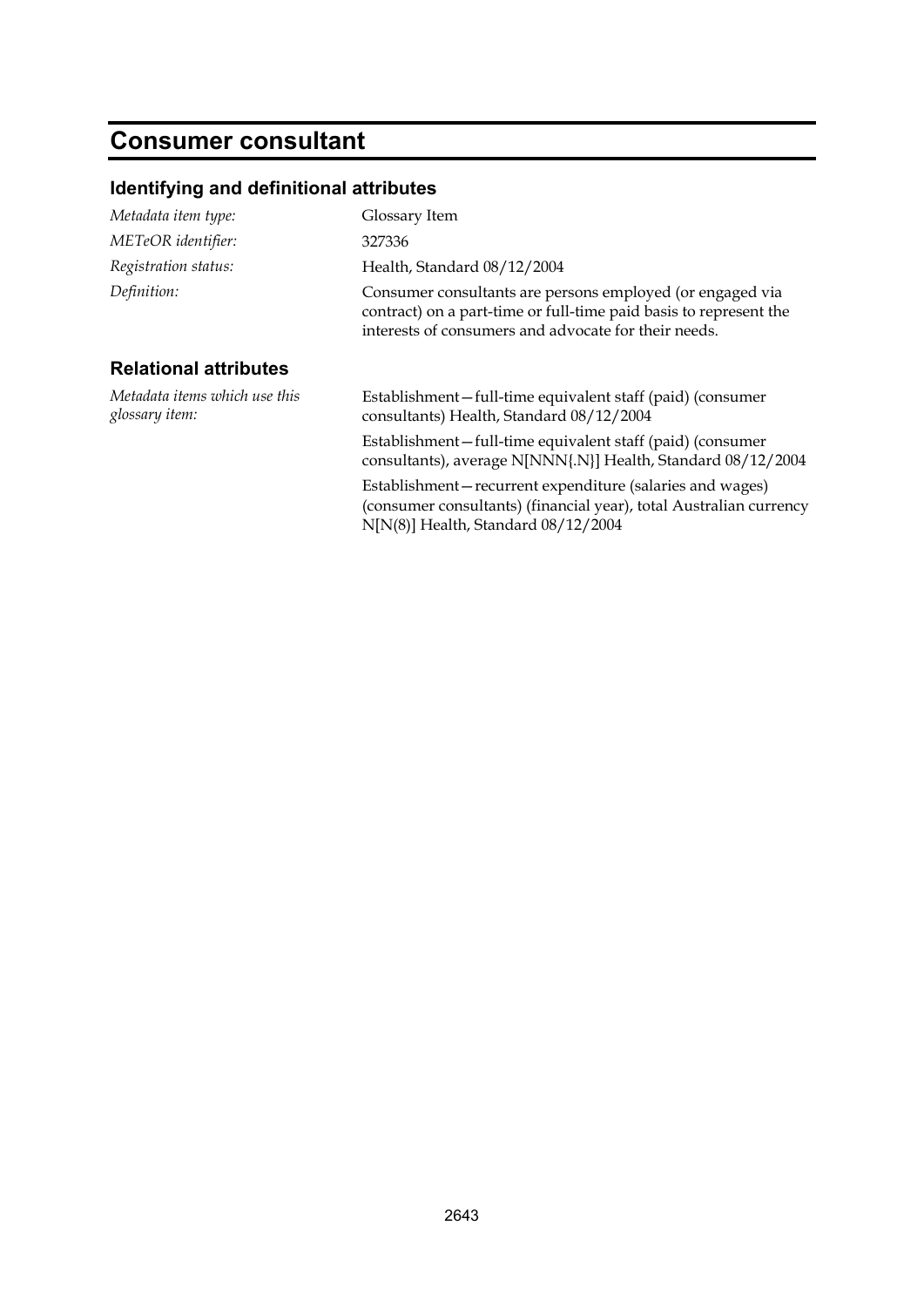# Consumer consultant

## Identifying and definitional attributes

| | |
|---|---|
| *Metadata item type:* | Glossary Item |
| *METeOR identifier:* | 327336 |
| *Registration status:* | Health, Standard 08/12/2004 |
| *Definition:* | Consumer consultants are persons employed (or engaged via contract) on a part-time or full-time paid basis to represent the interests of consumers and advocate for their needs. |

## Relational attributes

*Metadata items which use this glossary item:*

Establishment—full-time equivalent staff (paid) (consumer consultants) Health, Standard 08/12/2004

Establishment—full-time equivalent staff (paid) (consumer consultants), average N[NNN{.N}] Health, Standard 08/12/2004

Establishment—recurrent expenditure (salaries and wages) (consumer consultants) (financial year), total Australian currency N[N(8)] Health, Standard 08/12/2004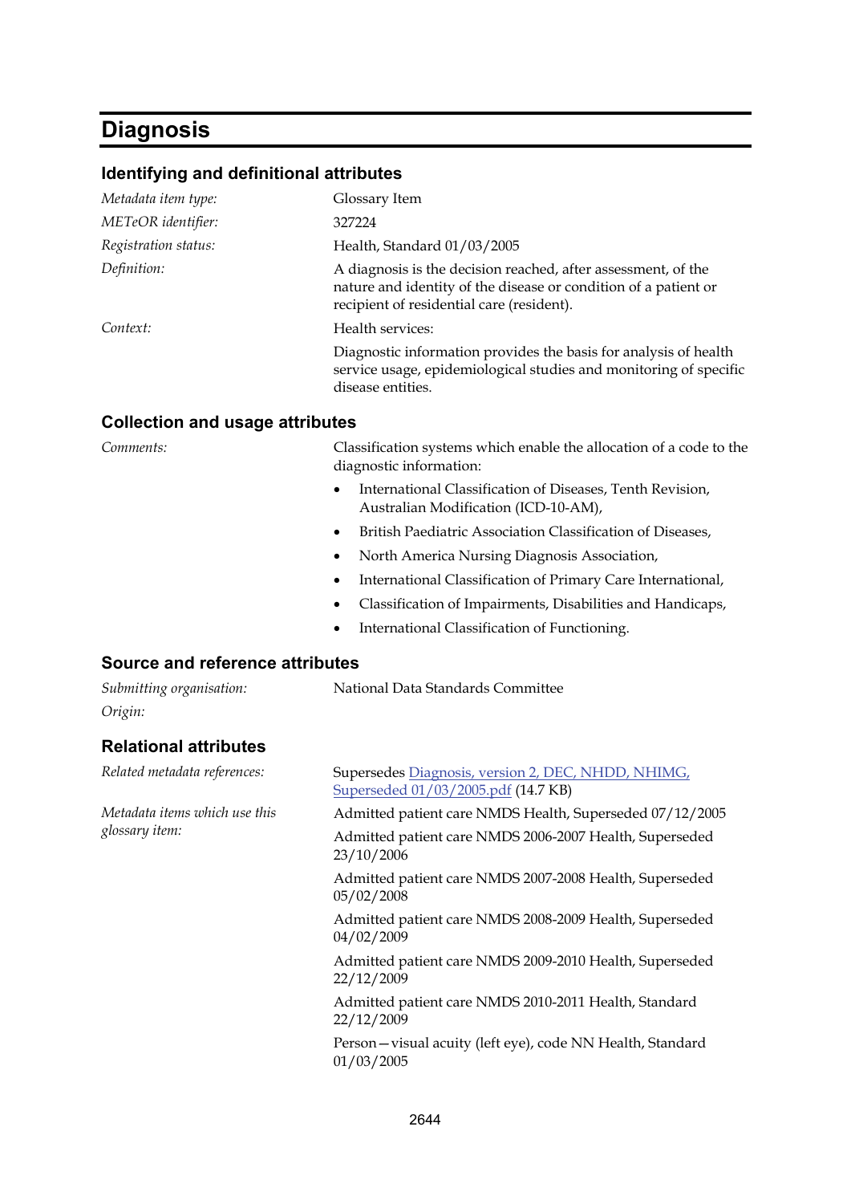# Diagnosis

## Identifying and definitional attributes

*Metadata item type:* Glossary Item

*METeOR identifier:* 327224

*Registration status:* Health, Standard 01/03/2005

*Definition:* A diagnosis is the decision reached, after assessment, of the nature and identity of the disease or condition of a patient or recipient of residential care (resident).

*Context:* Health services:

Diagnostic information provides the basis for analysis of health service usage, epidemiological studies and monitoring of specific disease entities.

## Collection and usage attributes

*Comments:* Classification systems which enable the allocation of a code to the diagnostic information:

- International Classification of Diseases, Tenth Revision, Australian Modification (ICD-10-AM),
- British Paediatric Association Classification of Diseases,
- North America Nursing Diagnosis Association,
- International Classification of Primary Care International,
- Classification of Impairments, Disabilities and Handicaps,
- International Classification of Functioning.

## Source and reference attributes

*Submitting organisation:* National Data Standards Committee

*Origin:*

## Relational attributes

*Related metadata references:* Supersedes Diagnosis, version 2, DEC, NHDD, NHIMG, Superseded 01/03/2005.pdf (14.7 KB)

*Metadata items which use this glossary item:*

Admitted patient care NMDS Health, Superseded 07/12/2005

Admitted patient care NMDS 2006-2007 Health, Superseded 23/10/2006

Admitted patient care NMDS 2007-2008 Health, Superseded 05/02/2008

Admitted patient care NMDS 2008-2009 Health, Superseded 04/02/2009

Admitted patient care NMDS 2009-2010 Health, Superseded 22/12/2009

Admitted patient care NMDS 2010-2011 Health, Standard 22/12/2009

Person—visual acuity (left eye), code NN Health, Standard 01/03/2005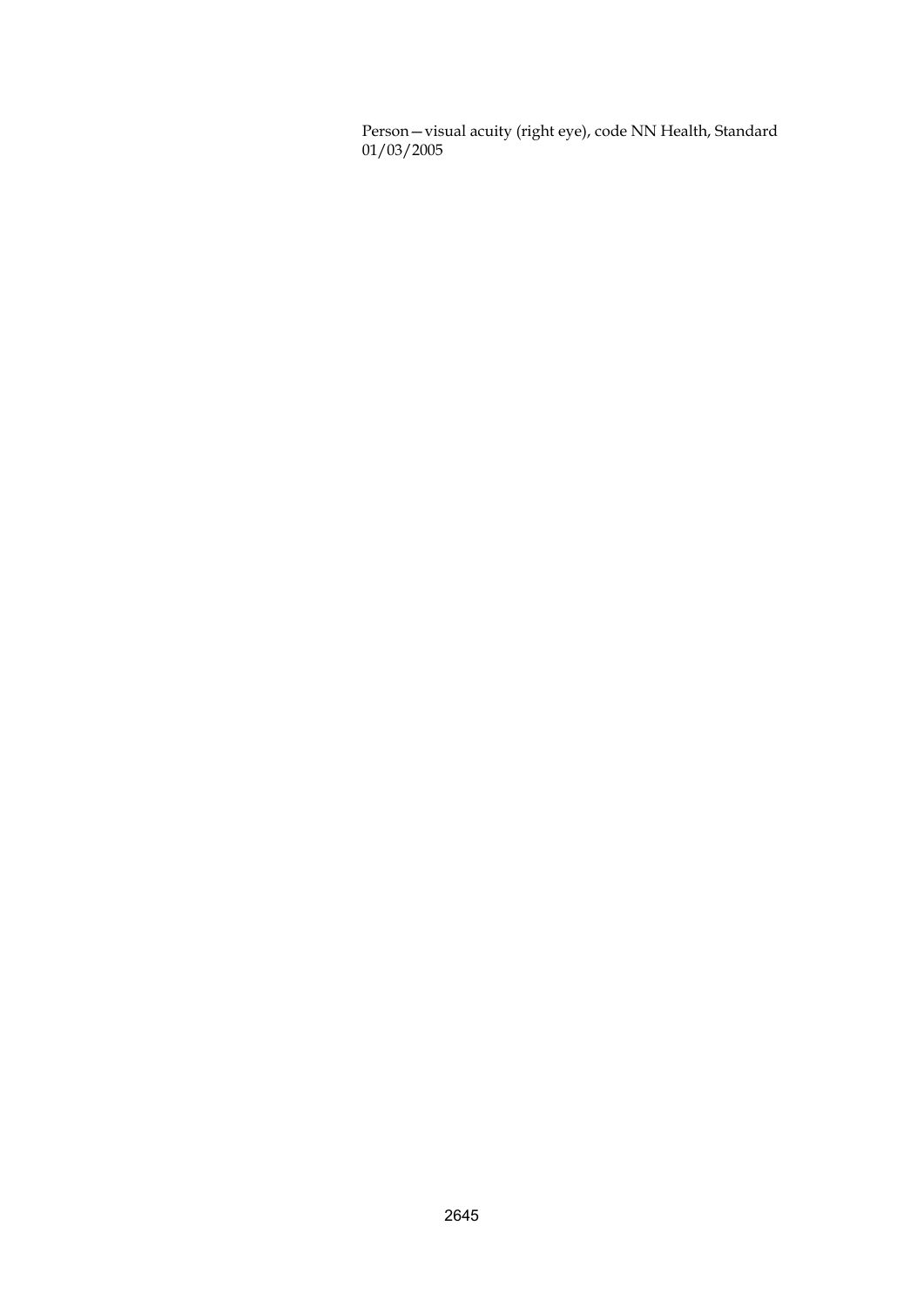Person—visual acuity (right eye), code NN Health, Standard 01/03/2005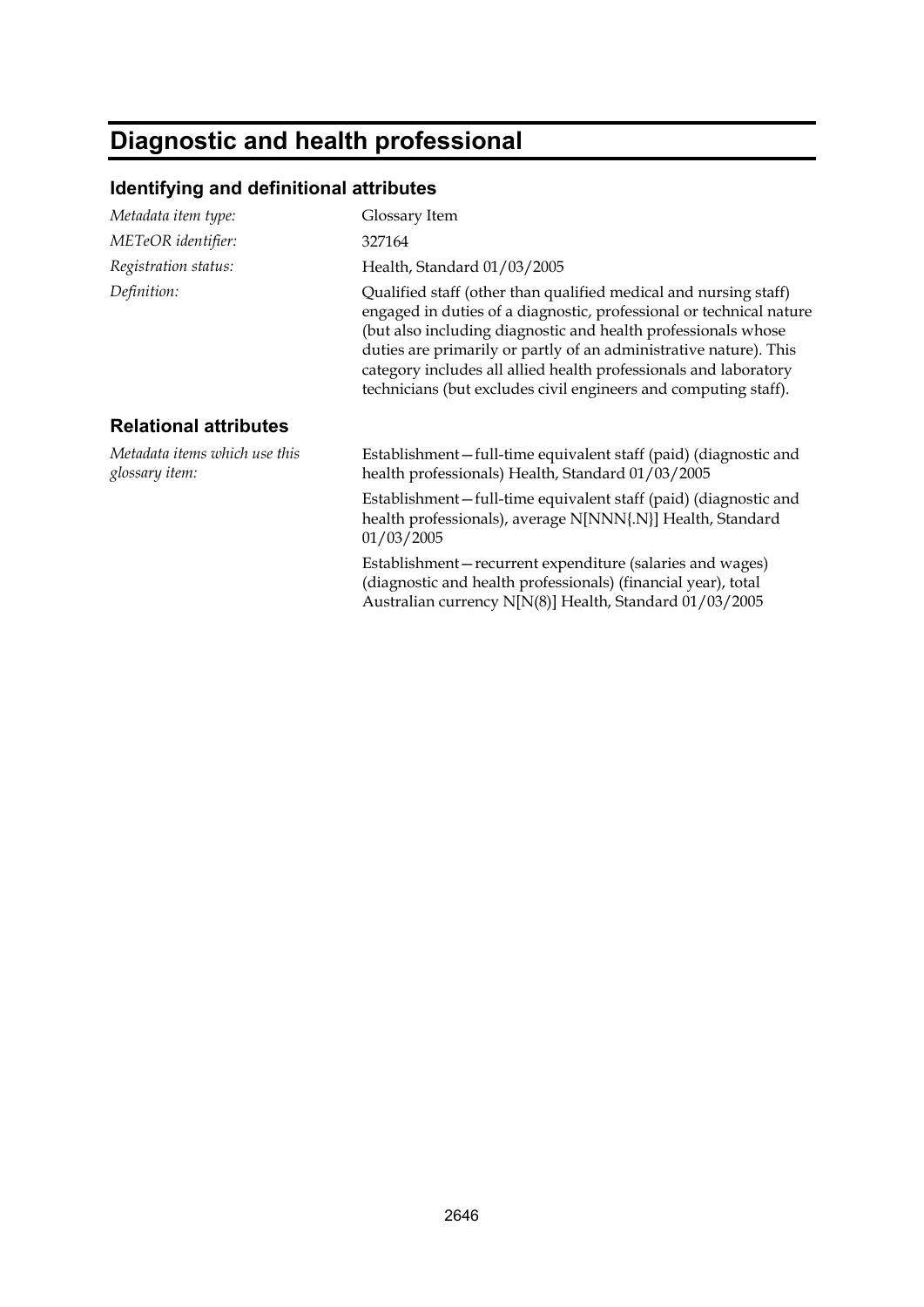# Diagnostic and health professional

## Identifying and definitional attributes

*Metadata item type:* Glossary Item

*METeOR identifier:* 327164

*Registration status:* Health, Standard 01/03/2005

*Definition:* Qualified staff (other than qualified medical and nursing staff) engaged in duties of a diagnostic, professional or technical nature (but also including diagnostic and health professionals whose duties are primarily or partly of an administrative nature). This category includes all allied health professionals and laboratory technicians (but excludes civil engineers and computing staff).

## Relational attributes

*Metadata items which use this glossary item:*

Establishment—full-time equivalent staff (paid) (diagnostic and health professionals) Health, Standard 01/03/2005

Establishment—full-time equivalent staff (paid) (diagnostic and health professionals), average N[NNN{.N}] Health, Standard 01/03/2005

Establishment—recurrent expenditure (salaries and wages) (diagnostic and health professionals) (financial year), total Australian currency N[N(8)] Health, Standard 01/03/2005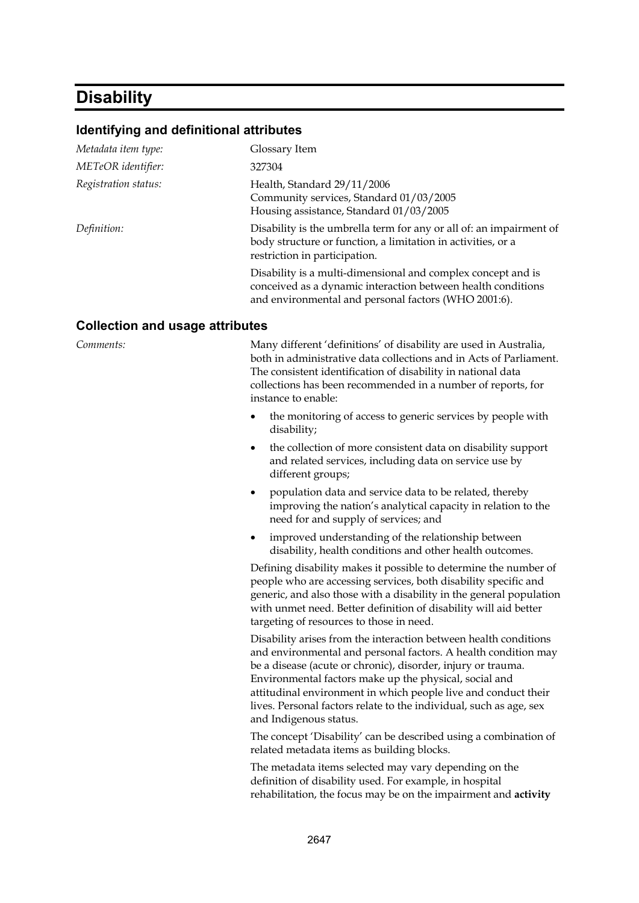# Disability

## Identifying and definitional attributes

*Metadata item type:* Glossary Item

*METeOR identifier:* 327304

*Registration status:* Health, Standard 29/11/2006
Community services, Standard 01/03/2005
Housing assistance, Standard 01/03/2005

*Definition:* Disability is the umbrella term for any or all of: an impairment of body structure or function, a limitation in activities, or a restriction in participation.

Disability is a multi-dimensional and complex concept and is conceived as a dynamic interaction between health conditions and environmental and personal factors (WHO 2001:6).

## Collection and usage attributes

*Comments:* Many different 'definitions' of disability are used in Australia, both in administrative data collections and in Acts of Parliament. The consistent identification of disability in national data collections has been recommended in a number of reports, for instance to enable:

- the monitoring of access to generic services by people with disability;
- the collection of more consistent data on disability support and related services, including data on service use by different groups;
- population data and service data to be related, thereby improving the nation's analytical capacity in relation to the need for and supply of services; and
- improved understanding of the relationship between disability, health conditions and other health outcomes.

Defining disability makes it possible to determine the number of people who are accessing services, both disability specific and generic, and also those with a disability in the general population with unmet need. Better definition of disability will aid better targeting of resources to those in need.

Disability arises from the interaction between health conditions and environmental and personal factors. A health condition may be a disease (acute or chronic), disorder, injury or trauma. Environmental factors make up the physical, social and attitudinal environment in which people live and conduct their lives. Personal factors relate to the individual, such as age, sex and Indigenous status.

The concept 'Disability' can be described using a combination of related metadata items as building blocks.

The metadata items selected may vary depending on the definition of disability used. For example, in hospital rehabilitation, the focus may be on the impairment and **activity**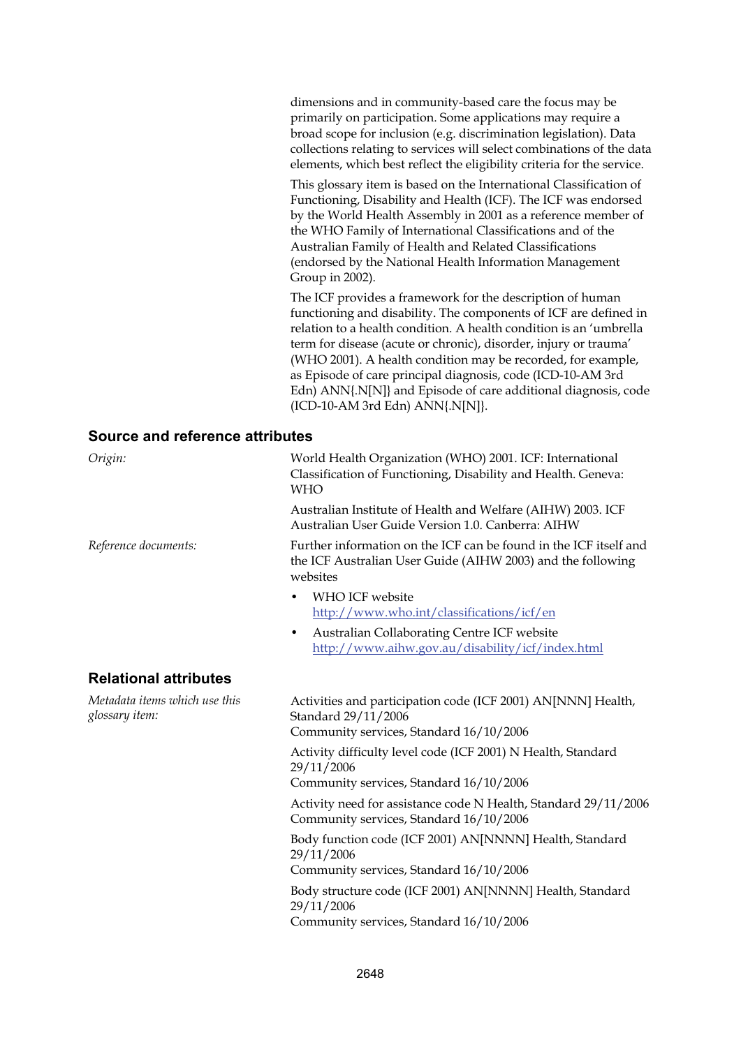dimensions and in community-based care the focus may be primarily on participation. Some applications may require a broad scope for inclusion (e.g. discrimination legislation). Data collections relating to services will select combinations of the data elements, which best reflect the eligibility criteria for the service.

This glossary item is based on the International Classification of Functioning, Disability and Health (ICF). The ICF was endorsed by the World Health Assembly in 2001 as a reference member of the WHO Family of International Classifications and of the Australian Family of Health and Related Classifications (endorsed by the National Health Information Management Group in 2002).

The ICF provides a framework for the description of human functioning and disability. The components of ICF are defined in relation to a health condition. A health condition is an 'umbrella term for disease (acute or chronic), disorder, injury or trauma' (WHO 2001). A health condition may be recorded, for example, as Episode of care principal diagnosis, code (ICD-10-AM 3rd Edn) ANN{.N[N]} and Episode of care additional diagnosis, code (ICD-10-AM 3rd Edn) ANN{.N[N]}.

## Source and reference attributes

*Origin:*

World Health Organization (WHO) 2001. ICF: International Classification of Functioning, Disability and Health. Geneva: WHO

Australian Institute of Health and Welfare (AIHW) 2003. ICF Australian User Guide Version 1.0. Canberra: AIHW

*Reference documents:*

Further information on the ICF can be found in the ICF itself and the ICF Australian User Guide (AIHW 2003) and the following websites

- WHO ICF website http://www.who.int/classifications/icf/en
- Australian Collaborating Centre ICF website http://www.aihw.gov.au/disability/icf/index.html

## Relational attributes

*Metadata items which use this glossary item:*

Activities and participation code (ICF 2001) AN[NNN] Health, Standard 29/11/2006
Community services, Standard 16/10/2006

Activity difficulty level code (ICF 2001) N Health, Standard 29/11/2006
Community services, Standard 16/10/2006

Activity need for assistance code N Health, Standard 29/11/2006
Community services, Standard 16/10/2006

Body function code (ICF 2001) AN[NNNN] Health, Standard 29/11/2006
Community services, Standard 16/10/2006

Body structure code (ICF 2001) AN[NNNN] Health, Standard 29/11/2006
Community services, Standard 16/10/2006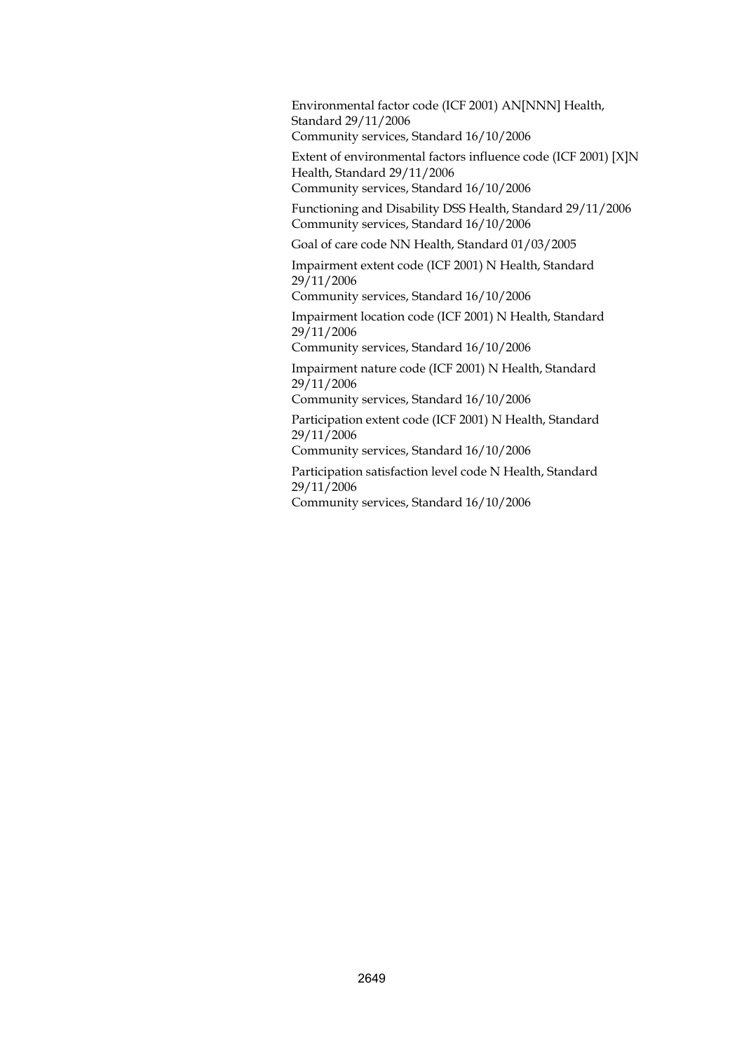Environmental factor code (ICF 2001) AN[NNN] Health, Standard 29/11/2006
Community services, Standard 16/10/2006

Extent of environmental factors influence code (ICF 2001) [X]N Health, Standard 29/11/2006
Community services, Standard 16/10/2006

Functioning and Disability DSS Health, Standard 29/11/2006
Community services, Standard 16/10/2006

Goal of care code NN Health, Standard 01/03/2005

Impairment extent code (ICF 2001) N Health, Standard 29/11/2006
Community services, Standard 16/10/2006

Impairment location code (ICF 2001) N Health, Standard 29/11/2006
Community services, Standard 16/10/2006

Impairment nature code (ICF 2001) N Health, Standard 29/11/2006
Community services, Standard 16/10/2006

Participation extent code (ICF 2001) N Health, Standard 29/11/2006
Community services, Standard 16/10/2006

Participation satisfaction level code N Health, Standard 29/11/2006
Community services, Standard 16/10/2006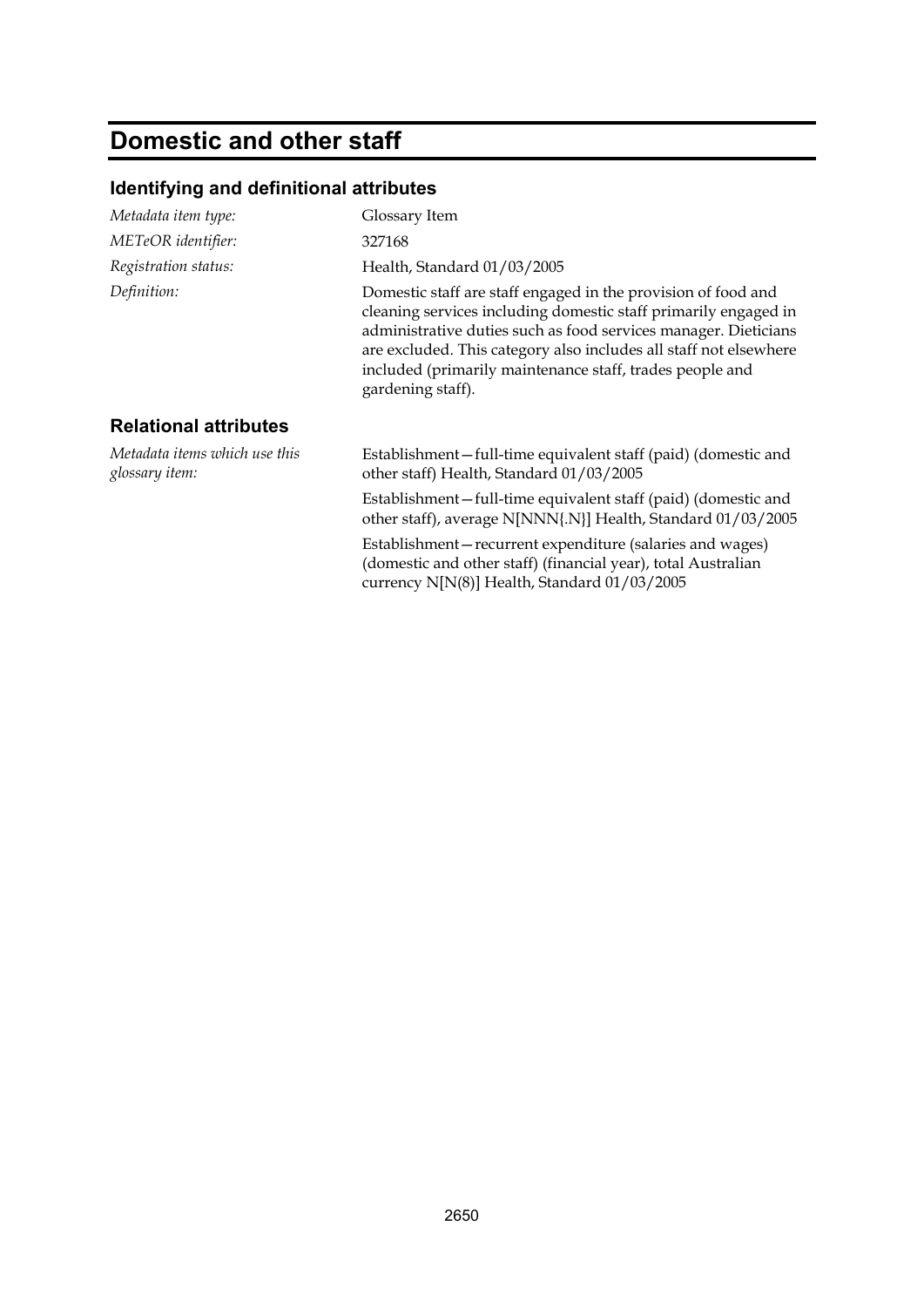# Domestic and other staff

## Identifying and definitional attributes

*Metadata item type:* Glossary Item

*METeOR identifier:* 327168

*Registration status:* Health, Standard 01/03/2005

*Definition:* Domestic staff are staff engaged in the provision of food and cleaning services including domestic staff primarily engaged in administrative duties such as food services manager. Dieticians are excluded. This category also includes all staff not elsewhere included (primarily maintenance staff, trades people and gardening staff).

## Relational attributes

*Metadata items which use this glossary item:*

Establishment—full-time equivalent staff (paid) (domestic and other staff) Health, Standard 01/03/2005

Establishment—full-time equivalent staff (paid) (domestic and other staff), average N[NNN{.N}] Health, Standard 01/03/2005

Establishment—recurrent expenditure (salaries and wages) (domestic and other staff) (financial year), total Australian currency N[N(8)] Health, Standard 01/03/2005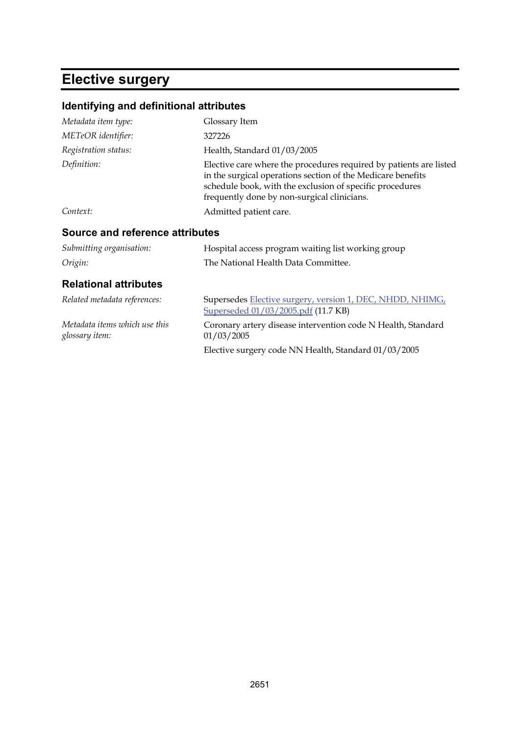# Elective surgery

## Identifying and definitional attributes

| | |
|---|---|
| *Metadata item type:* | Glossary Item |
| *METeOR identifier:* | 327226 |
| *Registration status:* | Health, Standard 01/03/2005 |
| *Definition:* | Elective care where the procedures required by patients are listed in the surgical operations section of the Medicare benefits schedule book, with the exclusion of specific procedures frequently done by non-surgical clinicians. |
| *Context:* | Admitted patient care. |

## Source and reference attributes

| | |
|---|---|
| *Submitting organisation:* | Hospital access program waiting list working group |
| *Origin:* | The National Health Data Committee. |

## Relational attributes

| | |
|---|---|
| *Related metadata references:* | Supersedes Elective surgery, version 1, DEC, NHDD, NHIMG, Superseded 01/03/2005.pdf (11.7 KB) |
| *Metadata items which use this glossary item:* | Coronary artery disease intervention code N Health, Standard 01/03/2005 |
| | Elective surgery code NN Health, Standard 01/03/2005 |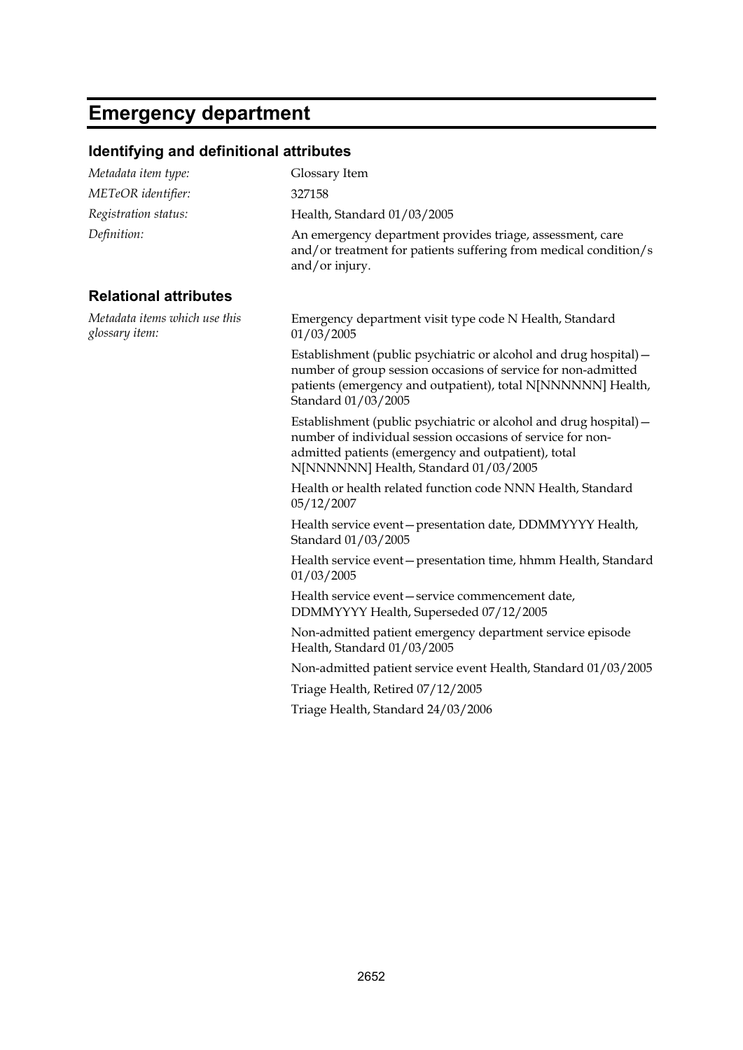# Emergency department

## Identifying and definitional attributes

| | |
|---|---|
| *Metadata item type:* | Glossary Item |
| *METeOR identifier:* | 327158 |
| *Registration status:* | Health, Standard 01/03/2005 |
| *Definition:* | An emergency department provides triage, assessment, care and/or treatment for patients suffering from medical condition/s and/or injury. |

## Relational attributes

*Metadata items which use this glossary item:*

Emergency department visit type code N Health, Standard 01/03/2005

Establishment (public psychiatric or alcohol and drug hospital)—number of group session occasions of service for non-admitted patients (emergency and outpatient), total N[NNNNNN] Health, Standard 01/03/2005

Establishment (public psychiatric or alcohol and drug hospital)—number of individual session occasions of service for non-admitted patients (emergency and outpatient), total N[NNNNNN] Health, Standard 01/03/2005

Health or health related function code NNN Health, Standard 05/12/2007

Health service event—presentation date, DDMMYYYY Health, Standard 01/03/2005

Health service event—presentation time, hhmm Health, Standard 01/03/2005

Health service event—service commencement date, DDMMYYYY Health, Superseded 07/12/2005

Non-admitted patient emergency department service episode Health, Standard 01/03/2005

Non-admitted patient service event Health, Standard 01/03/2005

Triage Health, Retired 07/12/2005

Triage Health, Standard 24/03/2006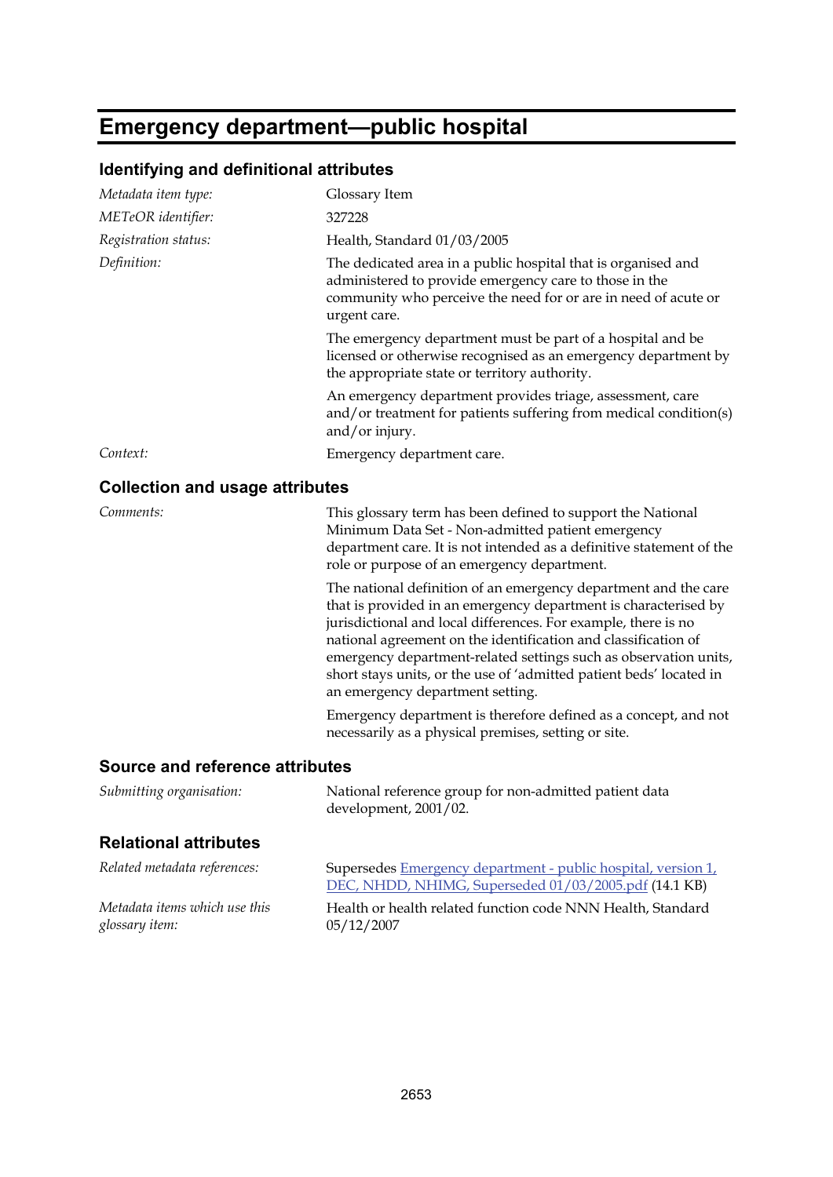# Emergency department—public hospital

## Identifying and definitional attributes

| | |
|---|---|
| *Metadata item type:* | Glossary Item |
| *METeOR identifier:* | 327228 |
| *Registration status:* | Health, Standard 01/03/2005 |
| *Definition:* | The dedicated area in a public hospital that is organised and administered to provide emergency care to those in the community who perceive the need for or are in need of acute or urgent care.<br><br>The emergency department must be part of a hospital and be licensed or otherwise recognised as an emergency department by the appropriate state or territory authority.<br><br>An emergency department provides triage, assessment, care and/or treatment for patients suffering from medical condition(s) and/or injury. |
| *Context:* | Emergency department care. |

## Collection and usage attributes

| | |
|---|---|
| *Comments:* | This glossary term has been defined to support the National Minimum Data Set - Non-admitted patient emergency department care. It is not intended as a definitive statement of the role or purpose of an emergency department.<br><br>The national definition of an emergency department and the care that is provided in an emergency department is characterised by jurisdictional and local differences. For example, there is no national agreement on the identification and classification of emergency department-related settings such as observation units, short stays units, or the use of 'admitted patient beds' located in an emergency department setting.<br><br>Emergency department is therefore defined as a concept, and not necessarily as a physical premises, setting or site. |

## Source and reference attributes

| | |
|---|---|
| *Submitting organisation:* | National reference group for non-admitted patient data development, 2001/02. |

## Relational attributes

| | |
|---|---|
| *Related metadata references:* | Supersedes Emergency department - public hospital, version 1, DEC, NHDD, NHIMG, Superseded 01/03/2005.pdf (14.1 KB) |
| *Metadata items which use this glossary item:* | Health or health related function code NNN Health, Standard 05/12/2007 |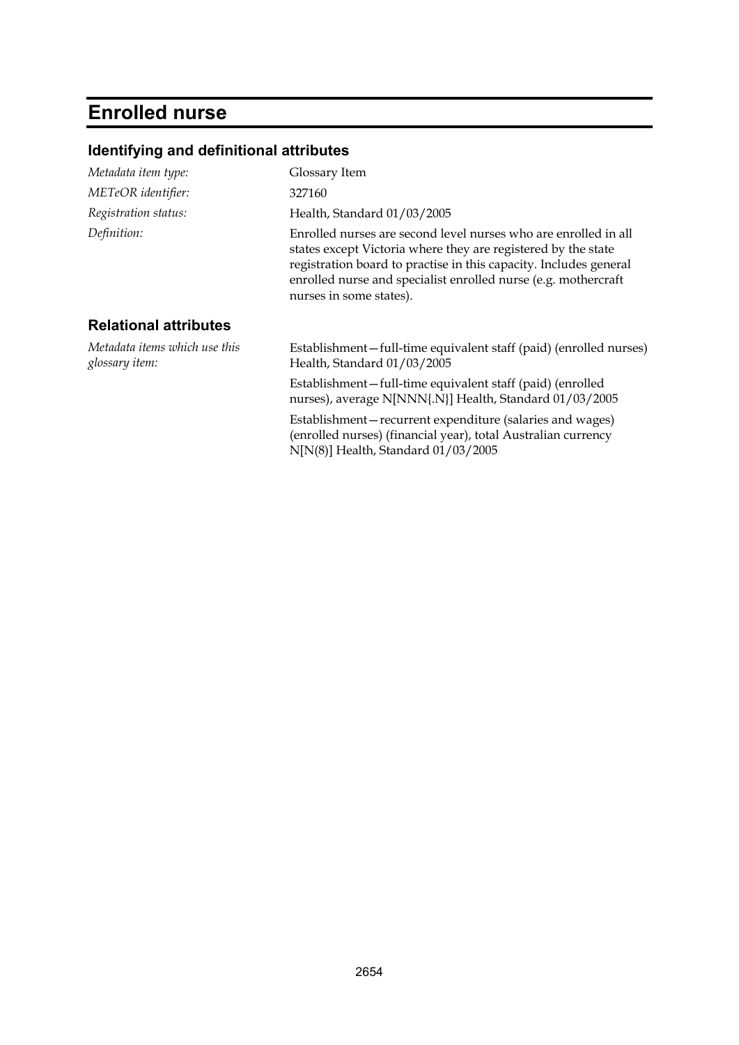# Enrolled nurse

## Identifying and definitional attributes

| | |
|---|---|
| *Metadata item type:* | Glossary Item |
| *METeOR identifier:* | 327160 |
| *Registration status:* | Health, Standard 01/03/2005 |
| *Definition:* | Enrolled nurses are second level nurses who are enrolled in all states except Victoria where they are registered by the state registration board to practise in this capacity. Includes general enrolled nurse and specialist enrolled nurse (e.g. mothercraft nurses in some states). |

## Relational attributes

*Metadata items which use this glossary item:*

Establishment—full-time equivalent staff (paid) (enrolled nurses) Health, Standard 01/03/2005

Establishment—full-time equivalent staff (paid) (enrolled nurses), average N[NNN{.N}] Health, Standard 01/03/2005

Establishment—recurrent expenditure (salaries and wages) (enrolled nurses) (financial year), total Australian currency N[N(8)] Health, Standard 01/03/2005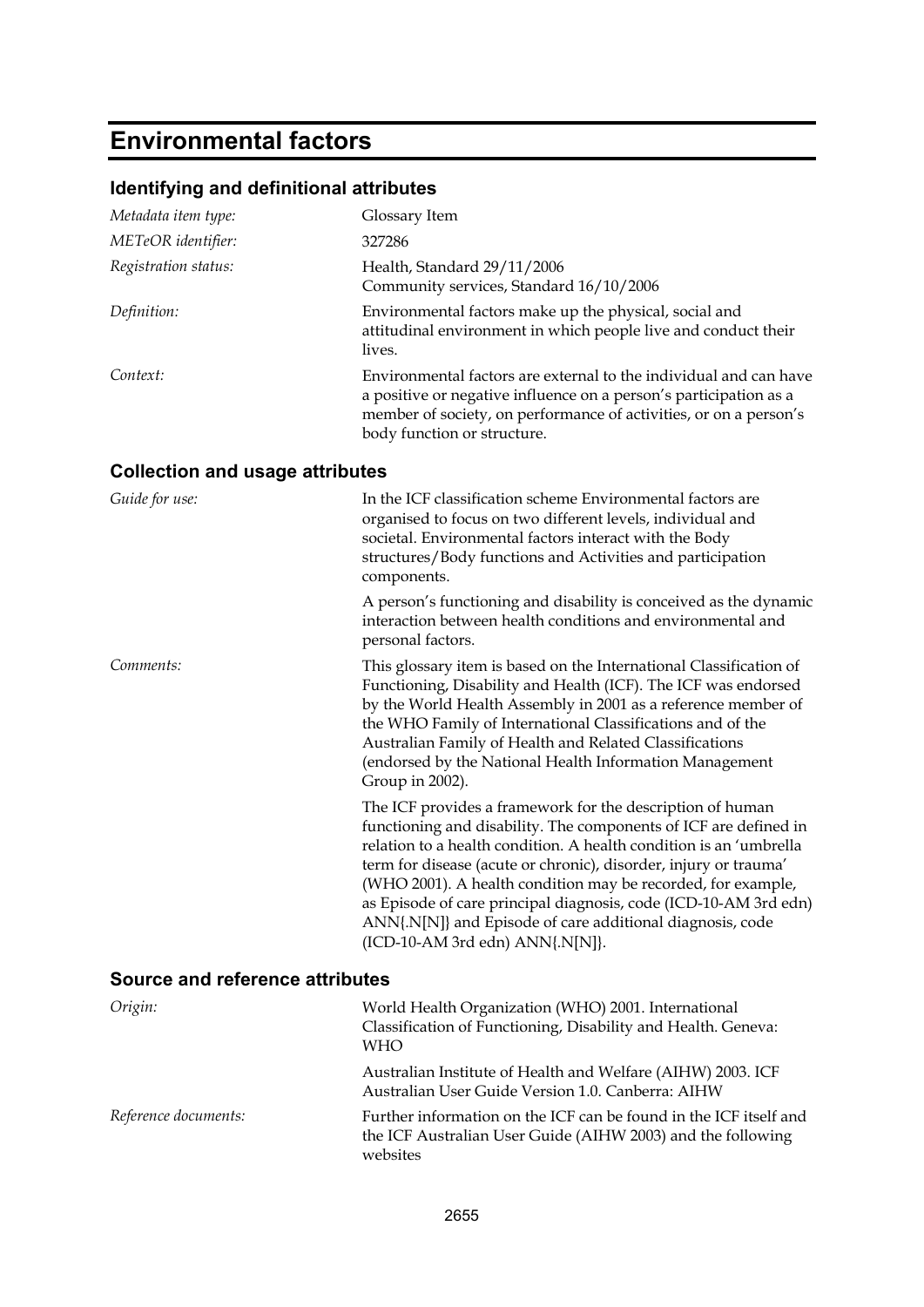# Environmental factors

## Identifying and definitional attributes

| | |
|---|---|
| *Metadata item type:* | Glossary Item |
| *METeOR identifier:* | 327286 |
| *Registration status:* | Health, Standard 29/11/2006<br>Community services, Standard 16/10/2006 |
| *Definition:* | Environmental factors make up the physical, social and attitudinal environment in which people live and conduct their lives. |
| *Context:* | Environmental factors are external to the individual and can have a positive or negative influence on a person's participation as a member of society, on performance of activities, or on a person's body function or structure. |

## Collection and usage attributes

| | |
|---|---|
| *Guide for use:* | In the ICF classification scheme Environmental factors are organised to focus on two different levels, individual and societal. Environmental factors interact with the Body structures/Body functions and Activities and participation components.<br><br>A person's functioning and disability is conceived as the dynamic interaction between health conditions and environmental and personal factors. |
| *Comments:* | This glossary item is based on the International Classification of Functioning, Disability and Health (ICF). The ICF was endorsed by the World Health Assembly in 2001 as a reference member of the WHO Family of International Classifications and of the Australian Family of Health and Related Classifications (endorsed by the National Health Information Management Group in 2002).<br><br>The ICF provides a framework for the description of human functioning and disability. The components of ICF are defined in relation to a health condition. A health condition is an 'umbrella term for disease (acute or chronic), disorder, injury or trauma' (WHO 2001). A health condition may be recorded, for example, as Episode of care principal diagnosis, code (ICD-10-AM 3rd edn) ANN{.N[N]} and Episode of care additional diagnosis, code (ICD-10-AM 3rd edn) ANN{.N[N]}. |

## Source and reference attributes

| | |
|---|---|
| *Origin:* | World Health Organization (WHO) 2001. International Classification of Functioning, Disability and Health. Geneva: WHO<br><br>Australian Institute of Health and Welfare (AIHW) 2003. ICF Australian User Guide Version 1.0. Canberra: AIHW |
| *Reference documents:* | Further information on the ICF can be found in the ICF itself and the ICF Australian User Guide (AIHW 2003) and the following websites |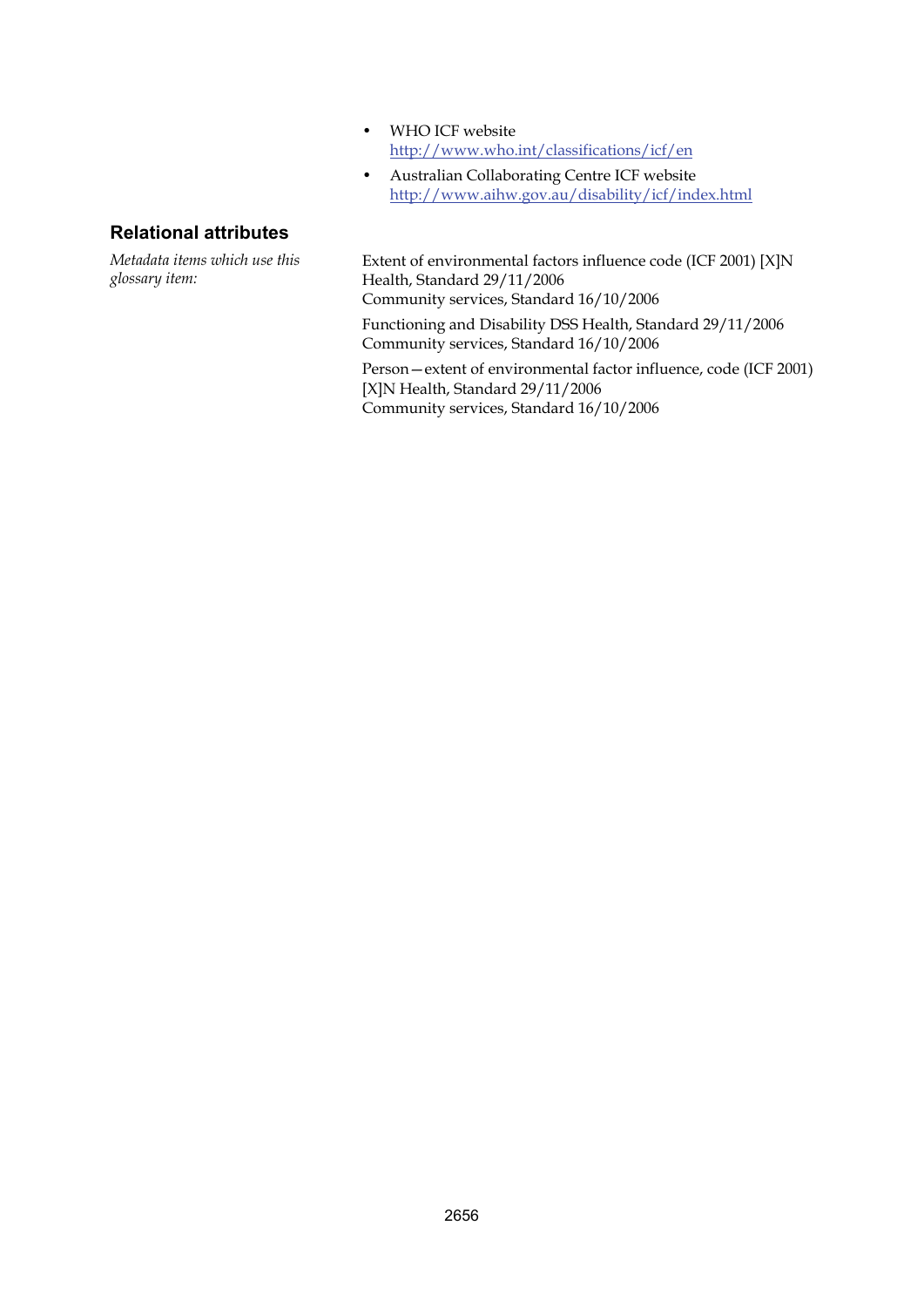- WHO ICF website
  http://www.who.int/classifications/icf/en
- Australian Collaborating Centre ICF website
  http://www.aihw.gov.au/disability/icf/index.html

## Relational attributes

*Metadata items which use this glossary item:*

Extent of environmental factors influence code (ICF 2001) [X]N Health, Standard 29/11/2006
Community services, Standard 16/10/2006

Functioning and Disability DSS Health, Standard 29/11/2006
Community services, Standard 16/10/2006

Person—extent of environmental factor influence, code (ICF 2001) [X]N Health, Standard 29/11/2006
Community services, Standard 16/10/2006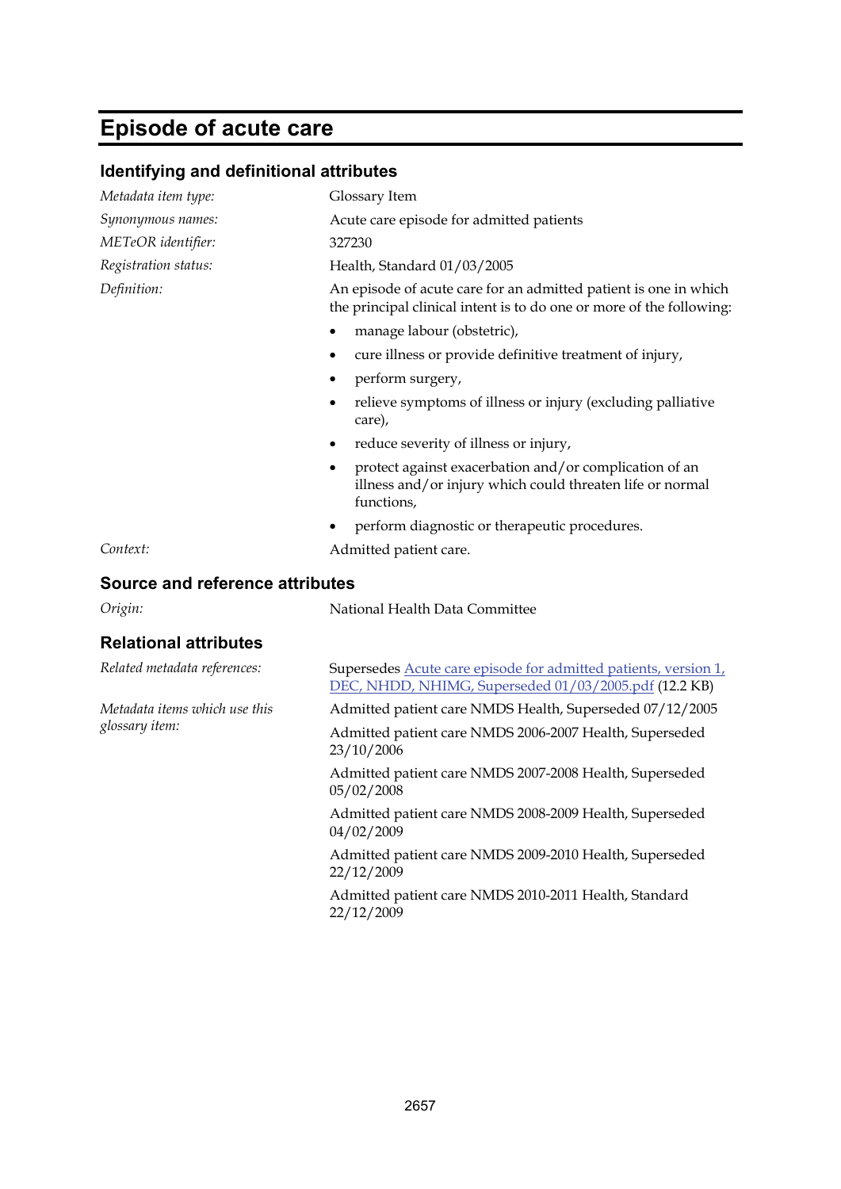# Episode of acute care

## Identifying and definitional attributes

*Metadata item type:* Glossary Item

*Synonymous names:* Acute care episode for admitted patients

*METeOR identifier:* 327230

*Registration status:* Health, Standard 01/03/2005

*Definition:* An episode of acute care for an admitted patient is one in which the principal clinical intent is to do one or more of the following:

- manage labour (obstetric),
- cure illness or provide definitive treatment of injury,
- perform surgery,
- relieve symptoms of illness or injury (excluding palliative care),
- reduce severity of illness or injury,
- protect against exacerbation and/or complication of an illness and/or injury which could threaten life or normal functions,
- perform diagnostic or therapeutic procedures.

*Context:* Admitted patient care.

## Source and reference attributes

*Origin:* National Health Data Committee

## Relational attributes

*Related metadata references:* Supersedes Acute care episode for admitted patients, version 1, DEC, NHDD, NHIMG, Superseded 01/03/2005.pdf (12.2 KB)

*Metadata items which use this glossary item:*

Admitted patient care NMDS Health, Superseded 07/12/2005

Admitted patient care NMDS 2006-2007 Health, Superseded 23/10/2006

Admitted patient care NMDS 2007-2008 Health, Superseded 05/02/2008

Admitted patient care NMDS 2008-2009 Health, Superseded 04/02/2009

Admitted patient care NMDS 2009-2010 Health, Superseded 22/12/2009

Admitted patient care NMDS 2010-2011 Health, Standard 22/12/2009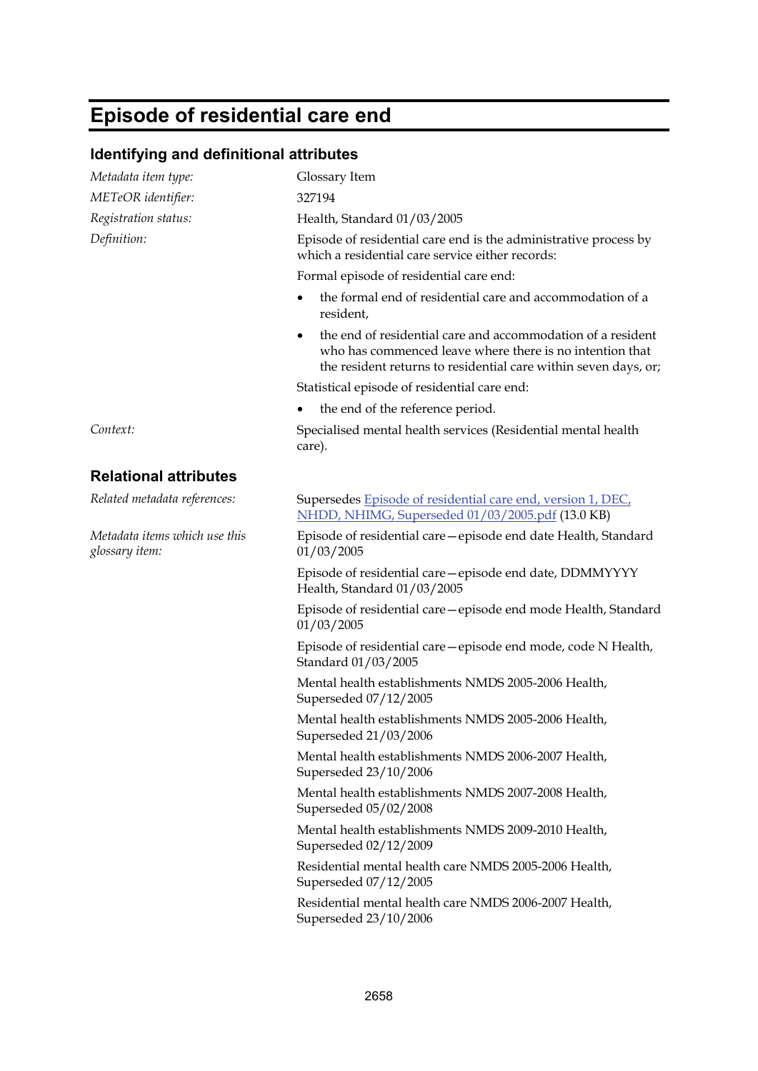# Episode of residential care end

## Identifying and definitional attributes

*Metadata item type:* Glossary Item

*METeOR identifier:* 327194

*Registration status:* Health, Standard 01/03/2005

*Definition:* Episode of residential care end is the administrative process by which a residential care service either records:

Formal episode of residential care end:

- the formal end of residential care and accommodation of a resident,
- the end of residential care and accommodation of a resident who has commenced leave where there is no intention that the resident returns to residential care within seven days, or;

Statistical episode of residential care end:

- the end of the reference period.

*Context:* Specialised mental health services (Residential mental health care).

## Relational attributes

*Related metadata references:* Supersedes [Episode of residential care end, version 1, DEC, NHDD, NHIMG, Superseded 01/03/2005.pdf] (13.0 KB)

*Metadata items which use this glossary item:*

Episode of residential care—episode end date Health, Standard 01/03/2005

Episode of residential care—episode end date, DDMMYYYY Health, Standard 01/03/2005

Episode of residential care—episode end mode Health, Standard 01/03/2005

Episode of residential care—episode end mode, code N Health, Standard 01/03/2005

Mental health establishments NMDS 2005-2006 Health, Superseded 07/12/2005

Mental health establishments NMDS 2005-2006 Health, Superseded 21/03/2006

Mental health establishments NMDS 2006-2007 Health, Superseded 23/10/2006

Mental health establishments NMDS 2007-2008 Health, Superseded 05/02/2008

Mental health establishments NMDS 2009-2010 Health, Superseded 02/12/2009

Residential mental health care NMDS 2005-2006 Health, Superseded 07/12/2005

Residential mental health care NMDS 2006-2007 Health, Superseded 23/10/2006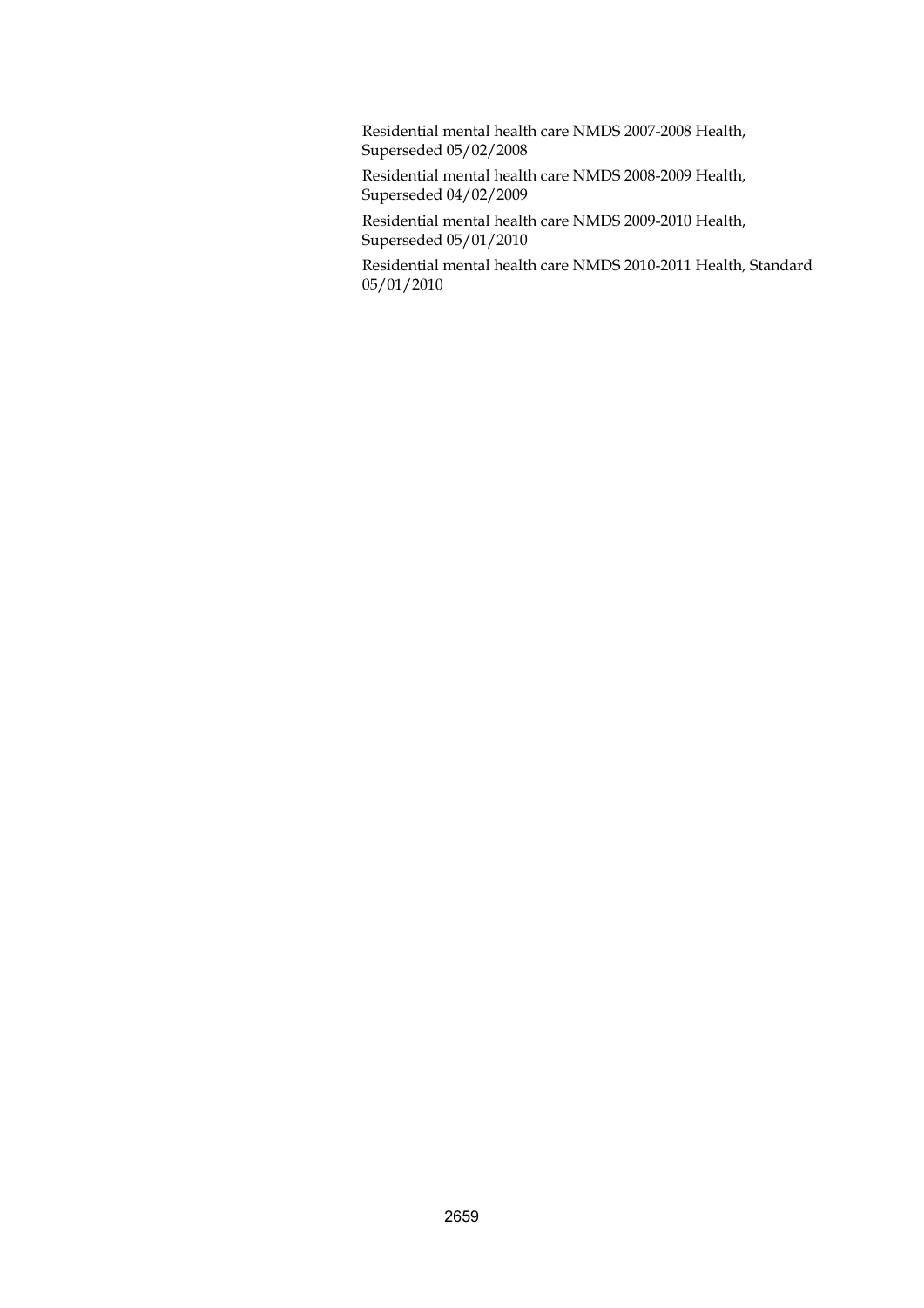Residential mental health care NMDS 2007-2008 Health, Superseded 05/02/2008

Residential mental health care NMDS 2008-2009 Health, Superseded 04/02/2009

Residential mental health care NMDS 2009-2010 Health, Superseded 05/01/2010

Residential mental health care NMDS 2010-2011 Health, Standard 05/01/2010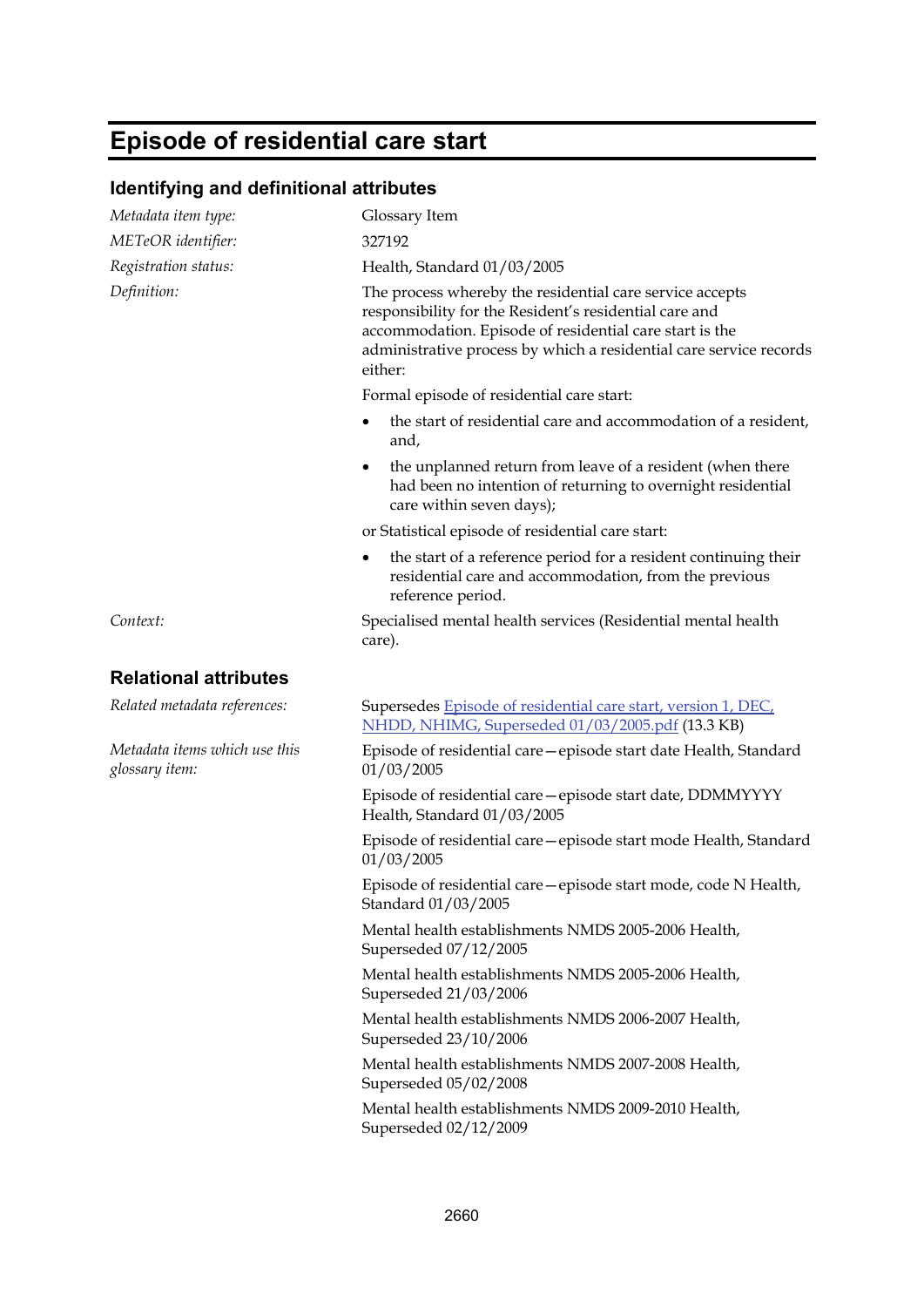# Episode of residential care start

## Identifying and definitional attributes

| | |
|---|---|
| *Metadata item type:* | Glossary Item |
| *METeOR identifier:* | 327192 |
| *Registration status:* | Health, Standard 01/03/2005 |
| *Definition:* | The process whereby the residential care service accepts responsibility for the Resident's residential care and accommodation. Episode of residential care start is the administrative process by which a residential care service records either: |

Formal episode of residential care start:

- the start of residential care and accommodation of a resident, and,
- the unplanned return from leave of a resident (when there had been no intention of returning to overnight residential care within seven days);

or Statistical episode of residential care start:

- the start of a reference period for a resident continuing their residential care and accommodation, from the previous reference period.

| | |
|---|---|
| *Context:* | Specialised mental health services (Residential mental health care). |

## Relational attributes

*Related metadata references:*

Supersedes [Episode of residential care start, version 1, DEC, NHDD, NHIMG, Superseded 01/03/2005.pdf]() (13.3 KB)

*Metadata items which use this glossary item:*

Episode of residential care—episode start date Health, Standard 01/03/2005

Episode of residential care—episode start date, DDMMYYYY Health, Standard 01/03/2005

Episode of residential care—episode start mode Health, Standard 01/03/2005

Episode of residential care—episode start mode, code N Health, Standard 01/03/2005

Mental health establishments NMDS 2005-2006 Health, Superseded 07/12/2005

Mental health establishments NMDS 2005-2006 Health, Superseded 21/03/2006

Mental health establishments NMDS 2006-2007 Health, Superseded 23/10/2006

Mental health establishments NMDS 2007-2008 Health, Superseded 05/02/2008

Mental health establishments NMDS 2009-2010 Health, Superseded 02/12/2009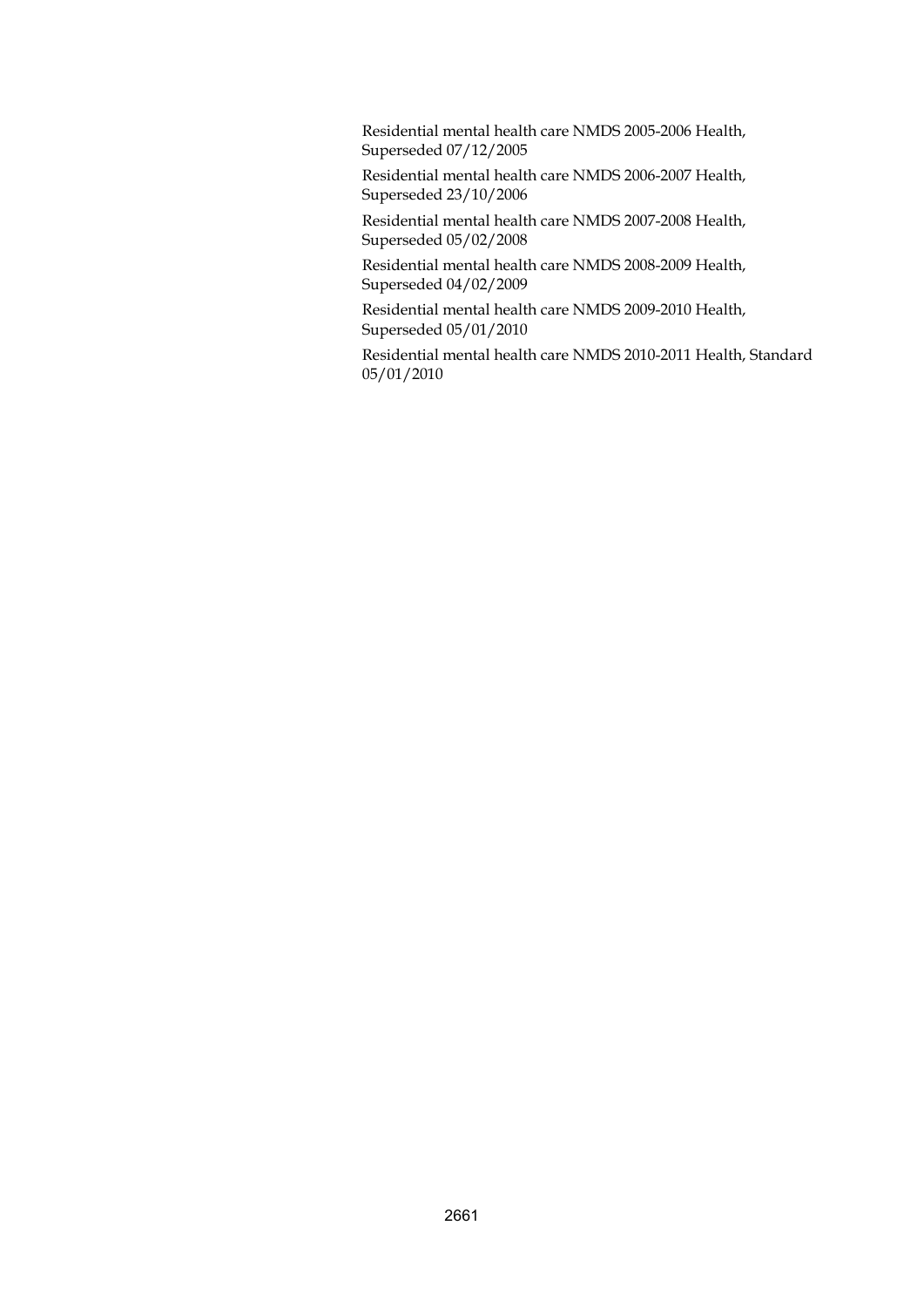Residential mental health care NMDS 2005-2006 Health, Superseded 07/12/2005

Residential mental health care NMDS 2006-2007 Health, Superseded 23/10/2006

Residential mental health care NMDS 2007-2008 Health, Superseded 05/02/2008

Residential mental health care NMDS 2008-2009 Health, Superseded 04/02/2009

Residential mental health care NMDS 2009-2010 Health, Superseded 05/01/2010

Residential mental health care NMDS 2010-2011 Health, Standard 05/01/2010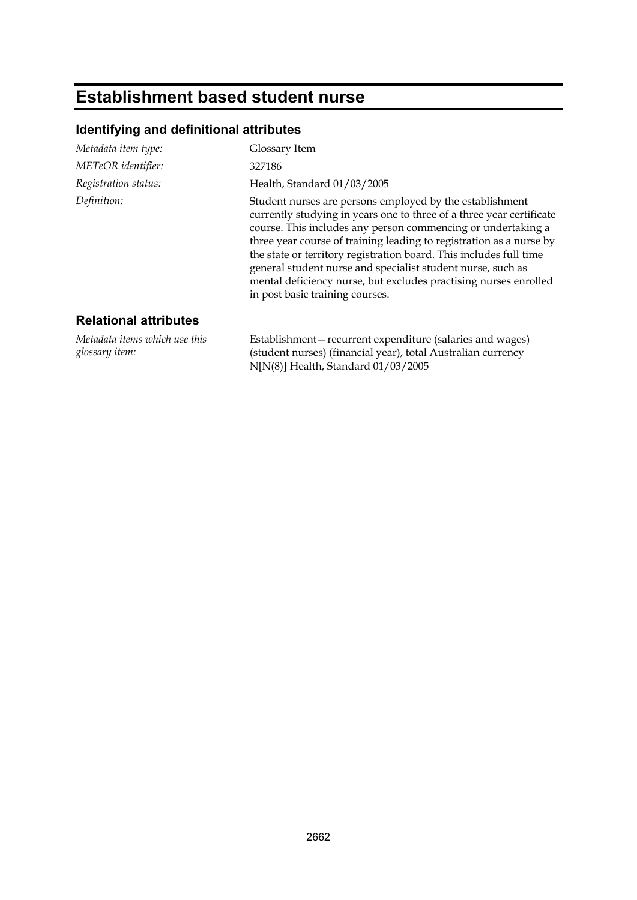# Establishment based student nurse

## Identifying and definitional attributes

| | |
|---|---|
| *Metadata item type:* | Glossary Item |
| *METeOR identifier:* | 327186 |
| *Registration status:* | Health, Standard 01/03/2005 |
| *Definition:* | Student nurses are persons employed by the establishment currently studying in years one to three of a three year certificate course. This includes any person commencing or undertaking a three year course of training leading to registration as a nurse by the state or territory registration board. This includes full time general student nurse and specialist student nurse, such as mental deficiency nurse, but excludes practising nurses enrolled in post basic training courses. |

## Relational attributes

| | |
|---|---|
| *Metadata items which use this glossary item:* | Establishment—recurrent expenditure (salaries and wages) (student nurses) (financial year), total Australian currency N[N(8)] Health, Standard 01/03/2005 |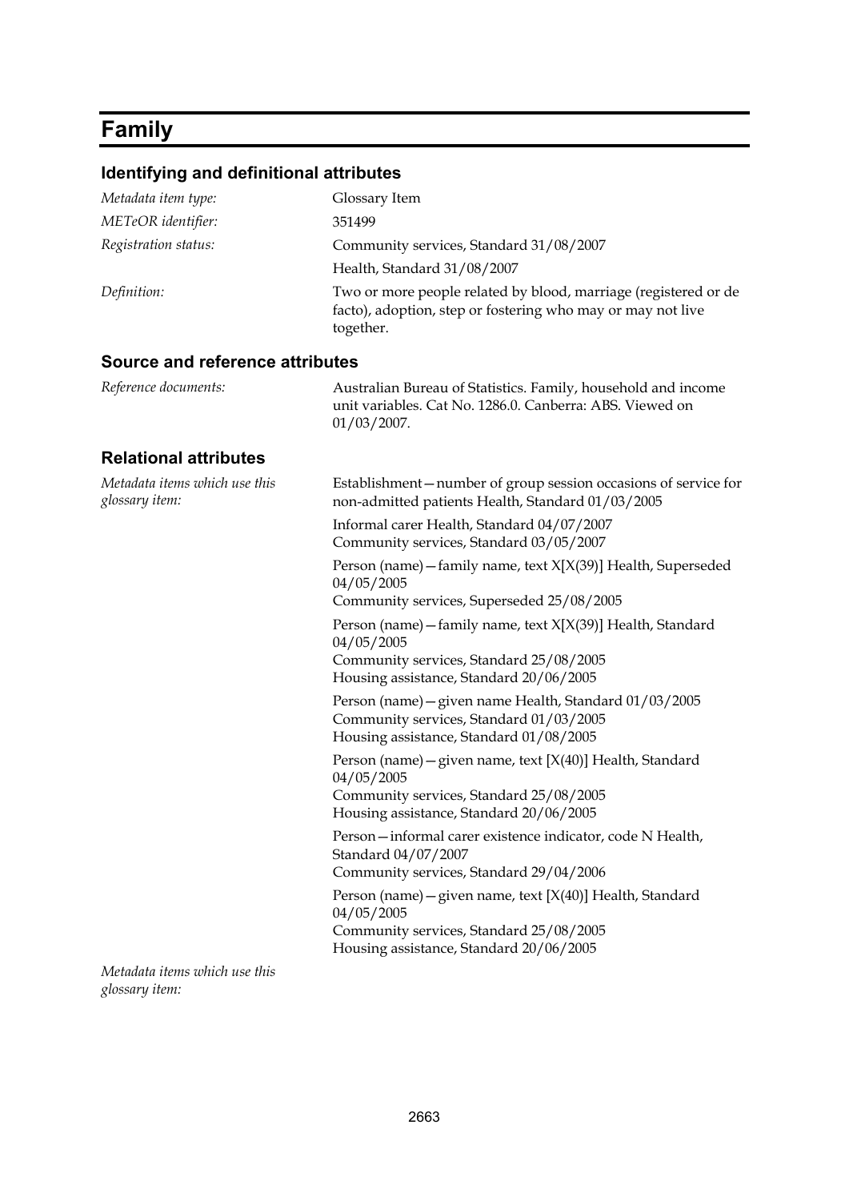# Family

## Identifying and definitional attributes

*Metadata item type:* Glossary Item

*METeOR identifier:* 351499

*Registration status:* Community services, Standard 31/08/2007

Health, Standard 31/08/2007

*Definition:* Two or more people related by blood, marriage (registered or de facto), adoption, step or fostering who may or may not live together.

## Source and reference attributes

*Reference documents:* Australian Bureau of Statistics. Family, household and income unit variables. Cat No. 1286.0. Canberra: ABS. Viewed on 01/03/2007.

## Relational attributes

*Metadata items which use this glossary item:*

Establishment—number of group session occasions of service for non-admitted patients Health, Standard 01/03/2005

Informal carer Health, Standard 04/07/2007
Community services, Standard 03/05/2007

Person (name)—family name, text X[X(39)] Health, Superseded 04/05/2005
Community services, Superseded 25/08/2005

Person (name)—family name, text X[X(39)] Health, Standard 04/05/2005
Community services, Standard 25/08/2005
Housing assistance, Standard 20/06/2005

Person (name)—given name Health, Standard 01/03/2005
Community services, Standard 01/03/2005
Housing assistance, Standard 01/08/2005

Person (name)—given name, text [X(40)] Health, Standard 04/05/2005
Community services, Standard 25/08/2005
Housing assistance, Standard 20/06/2005

Person—informal carer existence indicator, code N Health, Standard 04/07/2007
Community services, Standard 29/04/2006

Person (name)—given name, text [X(40)] Health, Standard 04/05/2005
Community services, Standard 25/08/2005
Housing assistance, Standard 20/06/2005

*Metadata items which use this glossary item:*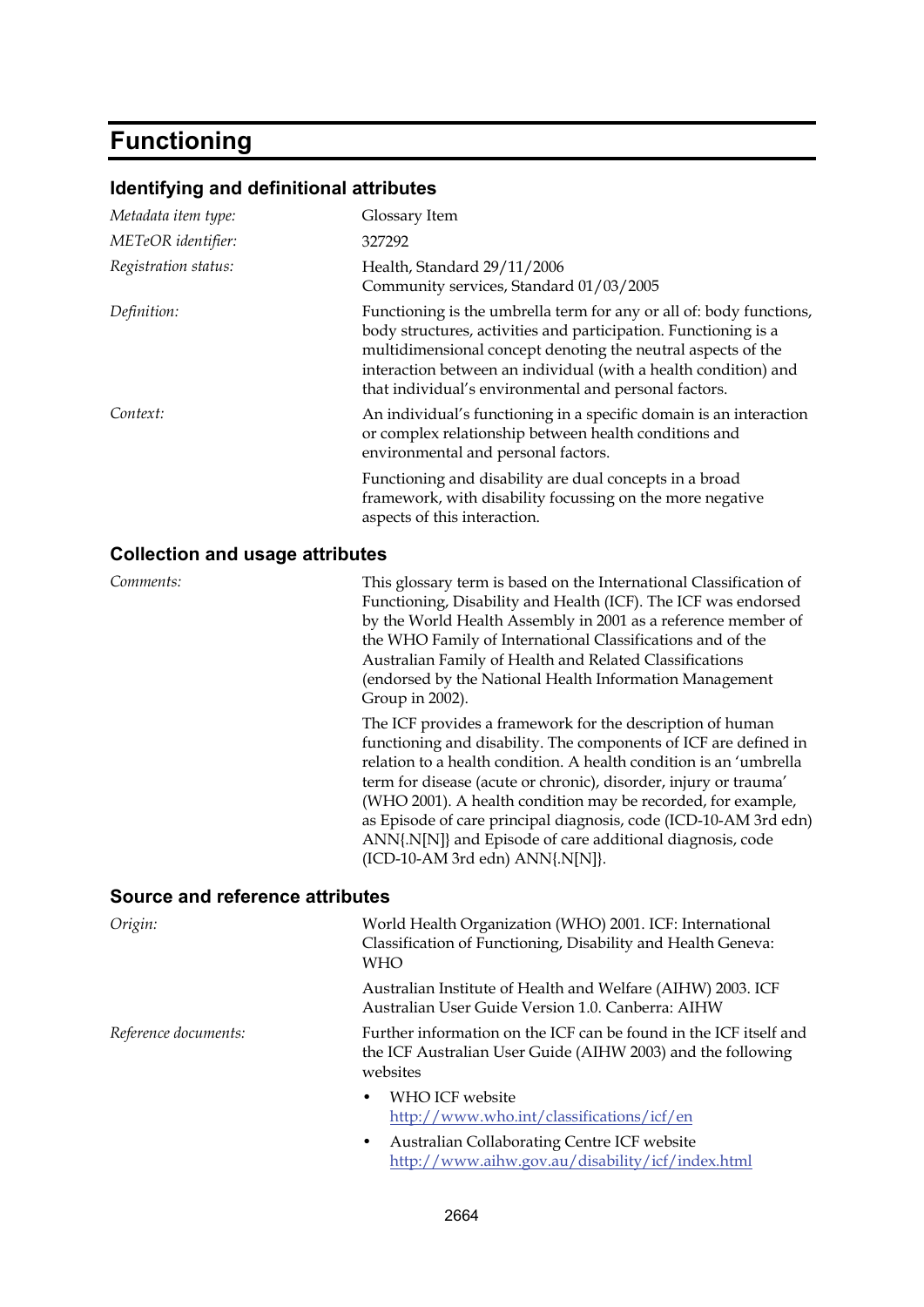# Functioning

## Identifying and definitional attributes

| | |
|---|---|
| *Metadata item type:* | Glossary Item |
| *METeOR identifier:* | 327292 |
| *Registration status:* | Health, Standard 29/11/2006<br>Community services, Standard 01/03/2005 |
| *Definition:* | Functioning is the umbrella term for any or all of: body functions, body structures, activities and participation. Functioning is a multidimensional concept denoting the neutral aspects of the interaction between an individual (with a health condition) and that individual's environmental and personal factors. |
| *Context:* | An individual's functioning in a specific domain is an interaction or complex relationship between health conditions and environmental and personal factors.<br><br>Functioning and disability are dual concepts in a broad framework, with disability focussing on the more negative aspects of this interaction. |

## Collection and usage attributes

| | |
|---|---|
| *Comments:* | This glossary term is based on the International Classification of Functioning, Disability and Health (ICF). The ICF was endorsed by the World Health Assembly in 2001 as a reference member of the WHO Family of International Classifications and of the Australian Family of Health and Related Classifications (endorsed by the National Health Information Management Group in 2002).<br><br>The ICF provides a framework for the description of human functioning and disability. The components of ICF are defined in relation to a health condition. A health condition is an 'umbrella term for disease (acute or chronic), disorder, injury or trauma' (WHO 2001). A health condition may be recorded, for example, as Episode of care principal diagnosis, code (ICD-10-AM 3rd edn) ANN{.N[N]} and Episode of care additional diagnosis, code (ICD-10-AM 3rd edn) ANN{.N[N]}. |

## Source and reference attributes

| | |
|---|---|
| *Origin:* | World Health Organization (WHO) 2001. ICF: International Classification of Functioning, Disability and Health Geneva: WHO<br><br>Australian Institute of Health and Welfare (AIHW) 2003. ICF Australian User Guide Version 1.0. Canberra: AIHW |
| *Reference documents:* | Further information on the ICF can be found in the ICF itself and the ICF Australian User Guide (AIHW 2003) and the following websites<br>• WHO ICF website http://www.who.int/classifications/icf/en<br>• Australian Collaborating Centre ICF website http://www.aihw.gov.au/disability/icf/index.html |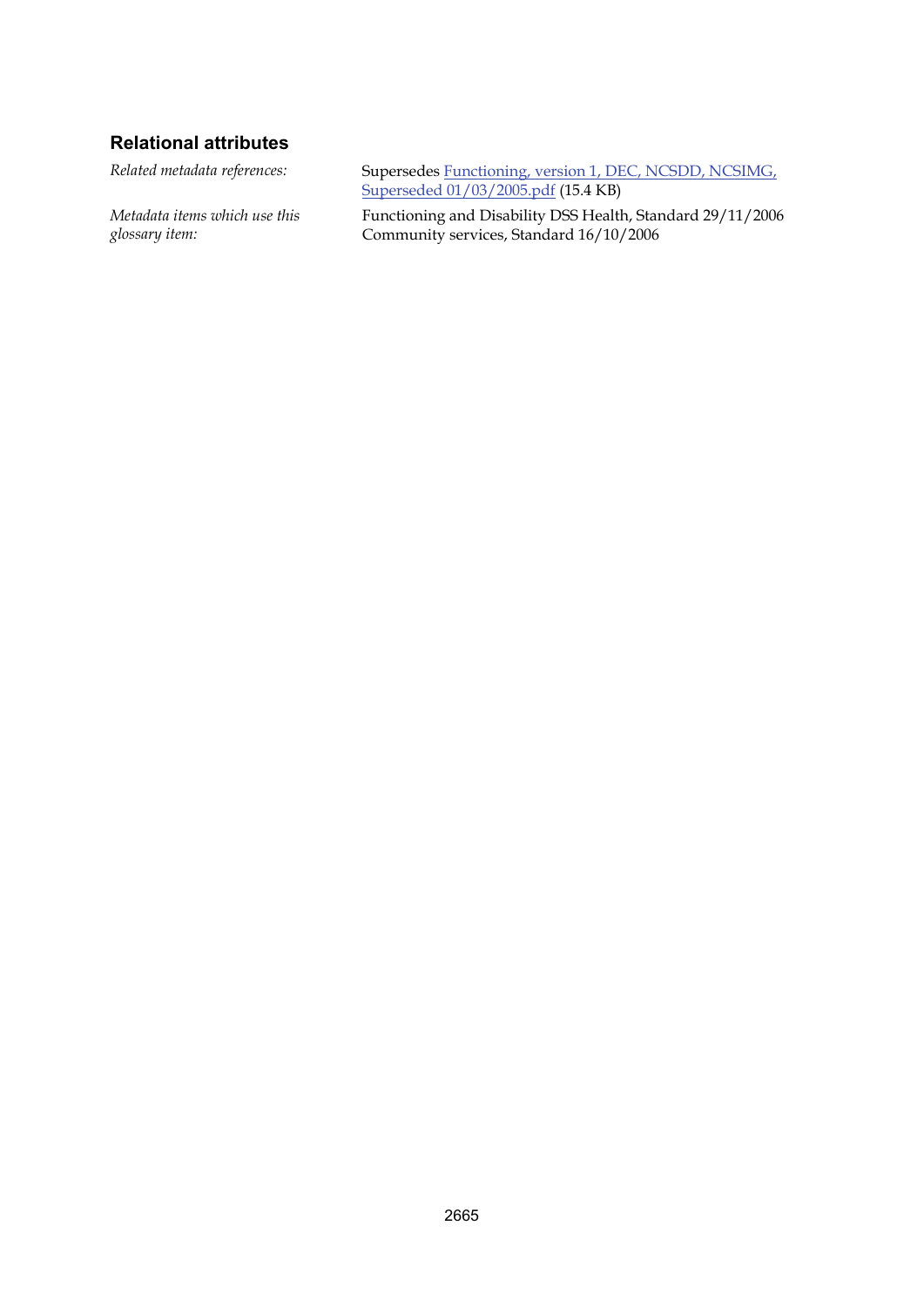### Relational attributes

*Related metadata references:* Supersedes Functioning, version 1, DEC, NCSDD, NCSIMG, Superseded 01/03/2005.pdf (15.4 KB)

*Metadata items which use this glossary item:* Functioning and Disability DSS Health, Standard 29/11/2006
Community services, Standard 16/10/2006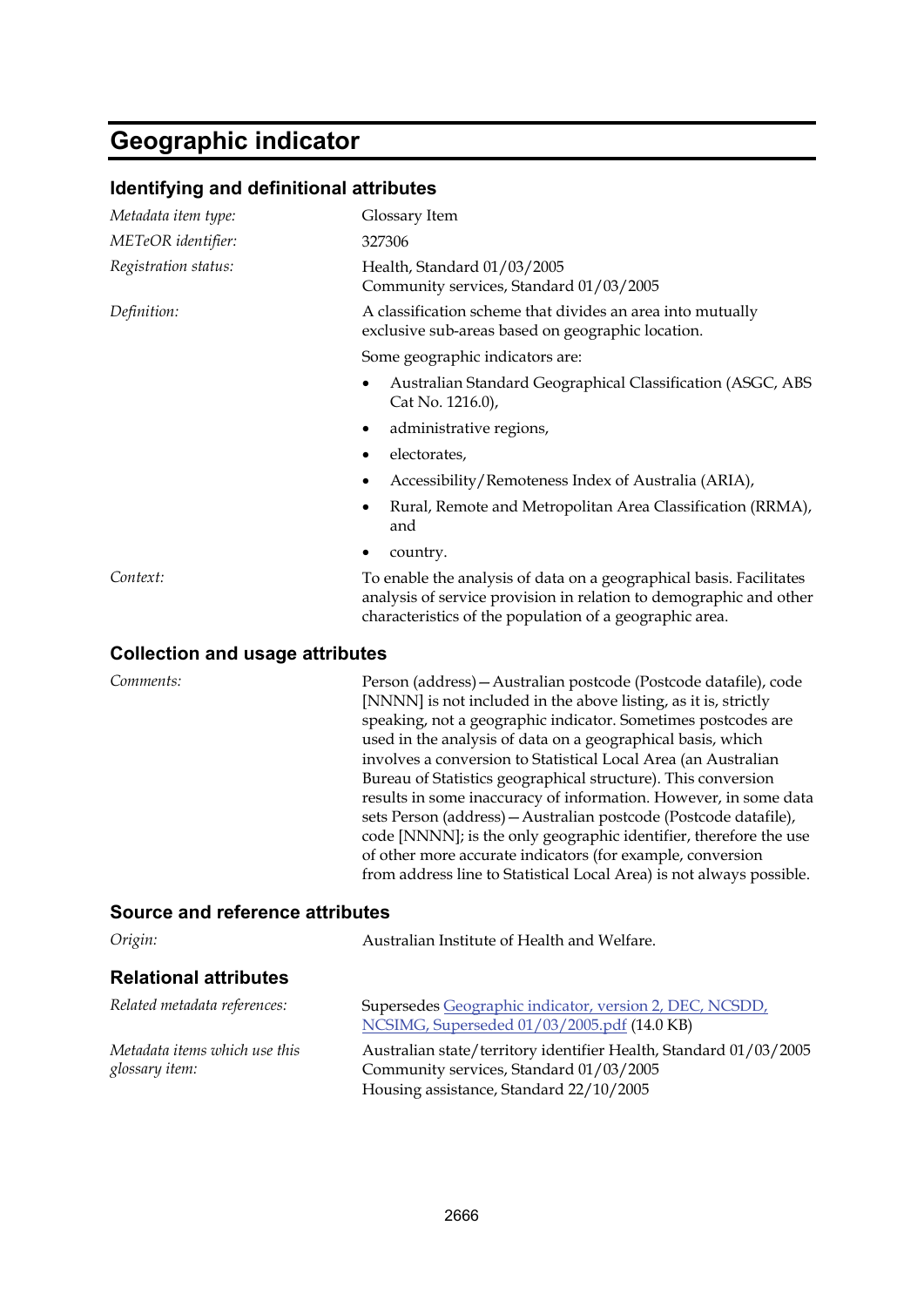# Geographic indicator

## Identifying and definitional attributes

| | |
|---|---|
| *Metadata item type:* | Glossary Item |
| *METeOR identifier:* | 327306 |
| *Registration status:* | Health, Standard 01/03/2005<br>Community services, Standard 01/03/2005 |
| *Definition:* | A classification scheme that divides an area into mutually exclusive sub-areas based on geographic location.<br><br>Some geographic indicators are:<br><br>• Australian Standard Geographical Classification (ASGC, ABS Cat No. 1216.0),<br>• administrative regions,<br>• electorates,<br>• Accessibility/Remoteness Index of Australia (ARIA),<br>• Rural, Remote and Metropolitan Area Classification (RRMA), and<br>• country. |
| *Context:* | To enable the analysis of data on a geographical basis. Facilitates analysis of service provision in relation to demographic and other characteristics of the population of a geographic area. |

## Collection and usage attributes

| | |
|---|---|
| *Comments:* | Person (address)—Australian postcode (Postcode datafile), code [NNNN] is not included in the above listing, as it is, strictly speaking, not a geographic indicator. Sometimes postcodes are used in the analysis of data on a geographical basis, which involves a conversion to Statistical Local Area (an Australian Bureau of Statistics geographical structure). This conversion results in some inaccuracy of information. However, in some data sets Person (address)—Australian postcode (Postcode datafile), code [NNNN]; is the only geographic identifier, therefore the use of other more accurate indicators (for example, conversion from address line to Statistical Local Area) is not always possible. |

## Source and reference attributes

| | |
|---|---|
| *Origin:* | Australian Institute of Health and Welfare. |

## Relational attributes

| | |
|---|---|
| *Related metadata references:* | Supersedes Geographic indicator, version 2, DEC, NCSDD, NCSIMG, Superseded 01/03/2005.pdf (14.0 KB) |
| *Metadata items which use this glossary item:* | Australian state/territory identifier Health, Standard 01/03/2005<br>Community services, Standard 01/03/2005<br>Housing assistance, Standard 22/10/2005 |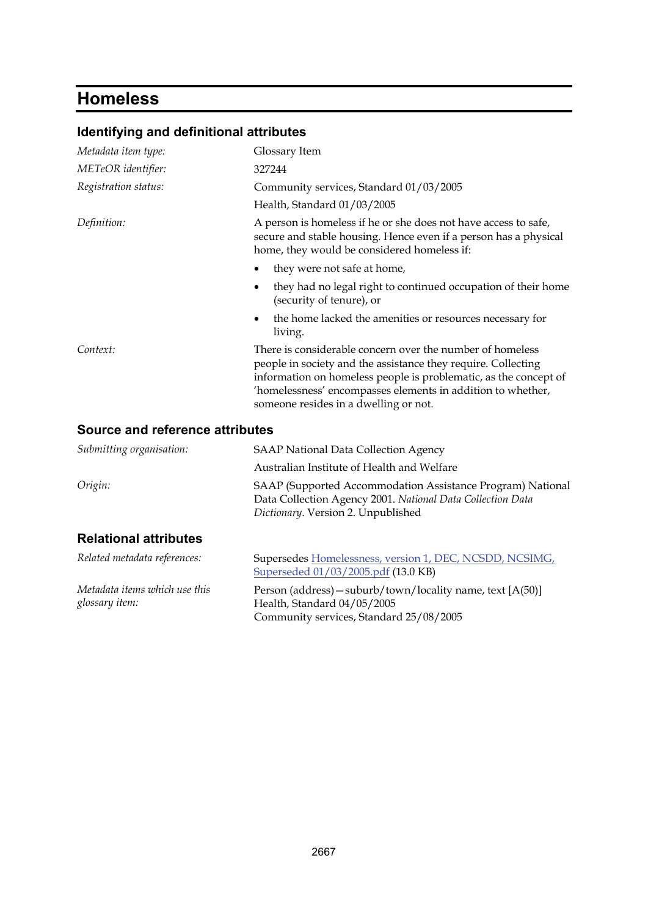# Homeless

## Identifying and definitional attributes

| | |
|---|---|
| *Metadata item type:* | Glossary Item |
| *METeOR identifier:* | 327244 |
| *Registration status:* | Community services, Standard 01/03/2005<br>Health, Standard 01/03/2005 |
| *Definition:* | A person is homeless if he or she does not have access to safe, secure and stable housing. Hence even if a person has a physical home, they would be considered homeless if:<br>• they were not safe at home,<br>• they had no legal right to continued occupation of their home (security of tenure), or<br>• the home lacked the amenities or resources necessary for living. |
| *Context:* | There is considerable concern over the number of homeless people in society and the assistance they require. Collecting information on homeless people is problematic, as the concept of 'homelessness' encompasses elements in addition to whether, someone resides in a dwelling or not. |

## Source and reference attributes

| | |
|---|---|
| *Submitting organisation:* | SAAP National Data Collection Agency<br>Australian Institute of Health and Welfare |
| *Origin:* | SAAP (Supported Accommodation Assistance Program) National Data Collection Agency 2001. *National Data Collection Data Dictionary*. Version 2. Unpublished |

## Relational attributes

| | |
|---|---|
| *Related metadata references:* | Supersedes Homelessness, version 1, DEC, NCSDD, NCSIMG, Superseded 01/03/2005.pdf (13.0 KB) |
| *Metadata items which use this glossary item:* | Person (address)—suburb/town/locality name, text [A(50)]<br>Health, Standard 04/05/2005<br>Community services, Standard 25/08/2005 |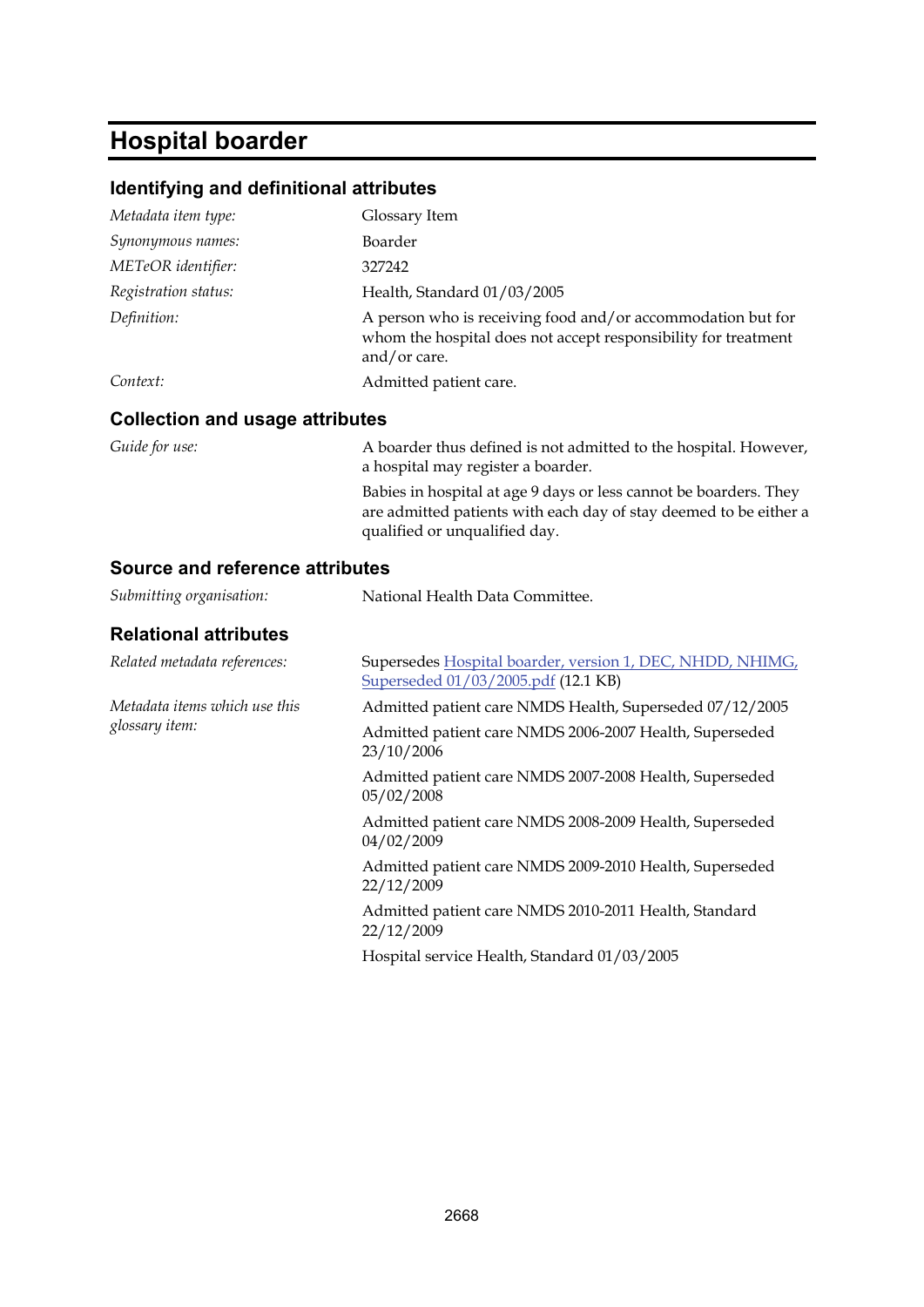# Hospital boarder

## Identifying and definitional attributes

| | |
|---|---|
| *Metadata item type:* | Glossary Item |
| *Synonymous names:* | Boarder |
| *METeOR identifier:* | 327242 |
| *Registration status:* | Health, Standard 01/03/2005 |
| *Definition:* | A person who is receiving food and/or accommodation but for whom the hospital does not accept responsibility for treatment and/or care. |
| *Context:* | Admitted patient care. |

## Collection and usage attributes

| | |
|---|---|
| *Guide for use:* | A boarder thus defined is not admitted to the hospital. However, a hospital may register a boarder.<br><br>Babies in hospital at age 9 days or less cannot be boarders. They are admitted patients with each day of stay deemed to be either a qualified or unqualified day. |

## Source and reference attributes

| | |
|---|---|
| *Submitting organisation:* | National Health Data Committee. |

## Relational attributes

| | |
|---|---|
| *Related metadata references:* | Supersedes Hospital boarder, version 1, DEC, NHDD, NHIMG, Superseded 01/03/2005.pdf (12.1 KB) |
| *Metadata items which use this glossary item:* | Admitted patient care NMDS Health, Superseded 07/12/2005<br><br>Admitted patient care NMDS 2006-2007 Health, Superseded 23/10/2006<br><br>Admitted patient care NMDS 2007-2008 Health, Superseded 05/02/2008<br><br>Admitted patient care NMDS 2008-2009 Health, Superseded 04/02/2009<br><br>Admitted patient care NMDS 2009-2010 Health, Superseded 22/12/2009<br><br>Admitted patient care NMDS 2010-2011 Health, Standard 22/12/2009<br><br>Hospital service Health, Standard 01/03/2005 |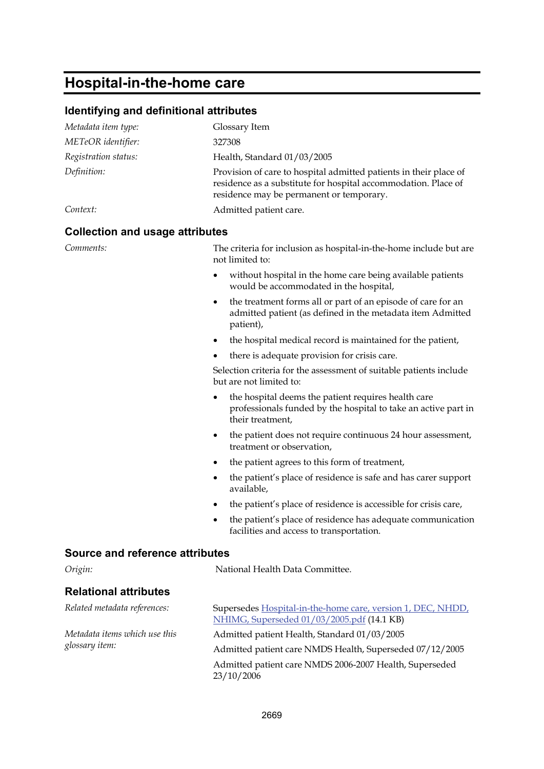# Hospital-in-the-home care

## Identifying and definitional attributes

*Metadata item type:* Glossary Item

*METeOR identifier:* 327308

*Registration status:* Health, Standard 01/03/2005

*Definition:* Provision of care to hospital admitted patients in their place of residence as a substitute for hospital accommodation. Place of residence may be permanent or temporary.

*Context:* Admitted patient care.

## Collection and usage attributes

*Comments:* The criteria for inclusion as hospital-in-the-home include but are not limited to:

- without hospital in the home care being available patients would be accommodated in the hospital,
- the treatment forms all or part of an episode of care for an admitted patient (as defined in the metadata item Admitted patient),
- the hospital medical record is maintained for the patient,
- there is adequate provision for crisis care.

Selection criteria for the assessment of suitable patients include but are not limited to:

- the hospital deems the patient requires health care professionals funded by the hospital to take an active part in their treatment,
- the patient does not require continuous 24 hour assessment, treatment or observation,
- the patient agrees to this form of treatment,
- the patient's place of residence is safe and has carer support available,
- the patient's place of residence is accessible for crisis care,
- the patient's place of residence has adequate communication facilities and access to transportation.

## Source and reference attributes

*Origin:* National Health Data Committee.

## Relational attributes

*Related metadata references:* Supersedes Hospital-in-the-home care, version 1, DEC, NHDD, NHIMG, Superseded 01/03/2005.pdf (14.1 KB)

*Metadata items which use this glossary item:*

Admitted patient Health, Standard 01/03/2005

Admitted patient care NMDS Health, Superseded 07/12/2005

Admitted patient care NMDS 2006-2007 Health, Superseded 23/10/2006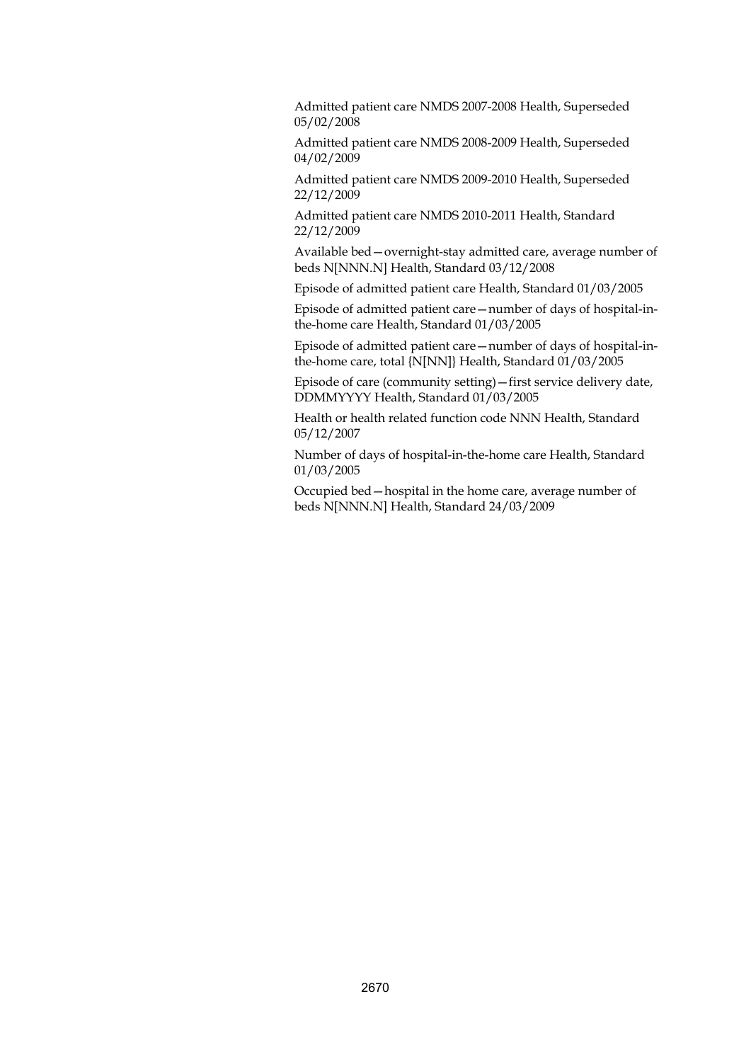Admitted patient care NMDS 2007-2008 Health, Superseded 05/02/2008

Admitted patient care NMDS 2008-2009 Health, Superseded 04/02/2009

Admitted patient care NMDS 2009-2010 Health, Superseded 22/12/2009

Admitted patient care NMDS 2010-2011 Health, Standard 22/12/2009

Available bed—overnight-stay admitted care, average number of beds N[NNN.N] Health, Standard 03/12/2008

Episode of admitted patient care Health, Standard 01/03/2005

Episode of admitted patient care—number of days of hospital-in-the-home care Health, Standard 01/03/2005

Episode of admitted patient care—number of days of hospital-in-the-home care, total {N[NN]} Health, Standard 01/03/2005

Episode of care (community setting)—first service delivery date, DDMMYYYY Health, Standard 01/03/2005

Health or health related function code NNN Health, Standard 05/12/2007

Number of days of hospital-in-the-home care Health, Standard 01/03/2005

Occupied bed—hospital in the home care, average number of beds N[NNN.N] Health, Standard 24/03/2009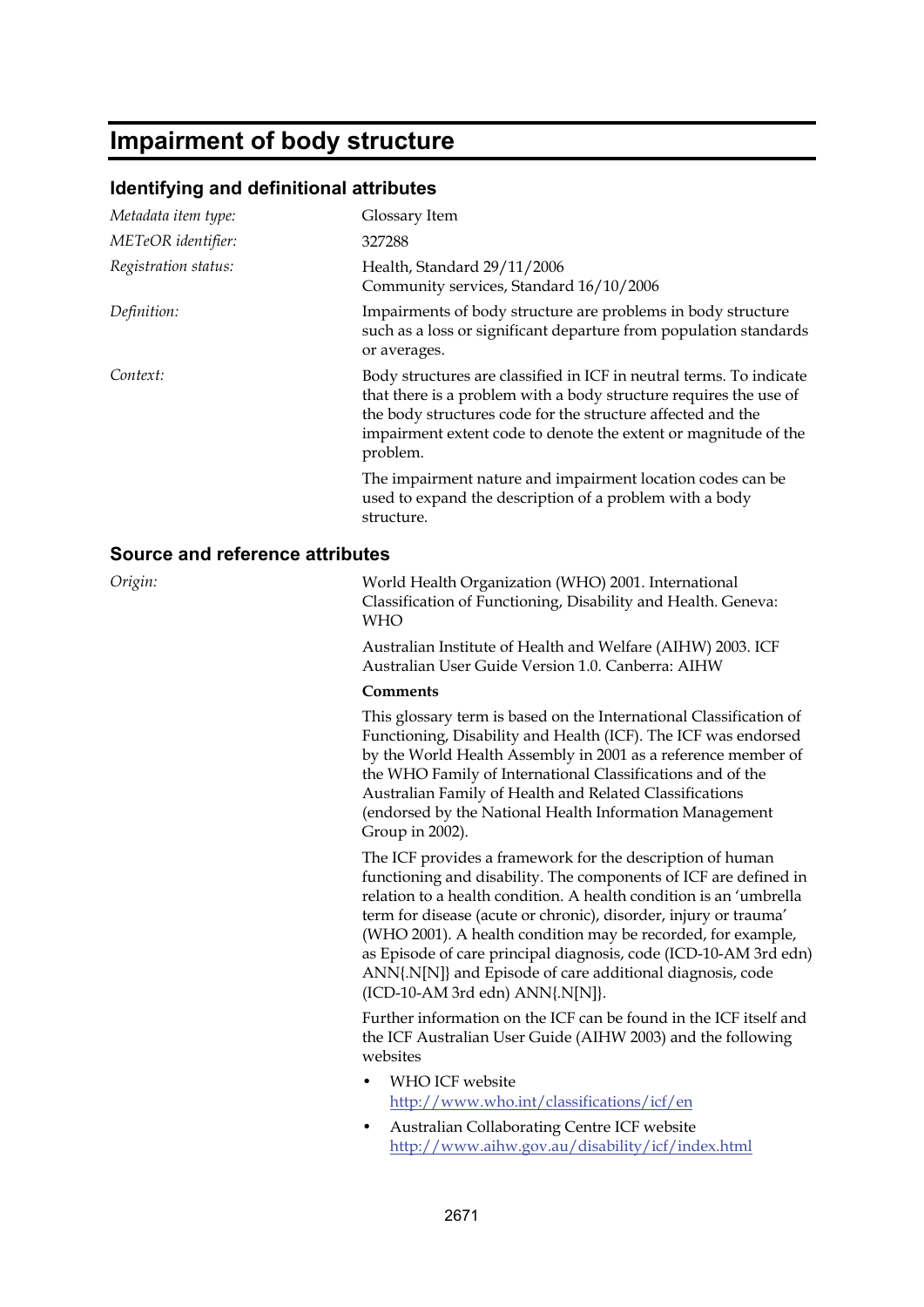# Impairment of body structure

## Identifying and definitional attributes

*Metadata item type:* Glossary Item

*METeOR identifier:* 327288

*Registration status:* Health, Standard 29/11/2006
Community services, Standard 16/10/2006

*Definition:* Impairments of body structure are problems in body structure such as a loss or significant departure from population standards or averages.

*Context:* Body structures are classified in ICF in neutral terms. To indicate that there is a problem with a body structure requires the use of the body structures code for the structure affected and the impairment extent code to denote the extent or magnitude of the problem.

The impairment nature and impairment location codes can be used to expand the description of a problem with a body structure.

## Source and reference attributes

*Origin:* World Health Organization (WHO) 2001. International Classification of Functioning, Disability and Health. Geneva: WHO

Australian Institute of Health and Welfare (AIHW) 2003. ICF Australian User Guide Version 1.0. Canberra: AIHW

**Comments**

This glossary term is based on the International Classification of Functioning, Disability and Health (ICF). The ICF was endorsed by the World Health Assembly in 2001 as a reference member of the WHO Family of International Classifications and of the Australian Family of Health and Related Classifications (endorsed by the National Health Information Management Group in 2002).

The ICF provides a framework for the description of human functioning and disability. The components of ICF are defined in relation to a health condition. A health condition is an 'umbrella term for disease (acute or chronic), disorder, injury or trauma' (WHO 2001). A health condition may be recorded, for example, as Episode of care principal diagnosis, code (ICD-10-AM 3rd edn) ANN{.N[N]} and Episode of care additional diagnosis, code (ICD-10-AM 3rd edn) ANN{.N[N]}.

Further information on the ICF can be found in the ICF itself and the ICF Australian User Guide (AIHW 2003) and the following websites

- WHO ICF website
  http://www.who.int/classifications/icf/en
- Australian Collaborating Centre ICF website
  http://www.aihw.gov.au/disability/icf/index.html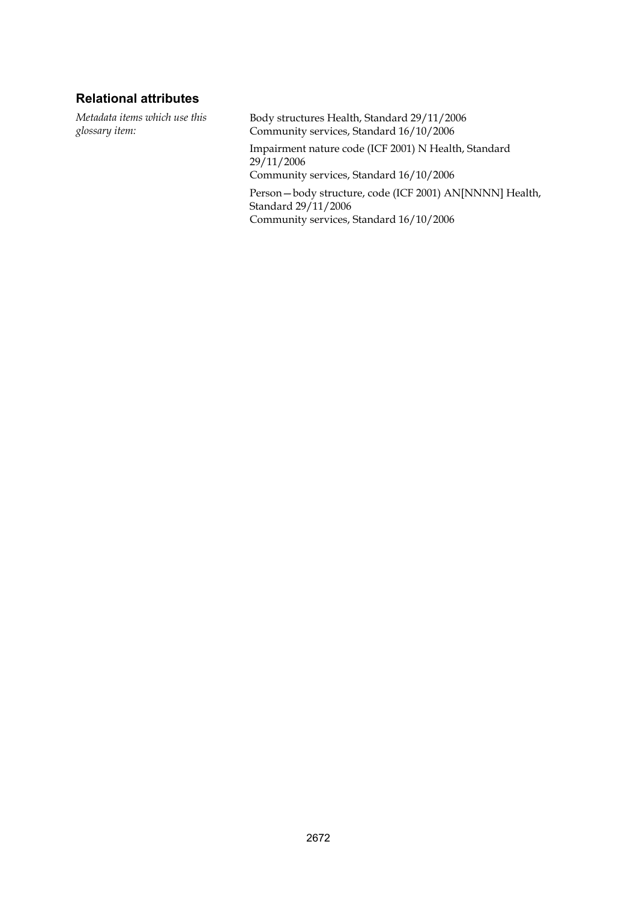## Relational attributes

*Metadata items which use this glossary item:*

Body structures Health, Standard 29/11/2006
Community services, Standard 16/10/2006

Impairment nature code (ICF 2001) N Health, Standard 29/11/2006
Community services, Standard 16/10/2006

Person—body structure, code (ICF 2001) AN[NNNN] Health, Standard 29/11/2006
Community services, Standard 16/10/2006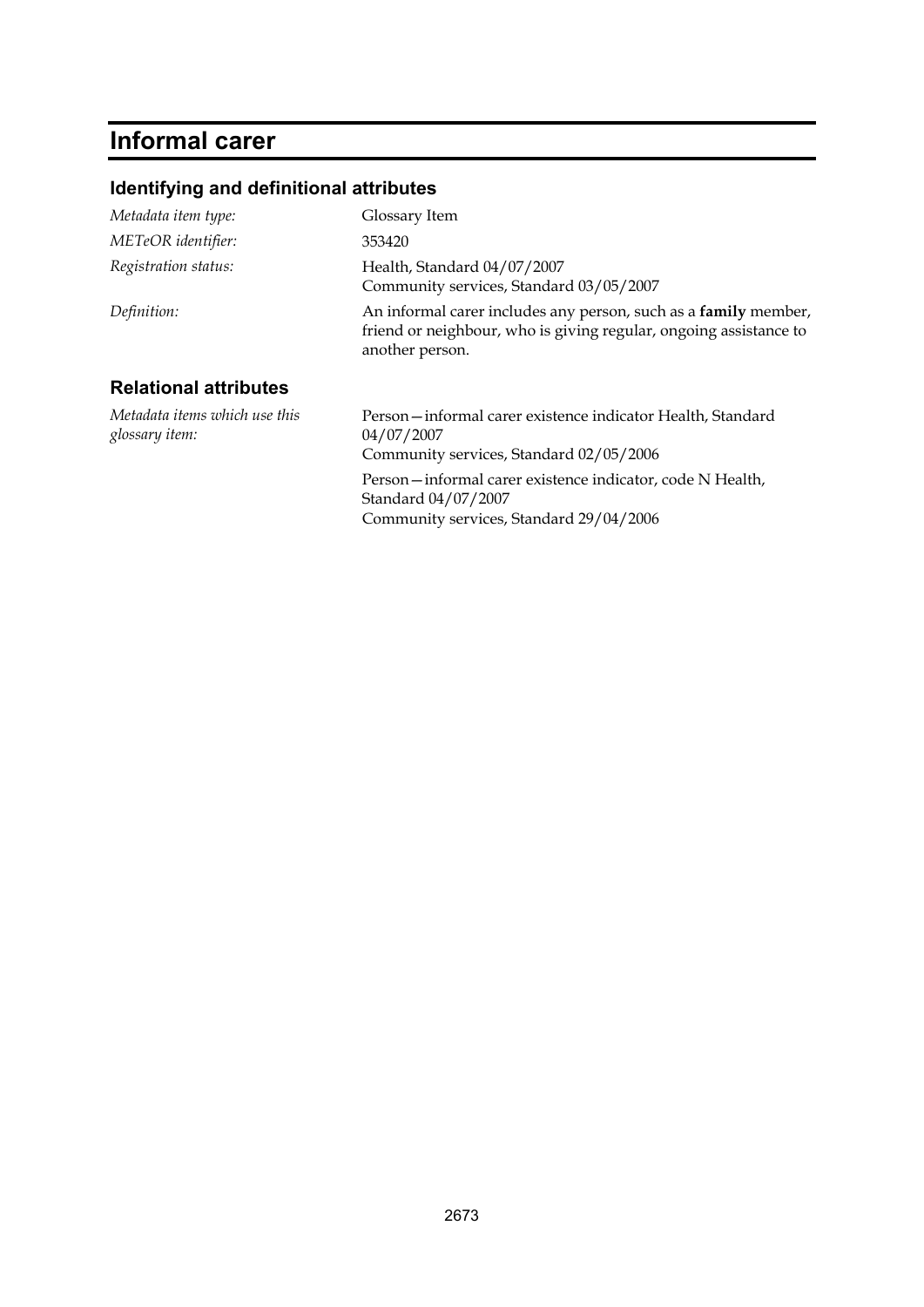# Informal carer

## Identifying and definitional attributes

*Metadata item type:* Glossary Item

*METeOR identifier:* 353420

*Registration status:* Health, Standard 04/07/2007
Community services, Standard 03/05/2007

*Definition:* An informal carer includes any person, such as a **family** member, friend or neighbour, who is giving regular, ongoing assistance to another person.

## Relational attributes

*Metadata items which use this glossary item:*

Person—informal carer existence indicator Health, Standard 04/07/2007
Community services, Standard 02/05/2006

Person—informal carer existence indicator, code N Health, Standard 04/07/2007
Community services, Standard 29/04/2006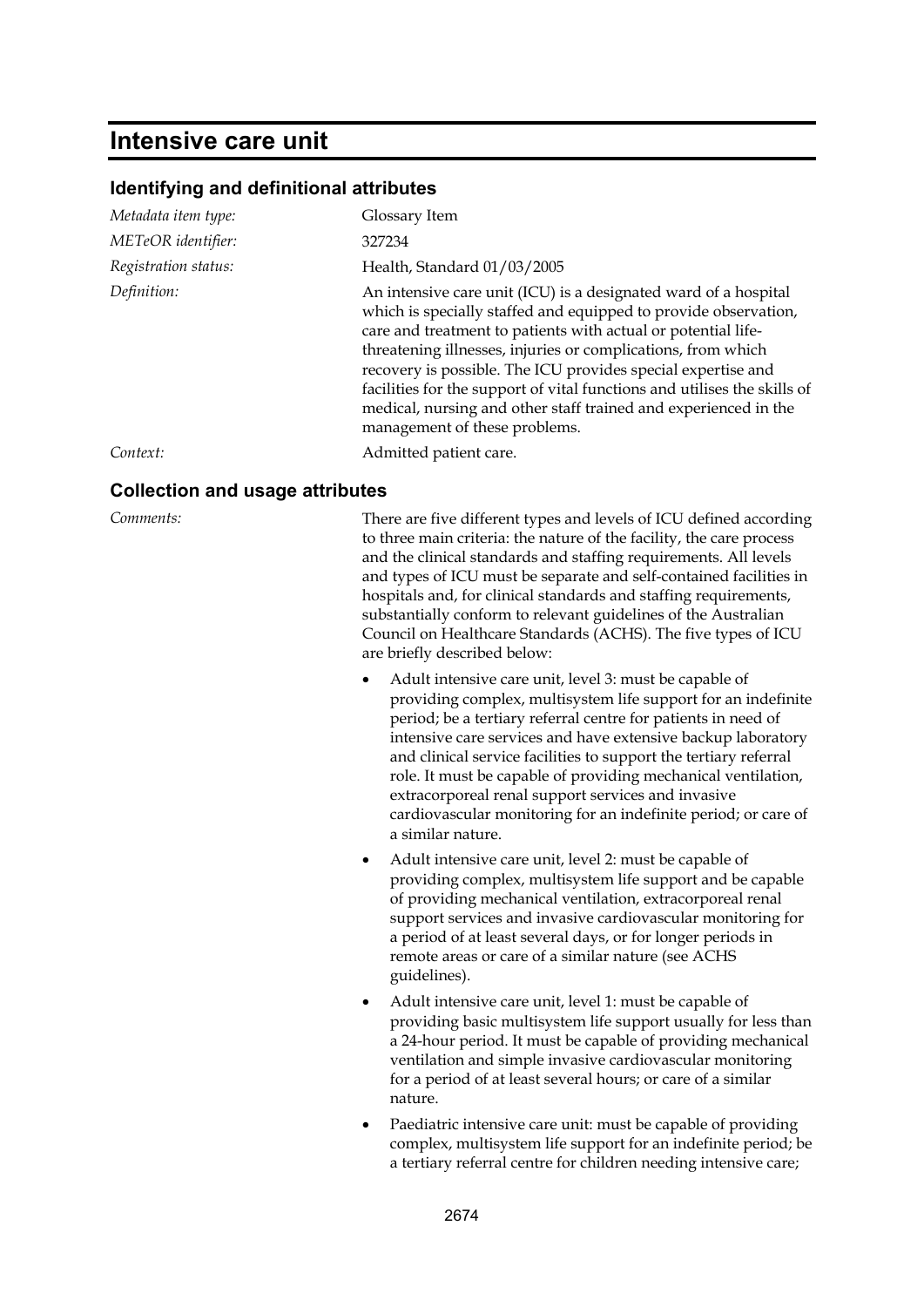# Intensive care unit

## Identifying and definitional attributes

| | |
|---|---|
| *Metadata item type:* | Glossary Item |
| *METeOR identifier:* | 327234 |
| *Registration status:* | Health, Standard 01/03/2005 |
| *Definition:* | An intensive care unit (ICU) is a designated ward of a hospital which is specially staffed and equipped to provide observation, care and treatment to patients with actual or potential life-threatening illnesses, injuries or complications, from which recovery is possible. The ICU provides special expertise and facilities for the support of vital functions and utilises the skills of medical, nursing and other staff trained and experienced in the management of these problems. |
| *Context:* | Admitted patient care. |

## Collection and usage attributes

*Comments:*

There are five different types and levels of ICU defined according to three main criteria: the nature of the facility, the care process and the clinical standards and staffing requirements. All levels and types of ICU must be separate and self-contained facilities in hospitals and, for clinical standards and staffing requirements, substantially conform to relevant guidelines of the Australian Council on Healthcare Standards (ACHS). The five types of ICU are briefly described below:

- Adult intensive care unit, level 3: must be capable of providing complex, multisystem life support for an indefinite period; be a tertiary referral centre for patients in need of intensive care services and have extensive backup laboratory and clinical service facilities to support the tertiary referral role. It must be capable of providing mechanical ventilation, extracorporeal renal support services and invasive cardiovascular monitoring for an indefinite period; or care of a similar nature.
- Adult intensive care unit, level 2: must be capable of providing complex, multisystem life support and be capable of providing mechanical ventilation, extracorporeal renal support services and invasive cardiovascular monitoring for a period of at least several days, or for longer periods in remote areas or care of a similar nature (see ACHS guidelines).
- Adult intensive care unit, level 1: must be capable of providing basic multisystem life support usually for less than a 24-hour period. It must be capable of providing mechanical ventilation and simple invasive cardiovascular monitoring for a period of at least several hours; or care of a similar nature.
- Paediatric intensive care unit: must be capable of providing complex, multisystem life support for an indefinite period; be a tertiary referral centre for children needing intensive care;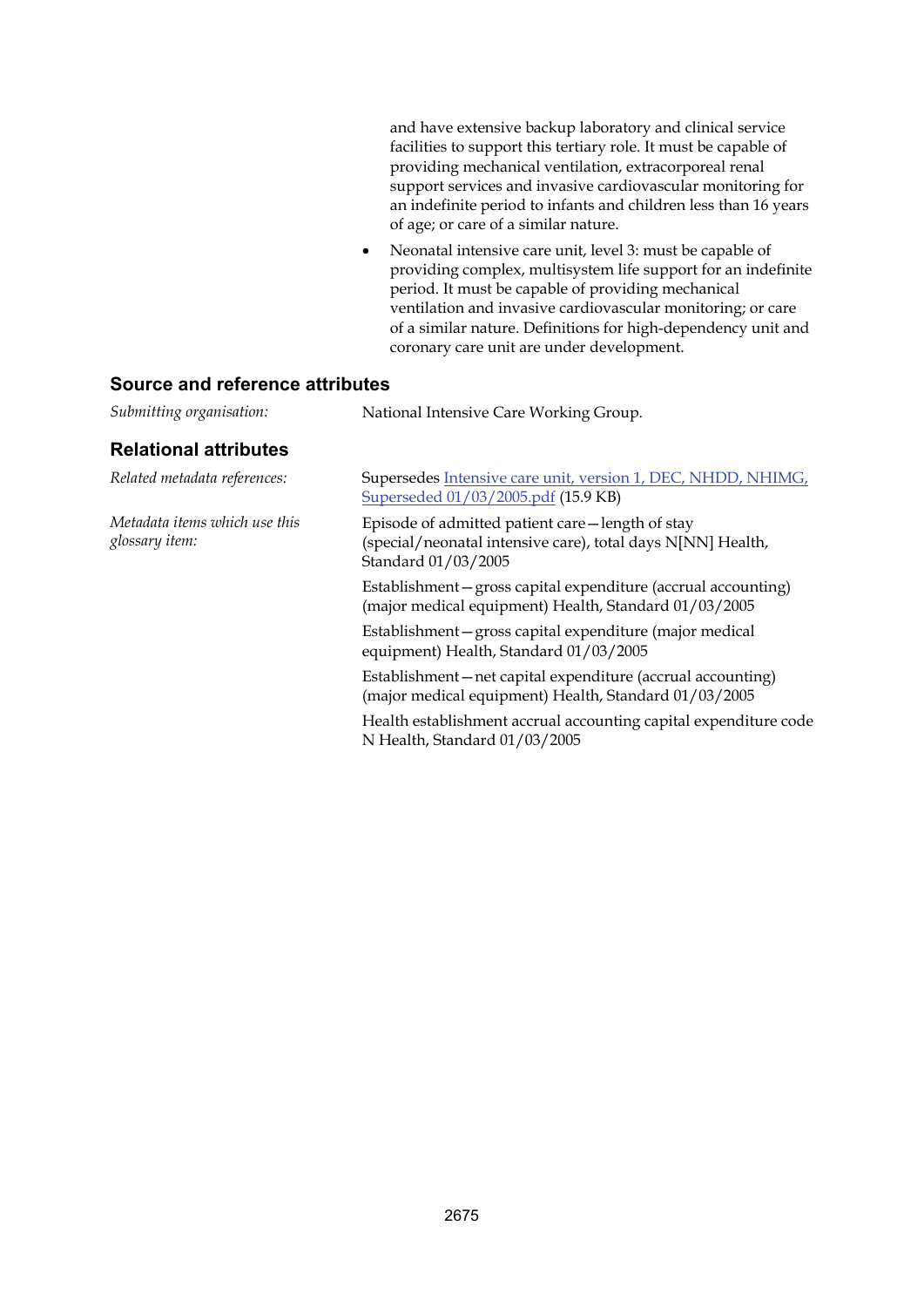and have extensive backup laboratory and clinical service facilities to support this tertiary role. It must be capable of providing mechanical ventilation, extracorporeal renal support services and invasive cardiovascular monitoring for an indefinite period to infants and children less than 16 years of age; or care of a similar nature.

- Neonatal intensive care unit, level 3: must be capable of providing complex, multisystem life support for an indefinite period. It must be capable of providing mechanical ventilation and invasive cardiovascular monitoring; or care of a similar nature. Definitions for high-dependency unit and coronary care unit are under development.

### Source and reference attributes

*Submitting organisation:* National Intensive Care Working Group.

### Relational attributes

*Related metadata references:* Supersedes Intensive care unit, version 1, DEC, NHDD, NHIMG, Superseded 01/03/2005.pdf (15.9 KB)

*Metadata items which use this glossary item:*

Episode of admitted patient care—length of stay (special/neonatal intensive care), total days N[NN] Health, Standard 01/03/2005

Establishment—gross capital expenditure (accrual accounting) (major medical equipment) Health, Standard 01/03/2005

Establishment—gross capital expenditure (major medical equipment) Health, Standard 01/03/2005

Establishment—net capital expenditure (accrual accounting) (major medical equipment) Health, Standard 01/03/2005

Health establishment accrual accounting capital expenditure code N Health, Standard 01/03/2005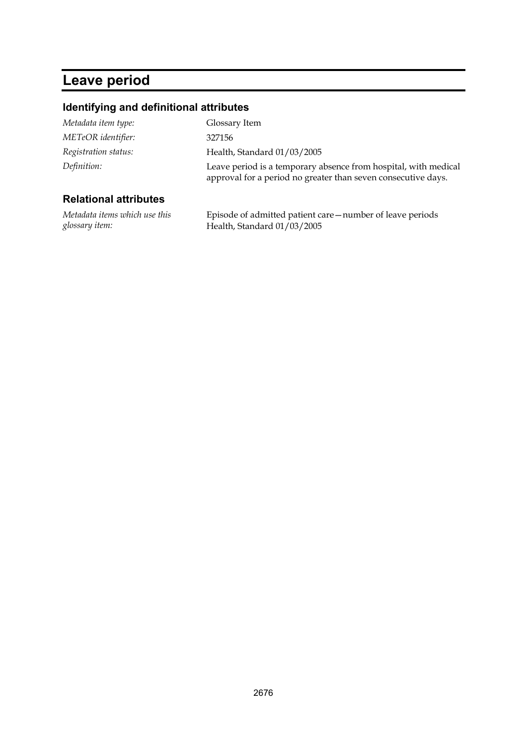# Leave period

## Identifying and definitional attributes

| | |
|---|---|
| *Metadata item type:* | Glossary Item |
| *METeOR identifier:* | 327156 |
| *Registration status:* | Health, Standard 01/03/2005 |
| *Definition:* | Leave period is a temporary absence from hospital, with medical approval for a period no greater than seven consecutive days. |

## Relational attributes

| | |
|---|---|
| *Metadata items which use this glossary item:* | Episode of admitted patient care—number of leave periods Health, Standard 01/03/2005 |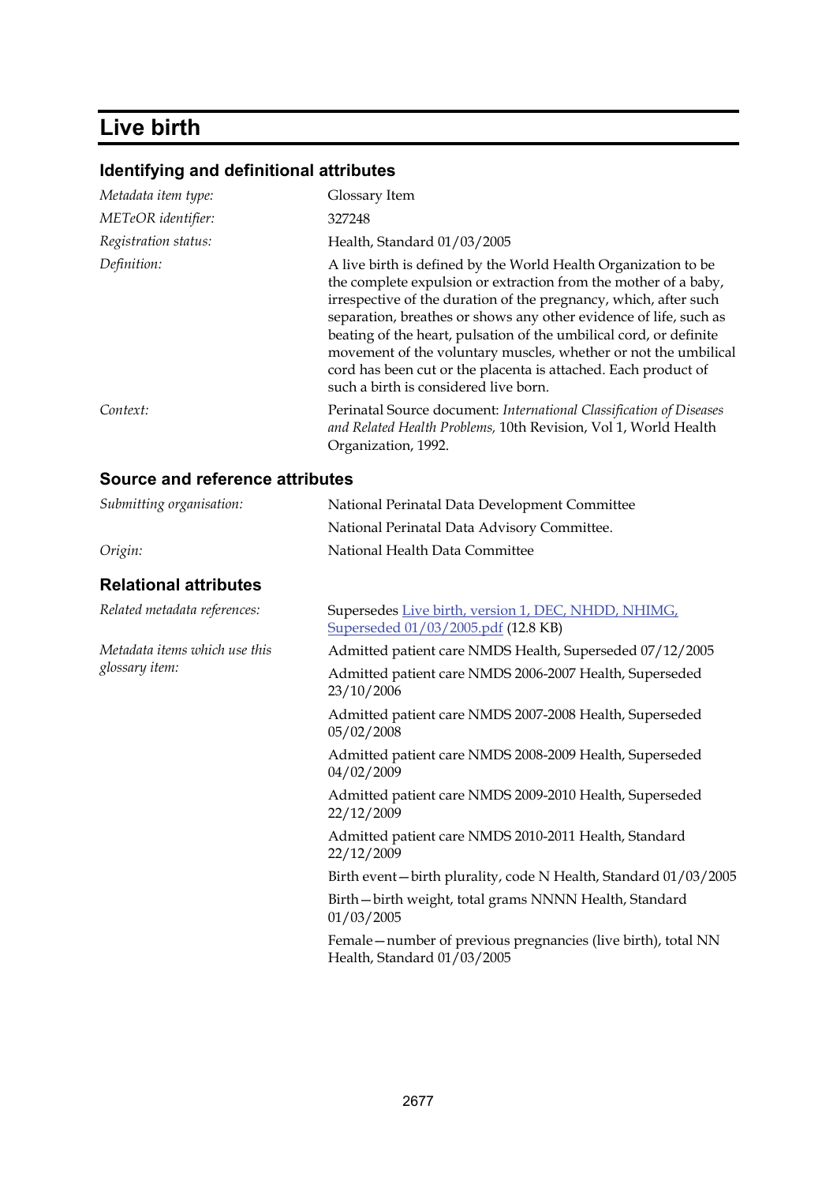# Live birth

## Identifying and definitional attributes

| | |
|---|---|
| *Metadata item type:* | Glossary Item |
| *METeOR identifier:* | 327248 |
| *Registration status:* | Health, Standard 01/03/2005 |
| *Definition:* | A live birth is defined by the World Health Organization to be the complete expulsion or extraction from the mother of a baby, irrespective of the duration of the pregnancy, which, after such separation, breathes or shows any other evidence of life, such as beating of the heart, pulsation of the umbilical cord, or definite movement of the voluntary muscles, whether or not the umbilical cord has been cut or the placenta is attached. Each product of such a birth is considered live born. |
| *Context:* | Perinatal Source document: *International Classification of Diseases and Related Health Problems,* 10th Revision, Vol 1, World Health Organization, 1992. |

## Source and reference attributes

| | |
|---|---|
| *Submitting organisation:* | National Perinatal Data Development Committee |
| | National Perinatal Data Advisory Committee. |
| *Origin:* | National Health Data Committee |

## Relational attributes

| | |
|---|---|
| *Related metadata references:* | Supersedes [Live birth, version 1, DEC, NHDD, NHIMG, Superseded 01/03/2005.pdf](#) (12.8 KB) |
| *Metadata items which use this glossary item:* | Admitted patient care NMDS Health, Superseded 07/12/2005 |
| | Admitted patient care NMDS 2006-2007 Health, Superseded 23/10/2006 |
| | Admitted patient care NMDS 2007-2008 Health, Superseded 05/02/2008 |
| | Admitted patient care NMDS 2008-2009 Health, Superseded 04/02/2009 |
| | Admitted patient care NMDS 2009-2010 Health, Superseded 22/12/2009 |
| | Admitted patient care NMDS 2010-2011 Health, Standard 22/12/2009 |
| | Birth event—birth plurality, code N Health, Standard 01/03/2005 |
| | Birth—birth weight, total grams NNNN Health, Standard 01/03/2005 |
| | Female—number of previous pregnancies (live birth), total NN Health, Standard 01/03/2005 |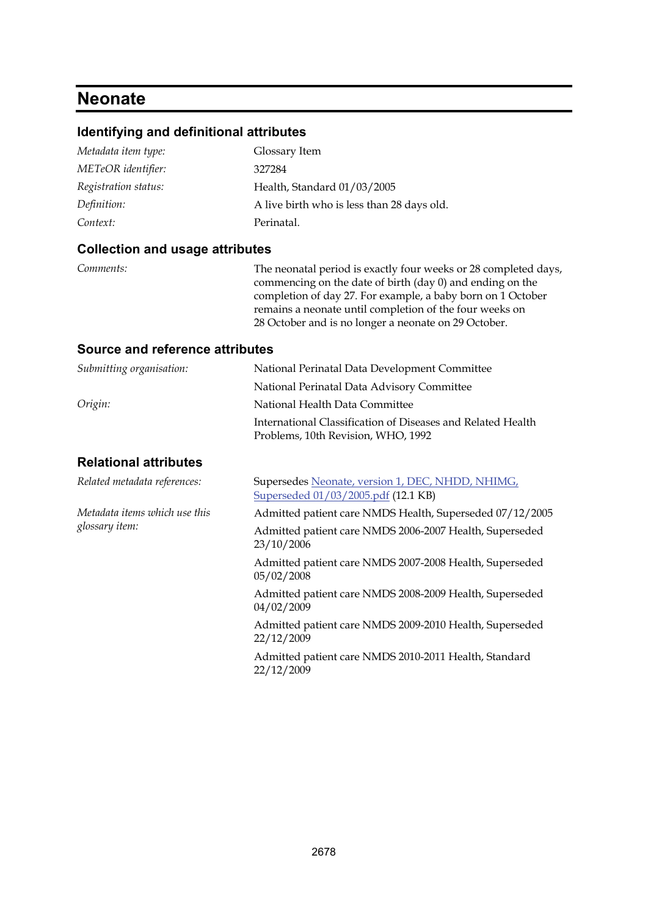# Neonate

## Identifying and definitional attributes

| | |
|---|---|
| *Metadata item type:* | Glossary Item |
| *METeOR identifier:* | 327284 |
| *Registration status:* | Health, Standard 01/03/2005 |
| *Definition:* | A live birth who is less than 28 days old. |
| *Context:* | Perinatal. |

## Collection and usage attributes

| | |
|---|---|
| *Comments:* | The neonatal period is exactly four weeks or 28 completed days, commencing on the date of birth (day 0) and ending on the completion of day 27. For example, a baby born on 1 October remains a neonate until completion of the four weeks on 28 October and is no longer a neonate on 29 October. |

## Source and reference attributes

| | |
|---|---|
| *Submitting organisation:* | National Perinatal Data Development Committee |
| | National Perinatal Data Advisory Committee |
| *Origin:* | National Health Data Committee |
| | International Classification of Diseases and Related Health Problems, 10th Revision, WHO, 1992 |

## Relational attributes

| | |
|---|---|
| *Related metadata references:* | Supersedes Neonate, version 1, DEC, NHDD, NHIMG, Superseded 01/03/2005.pdf (12.1 KB) |
| *Metadata items which use this glossary item:* | Admitted patient care NMDS Health, Superseded 07/12/2005 |
| | Admitted patient care NMDS 2006-2007 Health, Superseded 23/10/2006 |
| | Admitted patient care NMDS 2007-2008 Health, Superseded 05/02/2008 |
| | Admitted patient care NMDS 2008-2009 Health, Superseded 04/02/2009 |
| | Admitted patient care NMDS 2009-2010 Health, Superseded 22/12/2009 |
| | Admitted patient care NMDS 2010-2011 Health, Standard 22/12/2009 |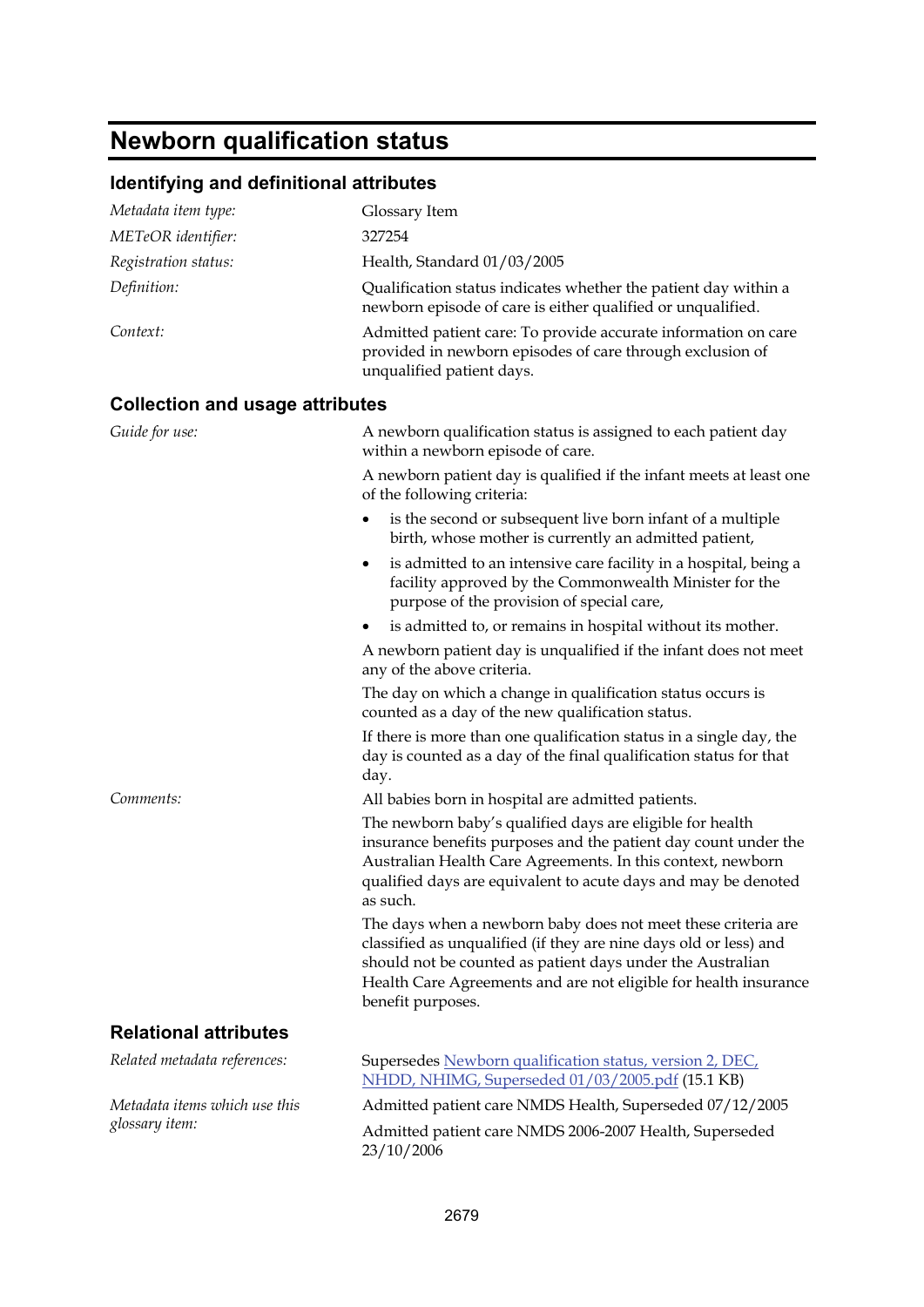# Newborn qualification status

## Identifying and definitional attributes

| | |
|---|---|
| *Metadata item type:* | Glossary Item |
| *METeOR identifier:* | 327254 |
| *Registration status:* | Health, Standard 01/03/2005 |
| *Definition:* | Qualification status indicates whether the patient day within a newborn episode of care is either qualified or unqualified. |
| *Context:* | Admitted patient care: To provide accurate information on care provided in newborn episodes of care through exclusion of unqualified patient days. |

## Collection and usage attributes

*Guide for use:*

A newborn qualification status is assigned to each patient day within a newborn episode of care.

A newborn patient day is qualified if the infant meets at least one of the following criteria:

- is the second or subsequent live born infant of a multiple birth, whose mother is currently an admitted patient,
- is admitted to an intensive care facility in a hospital, being a facility approved by the Commonwealth Minister for the purpose of the provision of special care,
- is admitted to, or remains in hospital without its mother.

A newborn patient day is unqualified if the infant does not meet any of the above criteria.

The day on which a change in qualification status occurs is counted as a day of the new qualification status.

If there is more than one qualification status in a single day, the day is counted as a day of the final qualification status for that day.

*Comments:*

All babies born in hospital are admitted patients.

The newborn baby's qualified days are eligible for health insurance benefits purposes and the patient day count under the Australian Health Care Agreements. In this context, newborn qualified days are equivalent to acute days and may be denoted as such.

The days when a newborn baby does not meet these criteria are classified as unqualified (if they are nine days old or less) and should not be counted as patient days under the Australian Health Care Agreements and are not eligible for health insurance benefit purposes.

## Relational attributes

*Related metadata references:*

Supersedes Newborn qualification status, version 2, DEC, NHDD, NHIMG, Superseded 01/03/2005.pdf (15.1 KB)

*Metadata items which use this glossary item:*

Admitted patient care NMDS Health, Superseded 07/12/2005

Admitted patient care NMDS 2006-2007 Health, Superseded 23/10/2006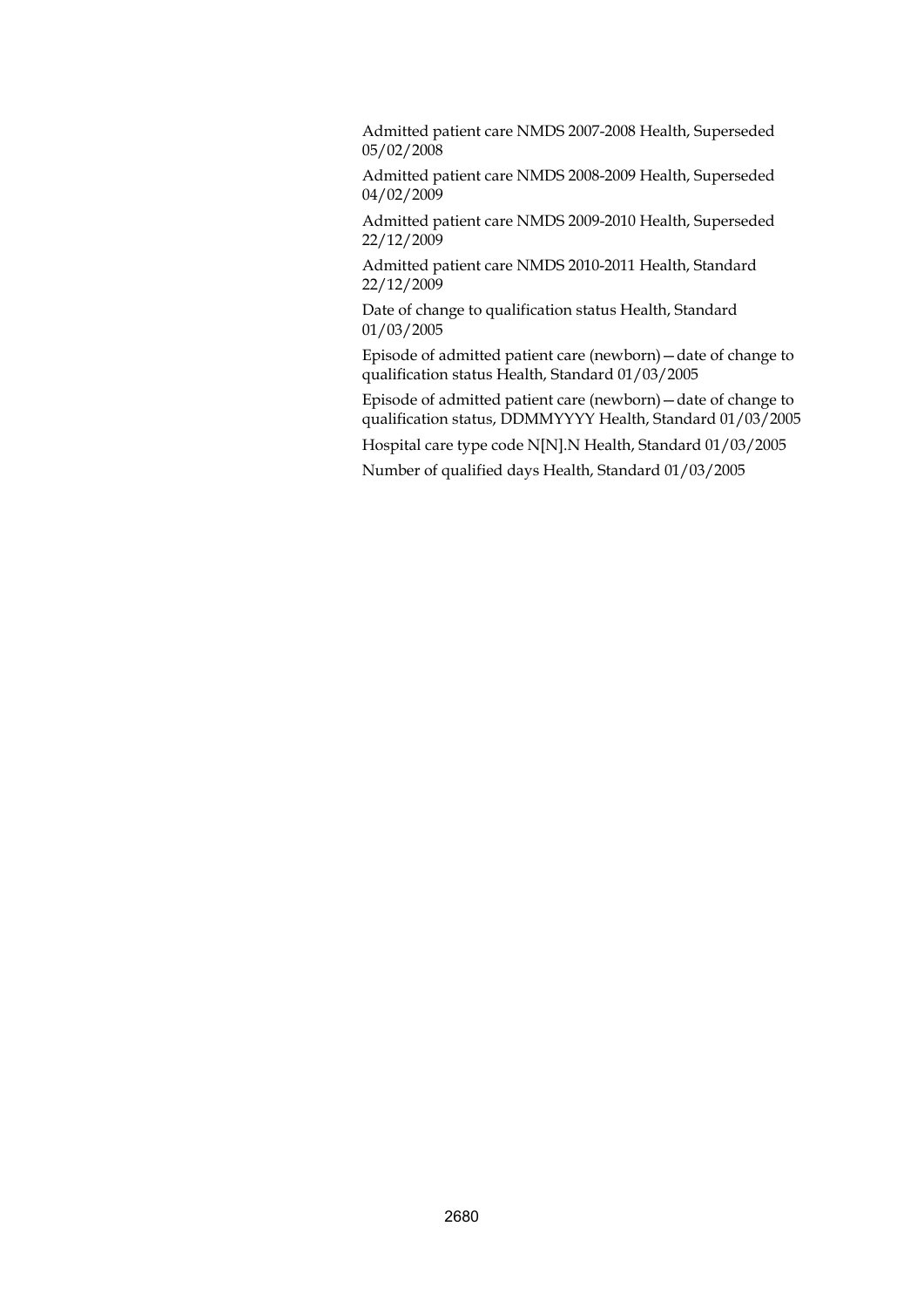Admitted patient care NMDS 2007-2008 Health, Superseded 05/02/2008

Admitted patient care NMDS 2008-2009 Health, Superseded 04/02/2009

Admitted patient care NMDS 2009-2010 Health, Superseded 22/12/2009

Admitted patient care NMDS 2010-2011 Health, Standard 22/12/2009

Date of change to qualification status Health, Standard 01/03/2005

Episode of admitted patient care (newborn)—date of change to qualification status Health, Standard 01/03/2005

Episode of admitted patient care (newborn)—date of change to qualification status, DDMMYYYY Health, Standard 01/03/2005

Hospital care type code N[N].N Health, Standard 01/03/2005

Number of qualified days Health, Standard 01/03/2005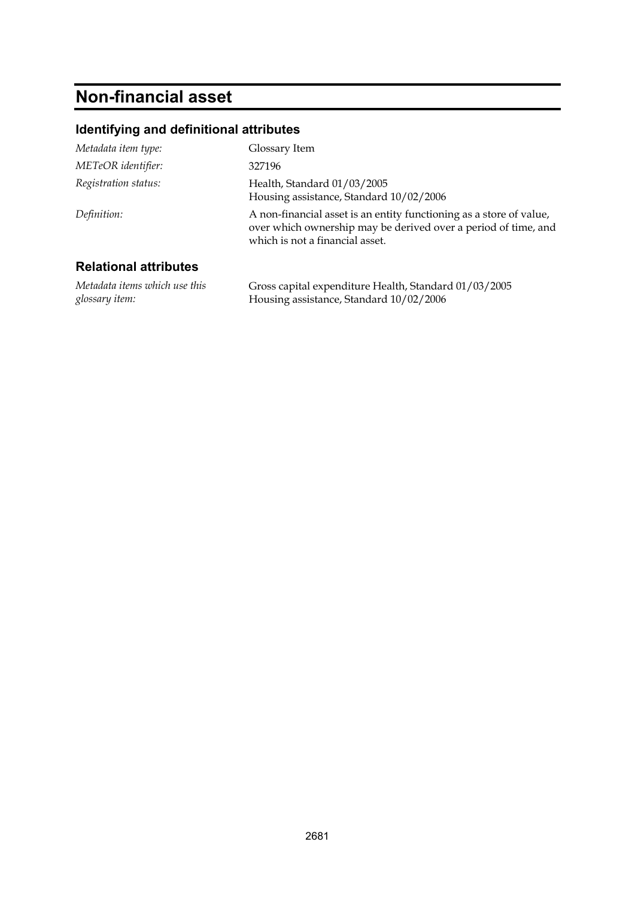# Non-financial asset

## Identifying and definitional attributes

| | |
|---|---|
| *Metadata item type:* | Glossary Item |
| *METeOR identifier:* | 327196 |
| *Registration status:* | Health, Standard 01/03/2005<br>Housing assistance, Standard 10/02/2006 |
| *Definition:* | A non-financial asset is an entity functioning as a store of value, over which ownership may be derived over a period of time, and which is not a financial asset. |

## Relational attributes

| | |
|---|---|
| *Metadata items which use this glossary item:* | Gross capital expenditure Health, Standard 01/03/2005<br>Housing assistance, Standard 10/02/2006 |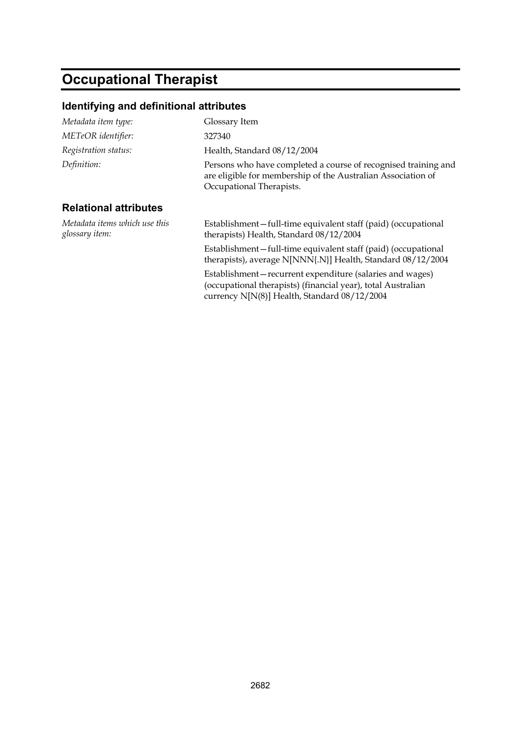# Occupational Therapist

## Identifying and definitional attributes

*Metadata item type:* Glossary Item

*METeOR identifier:* 327340

*Registration status:* Health, Standard 08/12/2004

*Definition:* Persons who have completed a course of recognised training and are eligible for membership of the Australian Association of Occupational Therapists.

## Relational attributes

*Metadata items which use this glossary item:*

Establishment—full-time equivalent staff (paid) (occupational therapists) Health, Standard 08/12/2004

Establishment—full-time equivalent staff (paid) (occupational therapists), average N[NNN{.N}] Health, Standard 08/12/2004

Establishment—recurrent expenditure (salaries and wages) (occupational therapists) (financial year), total Australian currency N[N(8)] Health, Standard 08/12/2004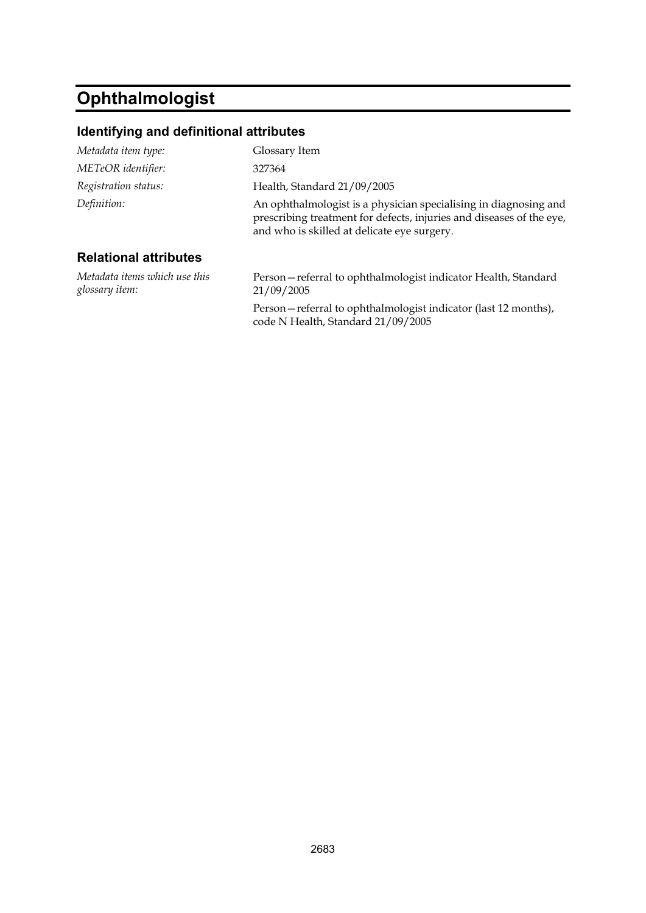# Ophthalmologist

## Identifying and definitional attributes

| | |
|---|---|
| *Metadata item type:* | Glossary Item |
| *METeOR identifier:* | 327364 |
| *Registration status:* | Health, Standard 21/09/2005 |
| *Definition:* | An ophthalmologist is a physician specialising in diagnosing and prescribing treatment for defects, injuries and diseases of the eye, and who is skilled at delicate eye surgery. |

## Relational attributes

| | |
|---|---|
| *Metadata items which use this glossary item:* | Person—referral to ophthalmologist indicator Health, Standard 21/09/2005 |
| | Person—referral to ophthalmologist indicator (last 12 months), code N Health, Standard 21/09/2005 |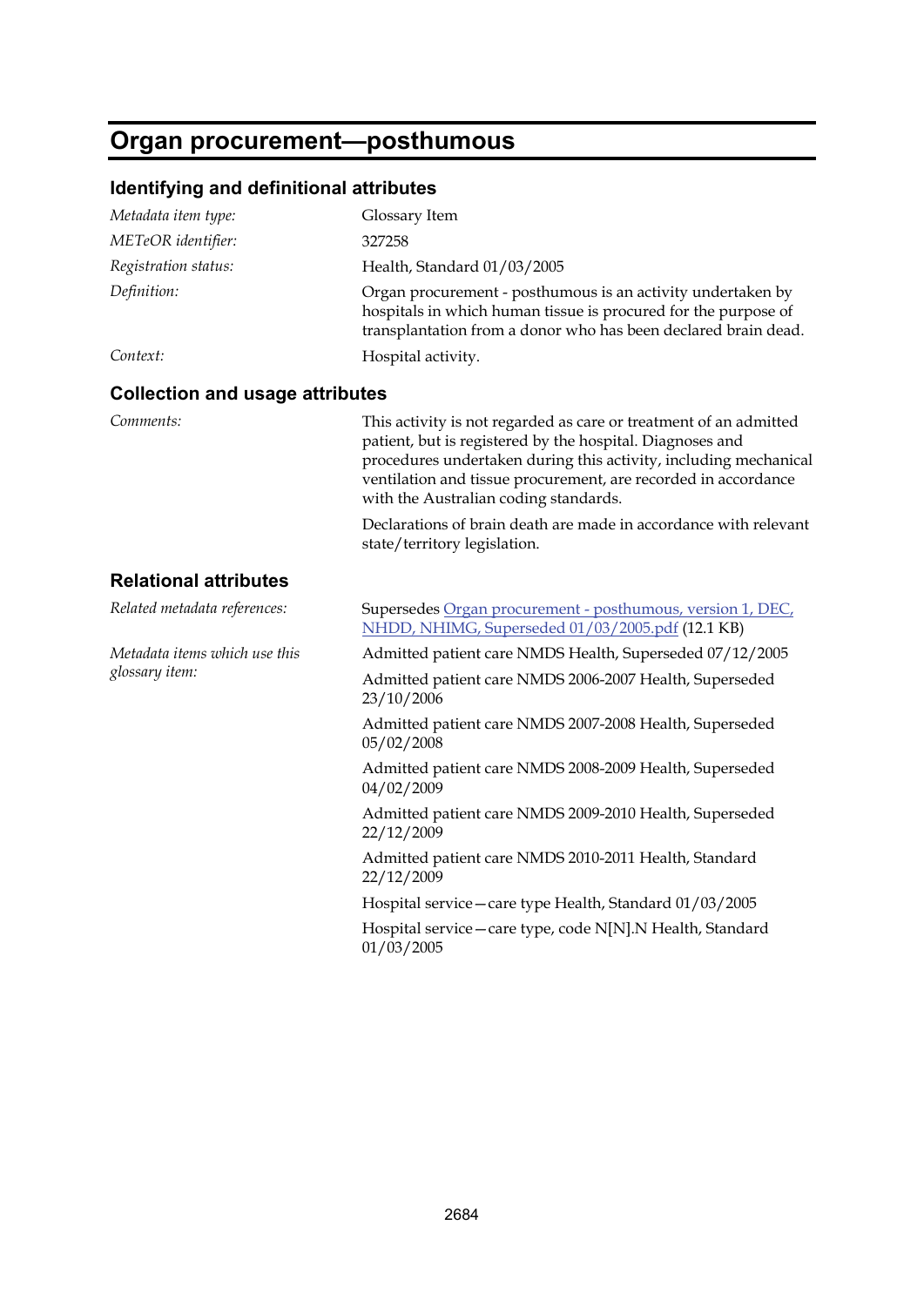# Organ procurement—posthumous

## Identifying and definitional attributes

| | |
|---|---|
| *Metadata item type:* | Glossary Item |
| *METeOR identifier:* | 327258 |
| *Registration status:* | Health, Standard 01/03/2005 |
| *Definition:* | Organ procurement - posthumous is an activity undertaken by hospitals in which human tissue is procured for the purpose of transplantation from a donor who has been declared brain dead. |
| *Context:* | Hospital activity. |

## Collection and usage attributes

| | |
|---|---|
| *Comments:* | This activity is not regarded as care or treatment of an admitted patient, but is registered by the hospital. Diagnoses and procedures undertaken during this activity, including mechanical ventilation and tissue procurement, are recorded in accordance with the Australian coding standards.<br><br>Declarations of brain death are made in accordance with relevant state/territory legislation. |

## Relational attributes

| | |
|---|---|
| *Related metadata references:* | Supersedes Organ procurement - posthumous, version 1, DEC, NHDD, NHIMG, Superseded 01/03/2005.pdf (12.1 KB) |
| *Metadata items which use this glossary item:* | Admitted patient care NMDS Health, Superseded 07/12/2005<br><br>Admitted patient care NMDS 2006-2007 Health, Superseded 23/10/2006<br><br>Admitted patient care NMDS 2007-2008 Health, Superseded 05/02/2008<br><br>Admitted patient care NMDS 2008-2009 Health, Superseded 04/02/2009<br><br>Admitted patient care NMDS 2009-2010 Health, Superseded 22/12/2009<br><br>Admitted patient care NMDS 2010-2011 Health, Standard 22/12/2009<br><br>Hospital service—care type Health, Standard 01/03/2005<br><br>Hospital service—care type, code N[N].N Health, Standard 01/03/2005 |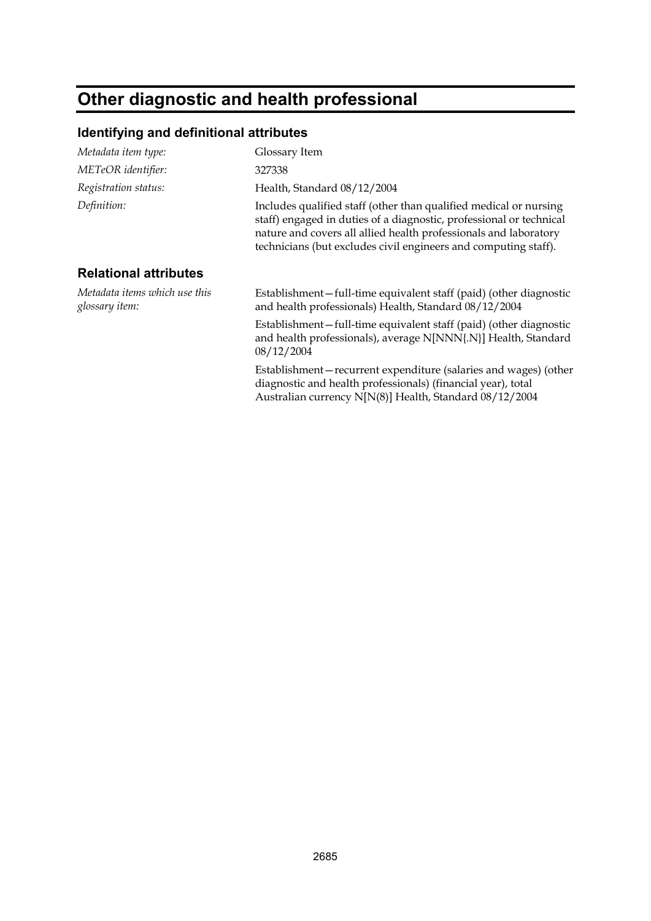# Other diagnostic and health professional

## Identifying and definitional attributes

| | |
|---|---|
| *Metadata item type:* | Glossary Item |
| *METeOR identifier:* | 327338 |
| *Registration status:* | Health, Standard 08/12/2004 |
| *Definition:* | Includes qualified staff (other than qualified medical or nursing staff) engaged in duties of a diagnostic, professional or technical nature and covers all allied health professionals and laboratory technicians (but excludes civil engineers and computing staff). |

## Relational attributes

| | |
|---|---|
| *Metadata items which use this glossary item:* | Establishment—full-time equivalent staff (paid) (other diagnostic and health professionals) Health, Standard 08/12/2004 |
| | Establishment—full-time equivalent staff (paid) (other diagnostic and health professionals), average N[NNN{.N}] Health, Standard 08/12/2004 |
| | Establishment—recurrent expenditure (salaries and wages) (other diagnostic and health professionals) (financial year), total Australian currency N[N(8)] Health, Standard 08/12/2004 |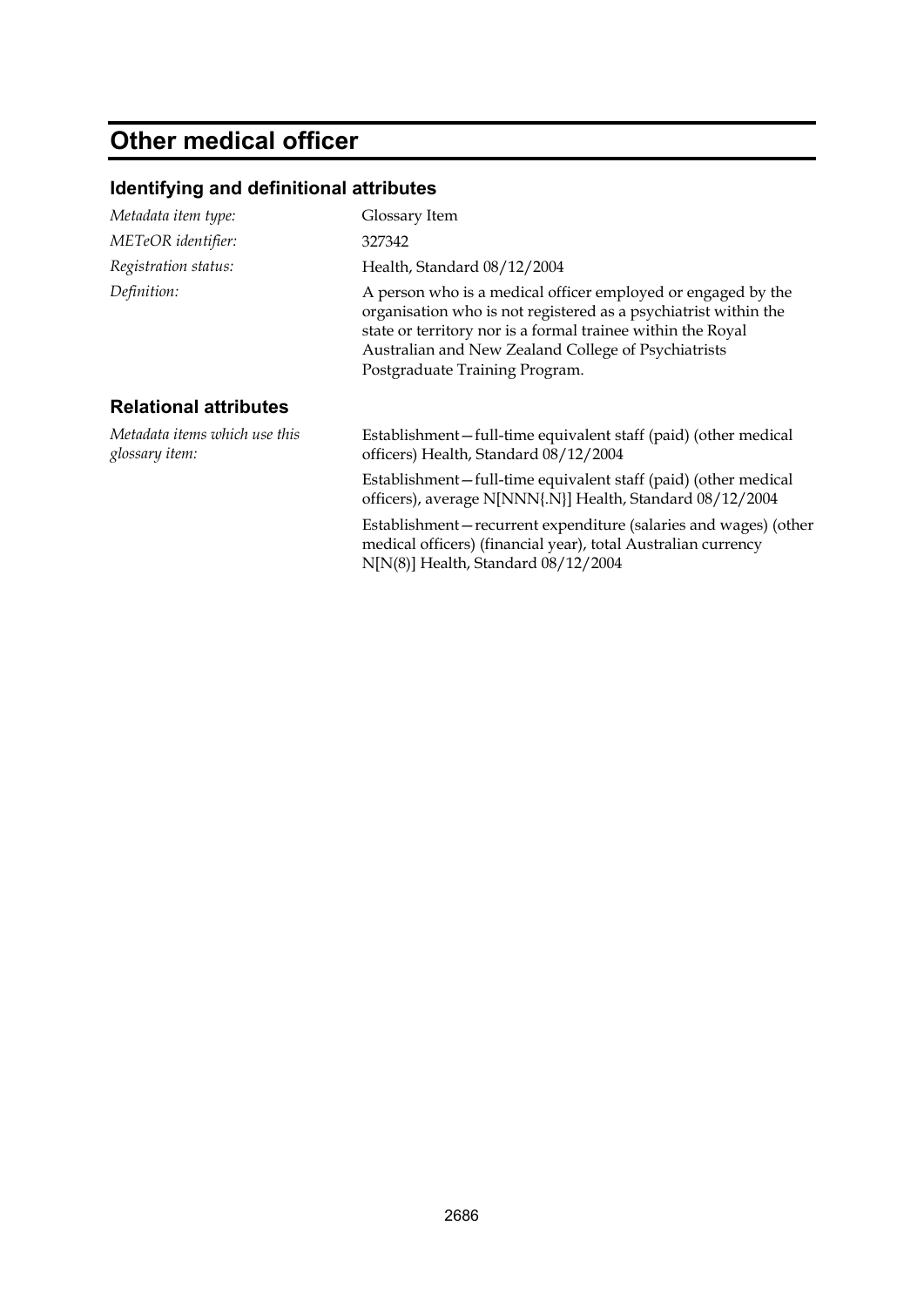# Other medical officer

## Identifying and definitional attributes

| | |
|---|---|
| *Metadata item type:* | Glossary Item |
| *METeOR identifier:* | 327342 |
| *Registration status:* | Health, Standard 08/12/2004 |
| *Definition:* | A person who is a medical officer employed or engaged by the organisation who is not registered as a psychiatrist within the state or territory nor is a formal trainee within the Royal Australian and New Zealand College of Psychiatrists Postgraduate Training Program. |

## Relational attributes

*Metadata items which use this glossary item:*

Establishment—full-time equivalent staff (paid) (other medical officers) Health, Standard 08/12/2004

Establishment—full-time equivalent staff (paid) (other medical officers), average N[NNN{.N}] Health, Standard 08/12/2004

Establishment—recurrent expenditure (salaries and wages) (other medical officers) (financial year), total Australian currency N[N(8)] Health, Standard 08/12/2004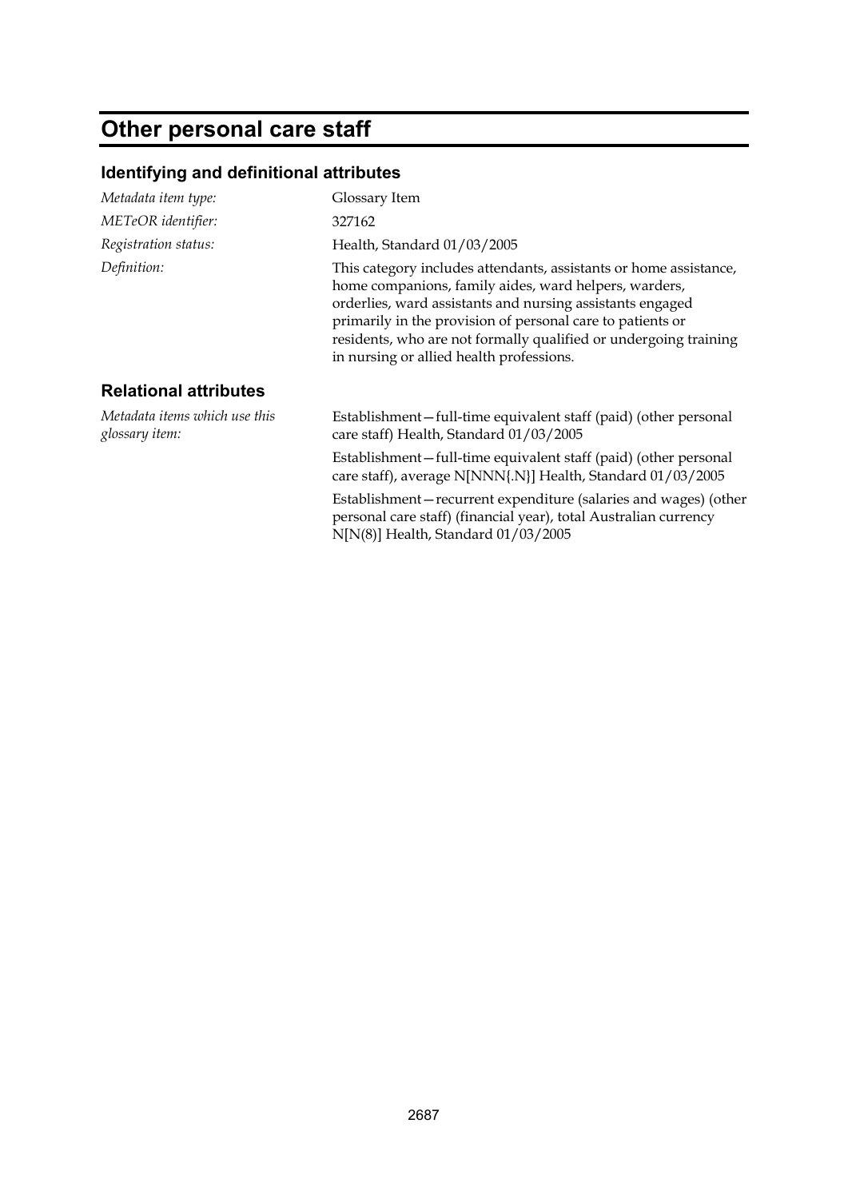# Other personal care staff

## Identifying and definitional attributes

| | |
|---|---|
| *Metadata item type:* | Glossary Item |
| *METeOR identifier:* | 327162 |
| *Registration status:* | Health, Standard 01/03/2005 |
| *Definition:* | This category includes attendants, assistants or home assistance, home companions, family aides, ward helpers, warders, orderlies, ward assistants and nursing assistants engaged primarily in the provision of personal care to patients or residents, who are not formally qualified or undergoing training in nursing or allied health professions. |

## Relational attributes

*Metadata items which use this glossary item:*

Establishment—full-time equivalent staff (paid) (other personal care staff) Health, Standard 01/03/2005

Establishment—full-time equivalent staff (paid) (other personal care staff), average N[NNN{.N}] Health, Standard 01/03/2005

Establishment—recurrent expenditure (salaries and wages) (other personal care staff) (financial year), total Australian currency N[N(8)] Health, Standard 01/03/2005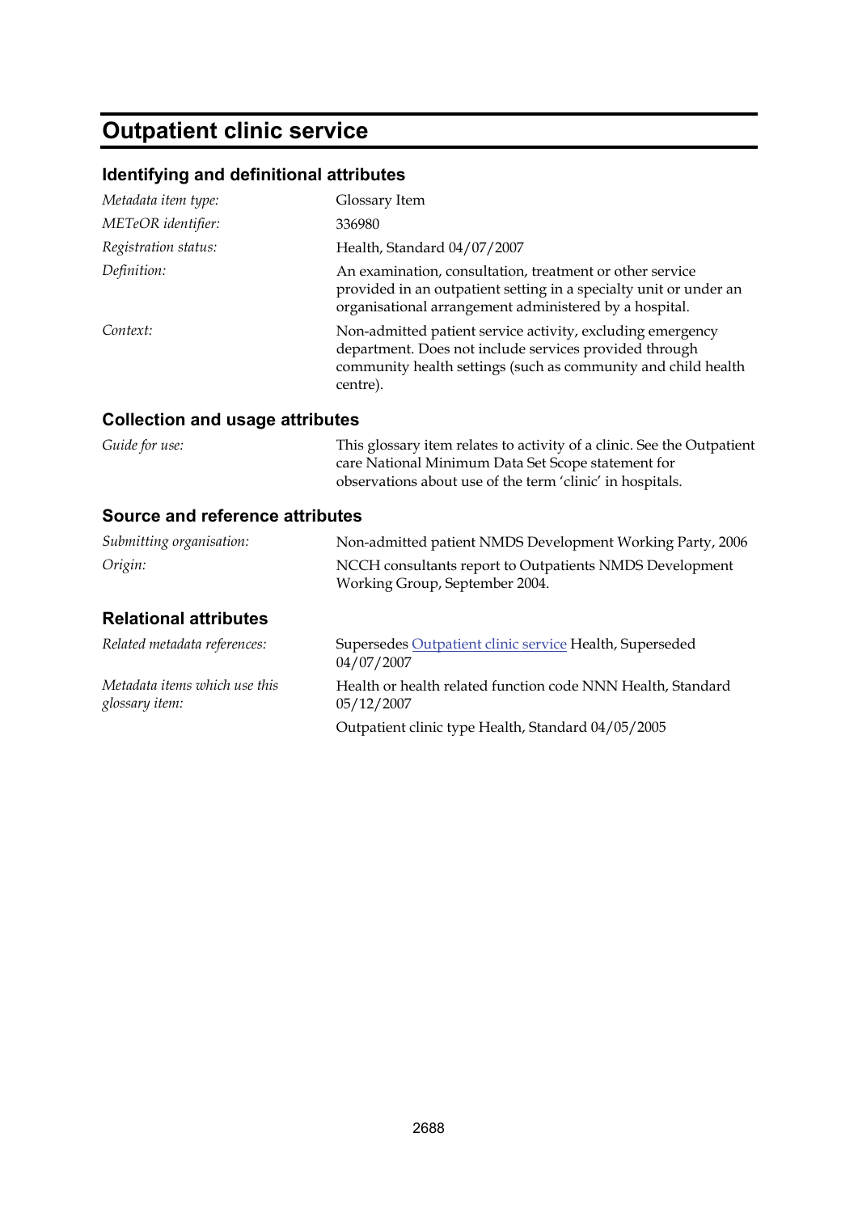# Outpatient clinic service

## Identifying and definitional attributes

| | |
|---|---|
| *Metadata item type:* | Glossary Item |
| *METeOR identifier:* | 336980 |
| *Registration status:* | Health, Standard 04/07/2007 |
| *Definition:* | An examination, consultation, treatment or other service provided in an outpatient setting in a specialty unit or under an organisational arrangement administered by a hospital. |
| *Context:* | Non-admitted patient service activity, excluding emergency department. Does not include services provided through community health settings (such as community and child health centre). |

## Collection and usage attributes

| | |
|---|---|
| *Guide for use:* | This glossary item relates to activity of a clinic. See the Outpatient care National Minimum Data Set Scope statement for observations about use of the term 'clinic' in hospitals. |

## Source and reference attributes

| | |
|---|---|
| *Submitting organisation:* | Non-admitted patient NMDS Development Working Party, 2006 |
| *Origin:* | NCCH consultants report to Outpatients NMDS Development Working Group, September 2004. |

## Relational attributes

| | |
|---|---|
| *Related metadata references:* | Supersedes Outpatient clinic service Health, Superseded 04/07/2007 |
| *Metadata items which use this glossary item:* | Health or health related function code NNN Health, Standard 05/12/2007 |
| | Outpatient clinic type Health, Standard 04/05/2005 |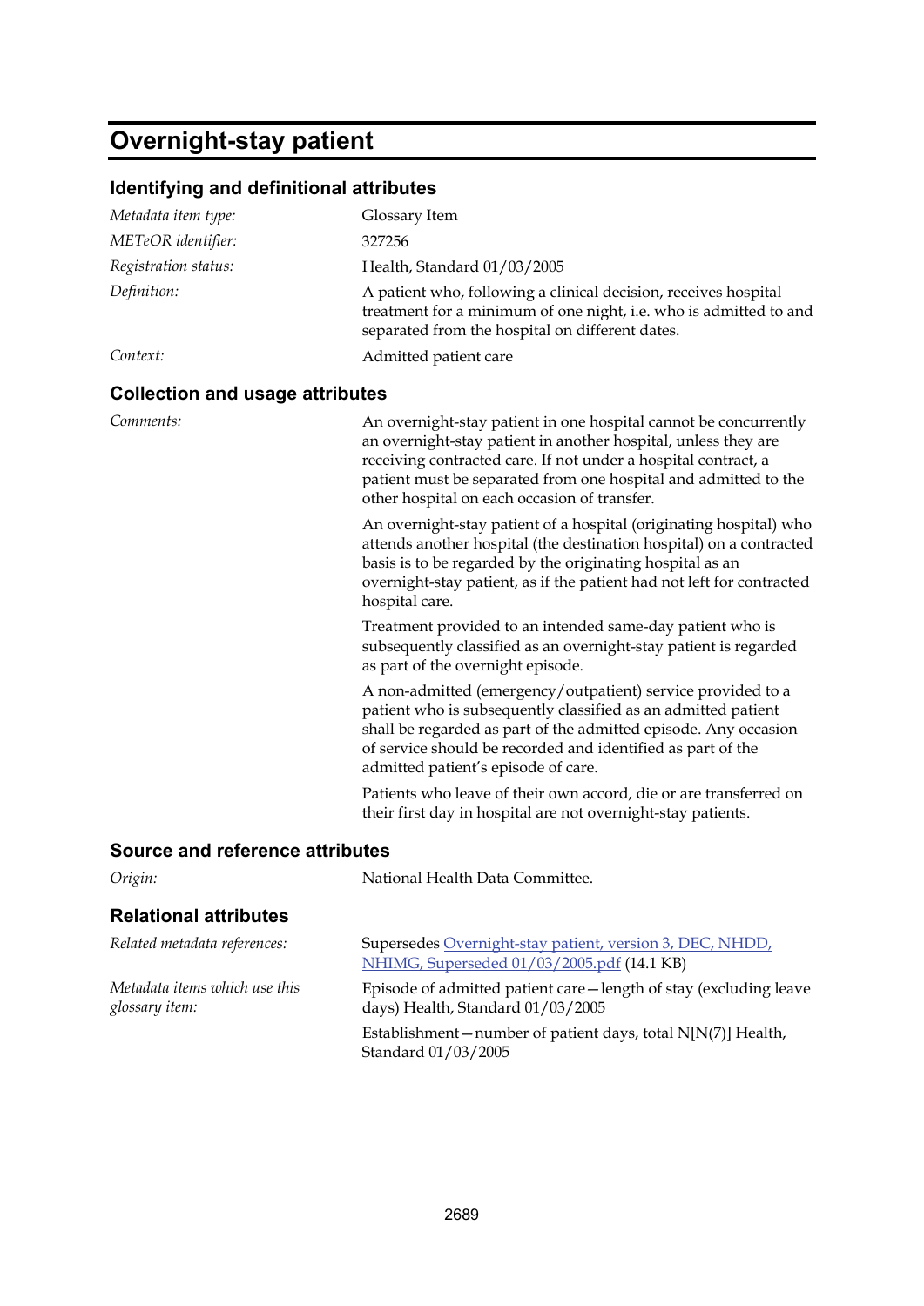# Overnight-stay patient

## Identifying and definitional attributes

| | |
|---|---|
| *Metadata item type:* | Glossary Item |
| *METeOR identifier:* | 327256 |
| *Registration status:* | Health, Standard 01/03/2005 |
| *Definition:* | A patient who, following a clinical decision, receives hospital treatment for a minimum of one night, i.e. who is admitted to and separated from the hospital on different dates. |
| *Context:* | Admitted patient care |

## Collection and usage attributes

*Comments:*

An overnight-stay patient in one hospital cannot be concurrently an overnight-stay patient in another hospital, unless they are receiving contracted care. If not under a hospital contract, a patient must be separated from one hospital and admitted to the other hospital on each occasion of transfer.

An overnight-stay patient of a hospital (originating hospital) who attends another hospital (the destination hospital) on a contracted basis is to be regarded by the originating hospital as an overnight-stay patient, as if the patient had not left for contracted hospital care.

Treatment provided to an intended same-day patient who is subsequently classified as an overnight-stay patient is regarded as part of the overnight episode.

A non-admitted (emergency/outpatient) service provided to a patient who is subsequently classified as an admitted patient shall be regarded as part of the admitted episode. Any occasion of service should be recorded and identified as part of the admitted patient's episode of care.

Patients who leave of their own accord, die or are transferred on their first day in hospital are not overnight-stay patients.

## Source and reference attributes

| | |
|---|---|
| *Origin:* | National Health Data Committee. |

## Relational attributes

| | |
|---|---|
| *Related metadata references:* | Supersedes Overnight-stay patient, version 3, DEC, NHDD, NHIMG, Superseded 01/03/2005.pdf (14.1 KB) |
| *Metadata items which use this glossary item:* | Episode of admitted patient care—length of stay (excluding leave days) Health, Standard 01/03/2005 |
| | Establishment—number of patient days, total N[N(7)] Health, Standard 01/03/2005 |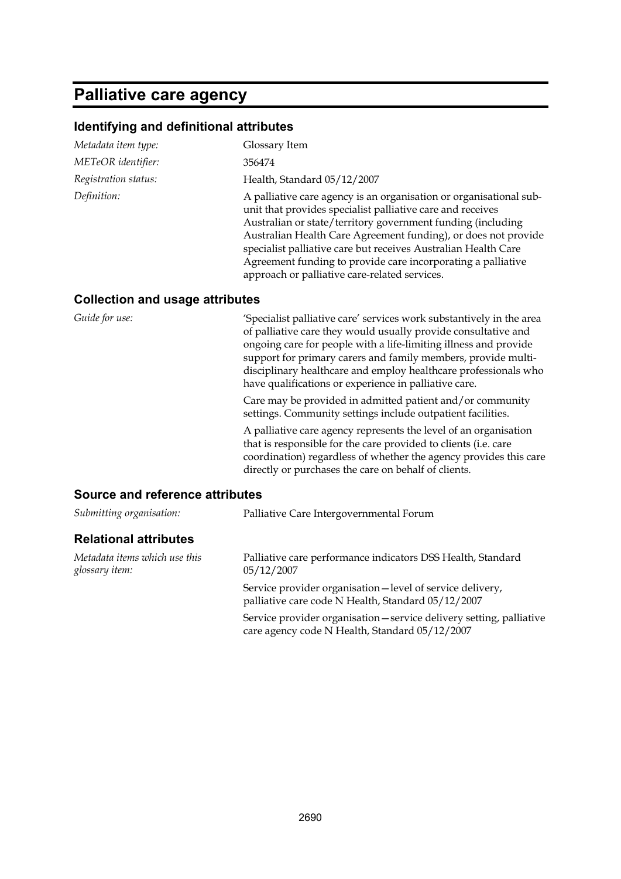# Palliative care agency

## Identifying and definitional attributes

*Metadata item type:* Glossary Item

*METeOR identifier:* 356474

*Registration status:* Health, Standard 05/12/2007

*Definition:* A palliative care agency is an organisation or organisational sub-unit that provides specialist palliative care and receives Australian or state/territory government funding (including Australian Health Care Agreement funding), or does not provide specialist palliative care but receives Australian Health Care Agreement funding to provide care incorporating a palliative approach or palliative care-related services.

## Collection and usage attributes

*Guide for use:* 'Specialist palliative care' services work substantively in the area of palliative care they would usually provide consultative and ongoing care for people with a life-limiting illness and provide support for primary carers and family members, provide multi-disciplinary healthcare and employ healthcare professionals who have qualifications or experience in palliative care.

Care may be provided in admitted patient and/or community settings. Community settings include outpatient facilities.

A palliative care agency represents the level of an organisation that is responsible for the care provided to clients (i.e. care coordination) regardless of whether the agency provides this care directly or purchases the care on behalf of clients.

## Source and reference attributes

*Submitting organisation:* Palliative Care Intergovernmental Forum

## Relational attributes

*Metadata items which use this glossary item:* Palliative care performance indicators DSS Health, Standard 05/12/2007

Service provider organisation—level of service delivery, palliative care code N Health, Standard 05/12/2007

Service provider organisation—service delivery setting, palliative care agency code N Health, Standard 05/12/2007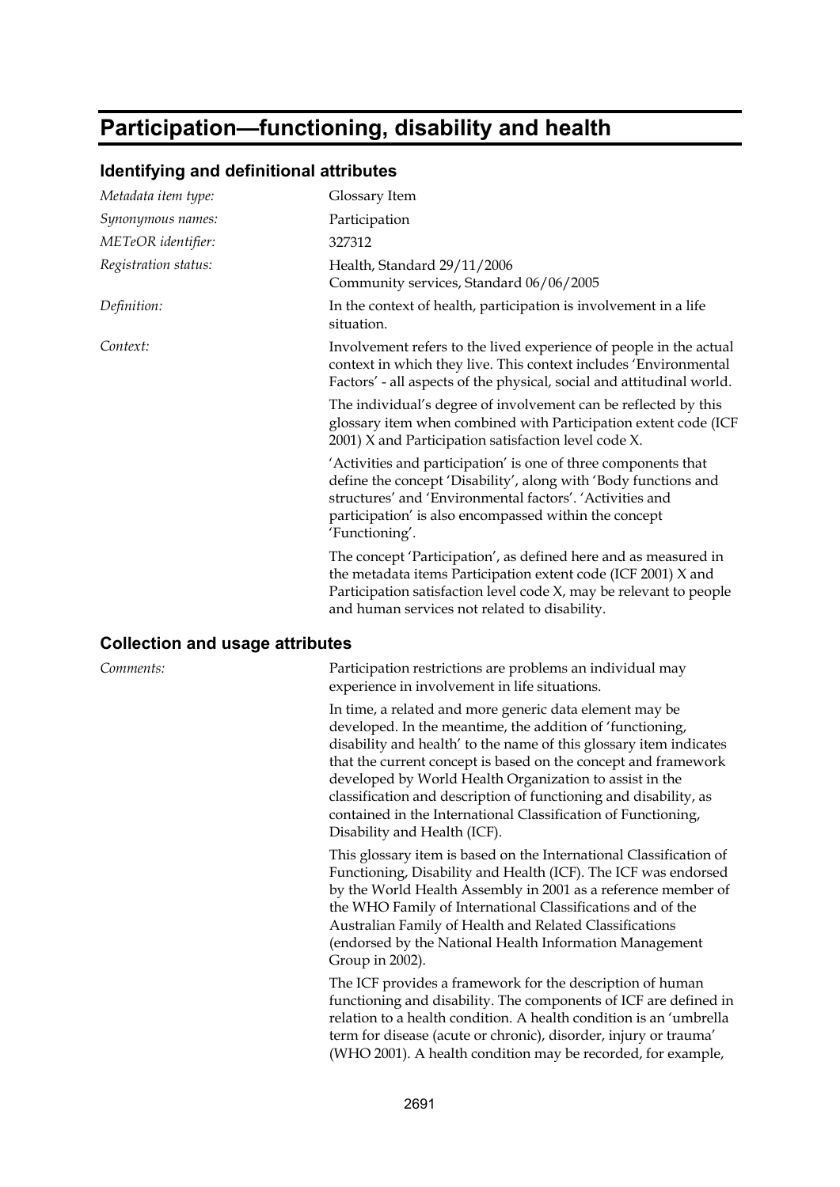# Participation—functioning, disability and health

## Identifying and definitional attributes

| | |
|---|---|
| *Metadata item type:* | Glossary Item |
| *Synonymous names:* | Participation |
| *METeOR identifier:* | 327312 |
| *Registration status:* | Health, Standard 29/11/2006<br>Community services, Standard 06/06/2005 |
| *Definition:* | In the context of health, participation is involvement in a life situation. |
| *Context:* | Involvement refers to the lived experience of people in the actual context in which they live. This context includes 'Environmental Factors' - all aspects of the physical, social and attitudinal world.<br><br>The individual's degree of involvement can be reflected by this glossary item when combined with Participation extent code (ICF 2001) X and Participation satisfaction level code X.<br><br>'Activities and participation' is one of three components that define the concept 'Disability', along with 'Body functions and structures' and 'Environmental factors'. 'Activities and participation' is also encompassed within the concept 'Functioning'.<br><br>The concept 'Participation', as defined here and as measured in the metadata items Participation extent code (ICF 2001) X and Participation satisfaction level code X, may be relevant to people and human services not related to disability. |

## Collection and usage attributes

| | |
|---|---|
| *Comments:* | Participation restrictions are problems an individual may experience in involvement in life situations.<br><br>In time, a related and more generic data element may be developed. In the meantime, the addition of 'functioning, disability and health' to the name of this glossary item indicates that the current concept is based on the concept and framework developed by World Health Organization to assist in the classification and description of functioning and disability, as contained in the International Classification of Functioning, Disability and Health (ICF).<br><br>This glossary item is based on the International Classification of Functioning, Disability and Health (ICF). The ICF was endorsed by the World Health Assembly in 2001 as a reference member of the WHO Family of International Classifications and of the Australian Family of Health and Related Classifications (endorsed by the National Health Information Management Group in 2002).<br><br>The ICF provides a framework for the description of human functioning and disability. The components of ICF are defined in relation to a health condition. A health condition is an 'umbrella term for disease (acute or chronic), disorder, injury or trauma' (WHO 2001). A health condition may be recorded, for example, |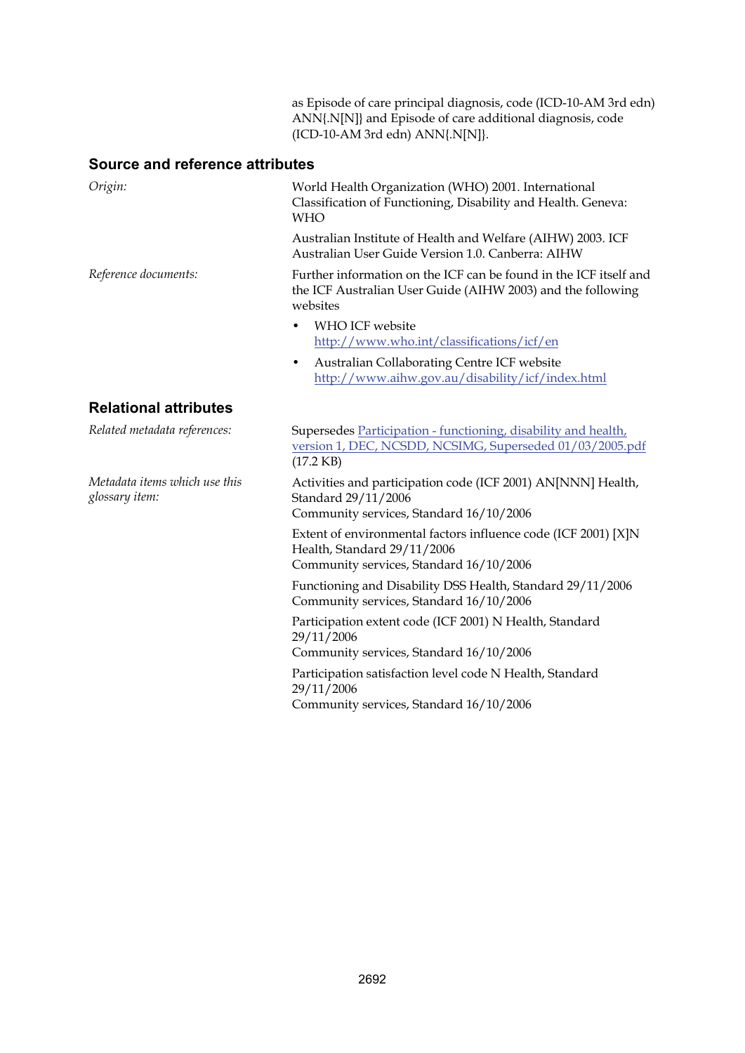as Episode of care principal diagnosis, code (ICD-10-AM 3rd edn) ANN{.N[N]} and Episode of care additional diagnosis, code (ICD-10-AM 3rd edn) ANN{.N[N]}.

## Source and reference attributes

*Origin:*

World Health Organization (WHO) 2001. International Classification of Functioning, Disability and Health. Geneva: WHO

Australian Institute of Health and Welfare (AIHW) 2003. ICF Australian User Guide Version 1.0. Canberra: AIHW

*Reference documents:*

Further information on the ICF can be found in the ICF itself and the ICF Australian User Guide (AIHW 2003) and the following websites

- WHO ICF website http://www.who.int/classifications/icf/en
- Australian Collaborating Centre ICF website http://www.aihw.gov.au/disability/icf/index.html

## Relational attributes

*Related metadata references:*

Supersedes Participation - functioning, disability and health, version 1, DEC, NCSDD, NCSIMG, Superseded 01/03/2005.pdf (17.2 KB)

*Metadata items which use this glossary item:*

Activities and participation code (ICF 2001) AN[NNN] Health, Standard 29/11/2006
Community services, Standard 16/10/2006

Extent of environmental factors influence code (ICF 2001) [X]N Health, Standard 29/11/2006
Community services, Standard 16/10/2006

Functioning and Disability DSS Health, Standard 29/11/2006
Community services, Standard 16/10/2006

Participation extent code (ICF 2001) N Health, Standard 29/11/2006
Community services, Standard 16/10/2006

Participation satisfaction level code N Health, Standard 29/11/2006
Community services, Standard 16/10/2006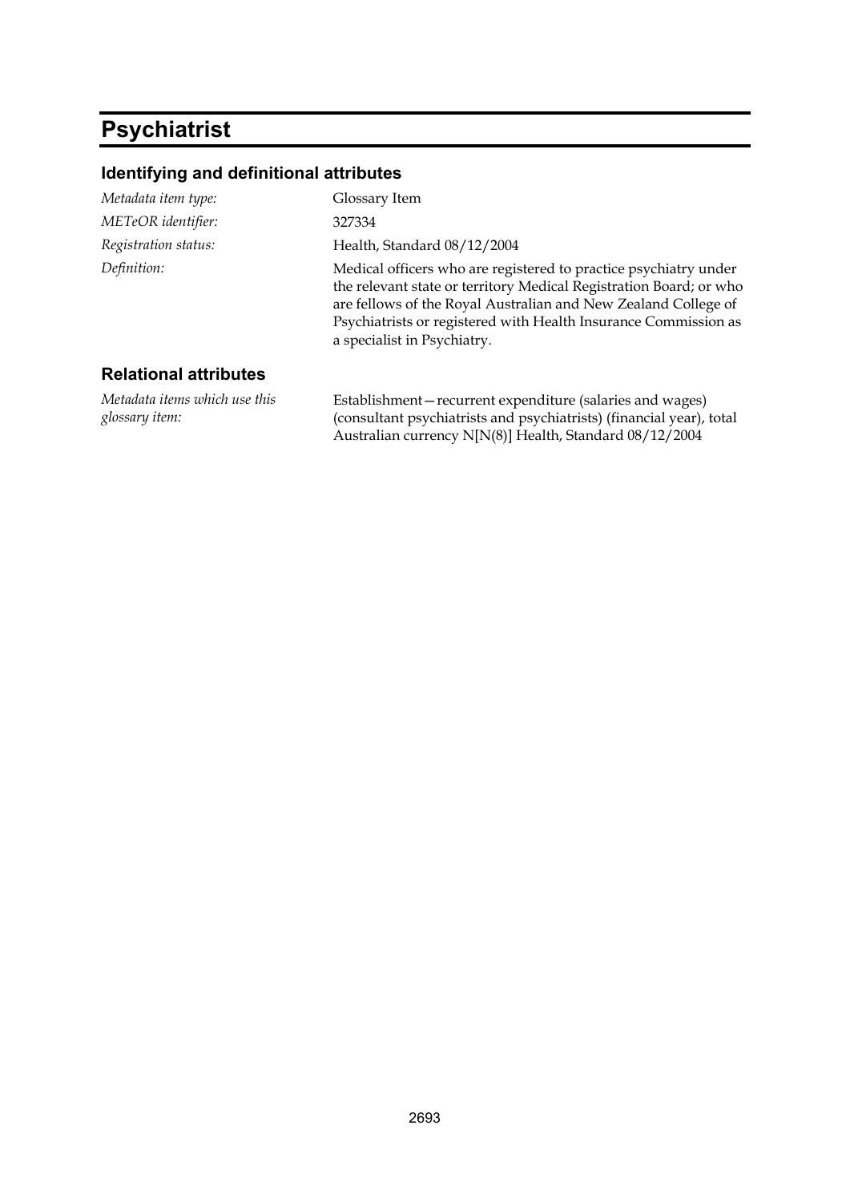# Psychiatrist

## Identifying and definitional attributes

| | |
|---|---|
| *Metadata item type:* | Glossary Item |
| *METeOR identifier:* | 327334 |
| *Registration status:* | Health, Standard 08/12/2004 |
| *Definition:* | Medical officers who are registered to practice psychiatry under the relevant state or territory Medical Registration Board; or who are fellows of the Royal Australian and New Zealand College of Psychiatrists or registered with Health Insurance Commission as a specialist in Psychiatry. |

## Relational attributes

| | |
|---|---|
| *Metadata items which use this glossary item:* | Establishment—recurrent expenditure (salaries and wages) (consultant psychiatrists and psychiatrists) (financial year), total Australian currency N[N(8)] Health, Standard 08/12/2004 |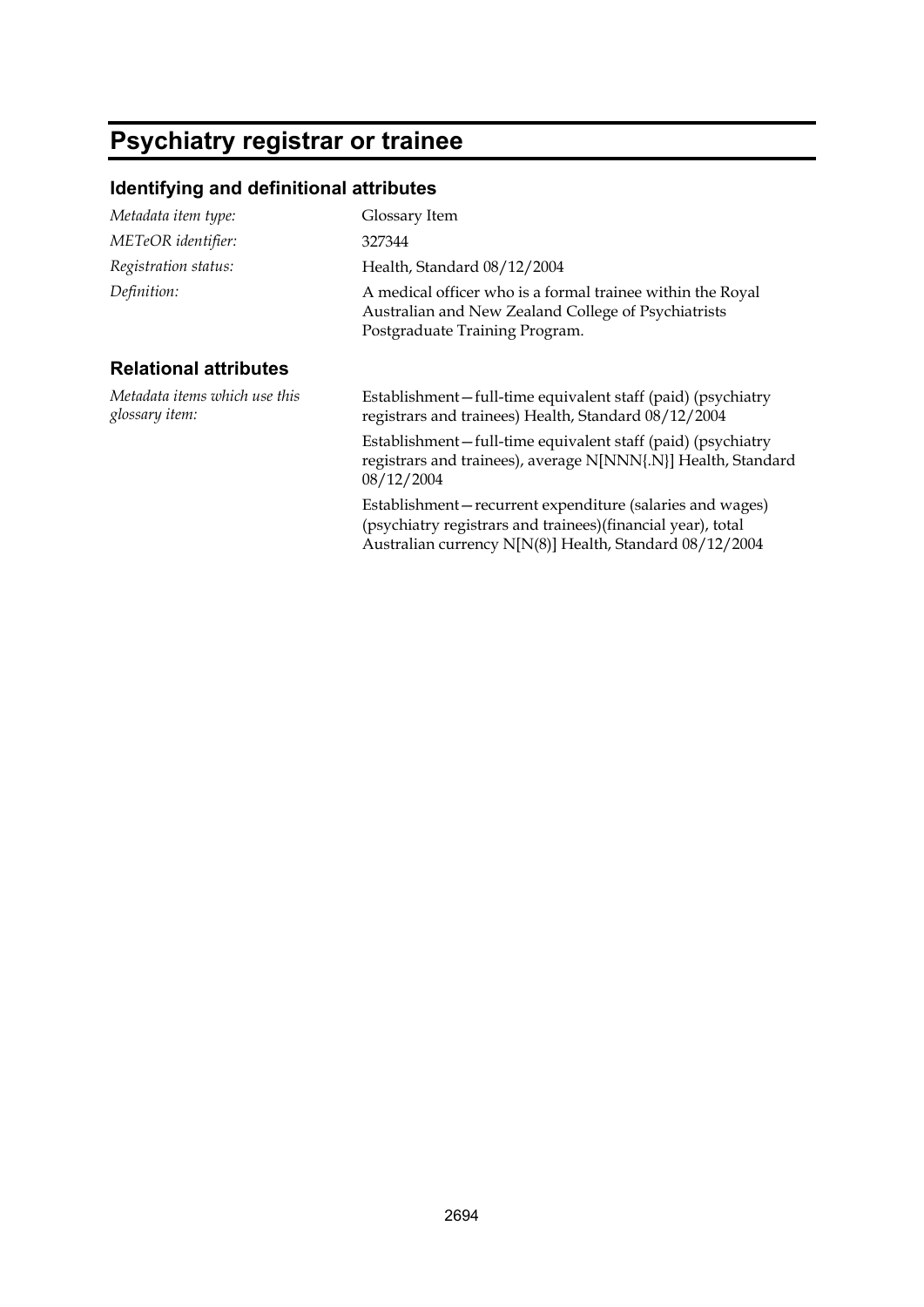# Psychiatry registrar or trainee

## Identifying and definitional attributes

| | |
|---|---|
| *Metadata item type:* | Glossary Item |
| *METeOR identifier:* | 327344 |
| *Registration status:* | Health, Standard 08/12/2004 |
| *Definition:* | A medical officer who is a formal trainee within the Royal Australian and New Zealand College of Psychiatrists Postgraduate Training Program. |

## Relational attributes

*Metadata items which use this glossary item:*

Establishment—full-time equivalent staff (paid) (psychiatry registrars and trainees) Health, Standard 08/12/2004

Establishment—full-time equivalent staff (paid) (psychiatry registrars and trainees), average N[NNN{.N}] Health, Standard 08/12/2004

Establishment—recurrent expenditure (salaries and wages) (psychiatry registrars and trainees)(financial year), total Australian currency N[N(8)] Health, Standard 08/12/2004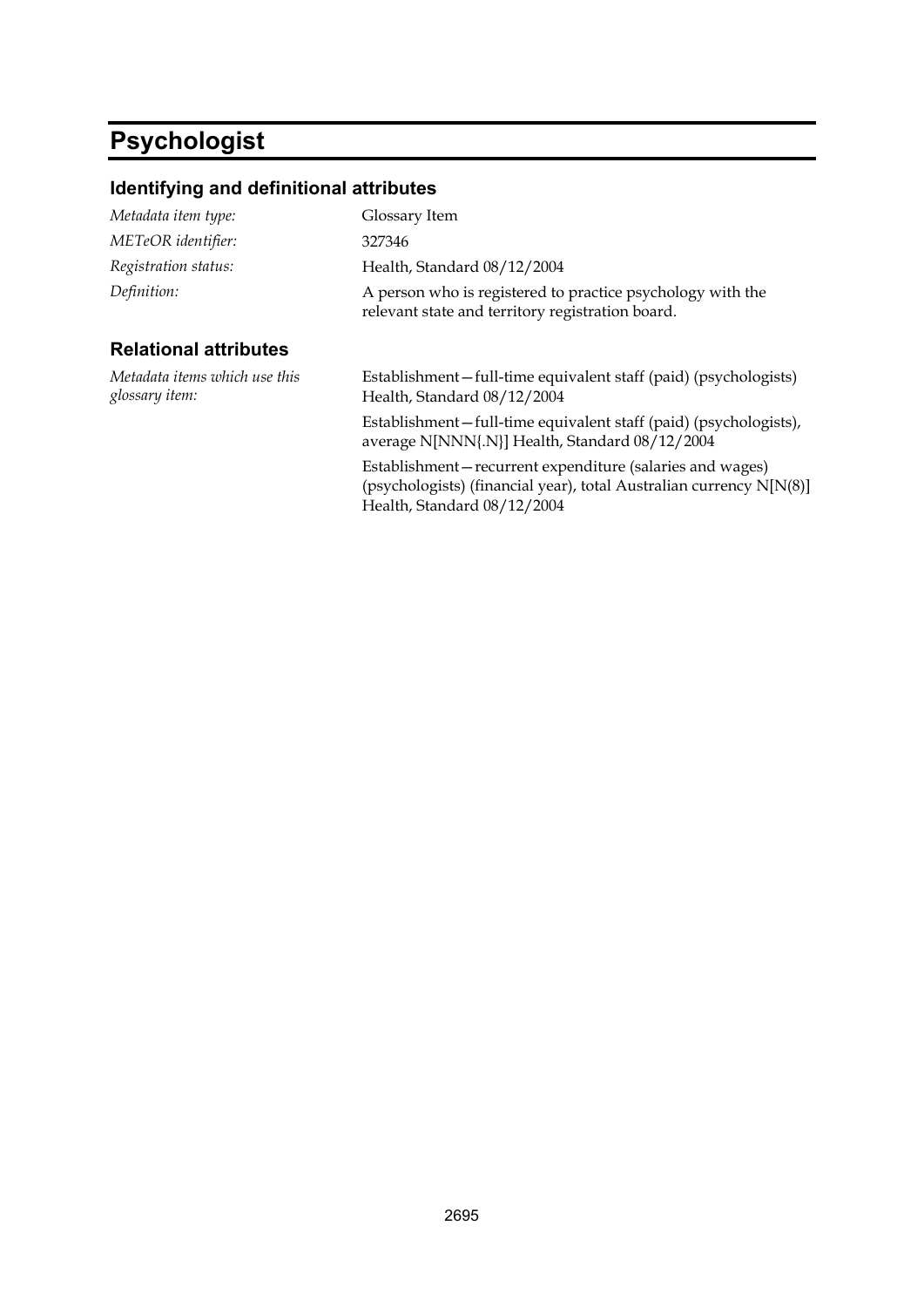# Psychologist

## Identifying and definitional attributes

*Metadata item type:* Glossary Item

*METeOR identifier:* 327346

*Registration status:* Health, Standard 08/12/2004

*Definition:* A person who is registered to practice psychology with the relevant state and territory registration board.

## Relational attributes

*Metadata items which use this glossary item:*

Establishment—full-time equivalent staff (paid) (psychologists) Health, Standard 08/12/2004

Establishment—full-time equivalent staff (paid) (psychologists), average N[NNN{.N}] Health, Standard 08/12/2004

Establishment—recurrent expenditure (salaries and wages) (psychologists) (financial year), total Australian currency N[N(8)] Health, Standard 08/12/2004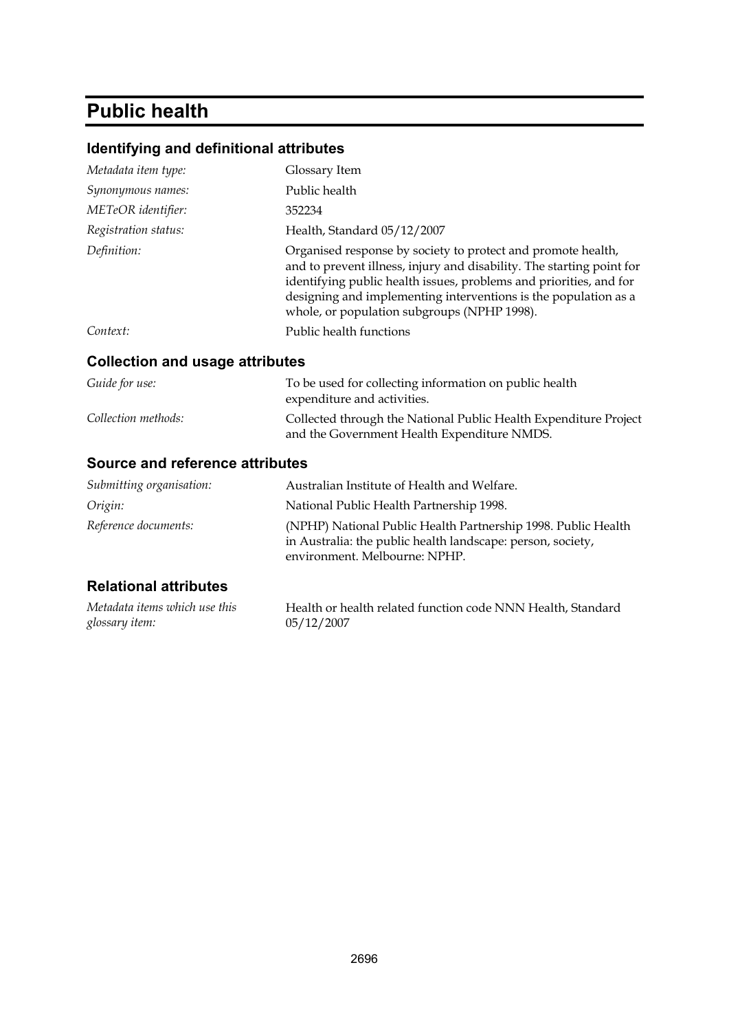# Public health

## Identifying and definitional attributes

| | |
|---|---|
| *Metadata item type:* | Glossary Item |
| *Synonymous names:* | Public health |
| *METeOR identifier:* | 352234 |
| *Registration status:* | Health, Standard 05/12/2007 |
| *Definition:* | Organised response by society to protect and promote health, and to prevent illness, injury and disability. The starting point for identifying public health issues, problems and priorities, and for designing and implementing interventions is the population as a whole, or population subgroups (NPHP 1998). |
| *Context:* | Public health functions |

## Collection and usage attributes

| | |
|---|---|
| *Guide for use:* | To be used for collecting information on public health expenditure and activities. |
| *Collection methods:* | Collected through the National Public Health Expenditure Project and the Government Health Expenditure NMDS. |

## Source and reference attributes

| | |
|---|---|
| *Submitting organisation:* | Australian Institute of Health and Welfare. |
| *Origin:* | National Public Health Partnership 1998. |
| *Reference documents:* | (NPHP) National Public Health Partnership 1998. Public Health in Australia: the public health landscape: person, society, environment. Melbourne: NPHP. |

## Relational attributes

| | |
|---|---|
| *Metadata items which use this glossary item:* | Health or health related function code NNN Health, Standard 05/12/2007 |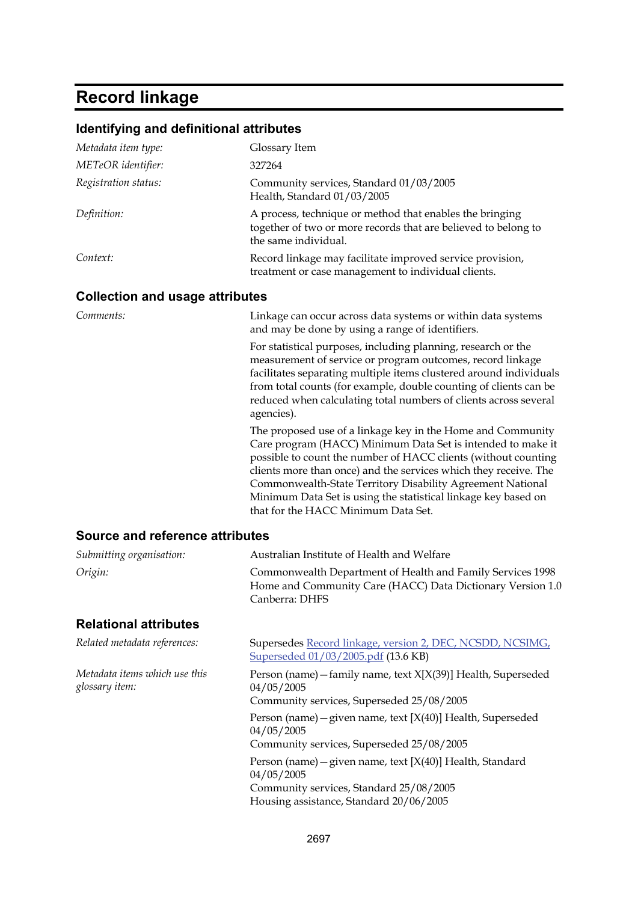# Record linkage

## Identifying and definitional attributes

| | |
|---|---|
| *Metadata item type:* | Glossary Item |
| *METeOR identifier:* | 327264 |
| *Registration status:* | Community services, Standard 01/03/2005<br>Health, Standard 01/03/2005 |
| *Definition:* | A process, technique or method that enables the bringing together of two or more records that are believed to belong to the same individual. |
| *Context:* | Record linkage may facilitate improved service provision, treatment or case management to individual clients. |

## Collection and usage attributes

*Comments:*

Linkage can occur across data systems or within data systems and may be done by using a range of identifiers.

For statistical purposes, including planning, research or the measurement of service or program outcomes, record linkage facilitates separating multiple items clustered around individuals from total counts (for example, double counting of clients can be reduced when calculating total numbers of clients across several agencies).

The proposed use of a linkage key in the Home and Community Care program (HACC) Minimum Data Set is intended to make it possible to count the number of HACC clients (without counting clients more than once) and the services which they receive. The Commonwealth-State Territory Disability Agreement National Minimum Data Set is using the statistical linkage key based on that for the HACC Minimum Data Set.

## Source and reference attributes

| | |
|---|---|
| *Submitting organisation:* | Australian Institute of Health and Welfare |
| *Origin:* | Commonwealth Department of Health and Family Services 1998 Home and Community Care (HACC) Data Dictionary Version 1.0 Canberra: DHFS |

## Relational attributes

| | |
|---|---|
| *Related metadata references:* | Supersedes Record linkage, version 2, DEC, NCSDD, NCSIMG, Superseded 01/03/2005.pdf (13.6 KB) |
| *Metadata items which use this glossary item:* | Person (name)—family name, text X[X(39)] Health, Superseded 04/05/2005<br>Community services, Superseded 25/08/2005 |
| | Person (name)—given name, text [X(40)] Health, Superseded 04/05/2005<br>Community services, Superseded 25/08/2005 |
| | Person (name)—given name, text [X(40)] Health, Standard 04/05/2005<br>Community services, Standard 25/08/2005<br>Housing assistance, Standard 20/06/2005 |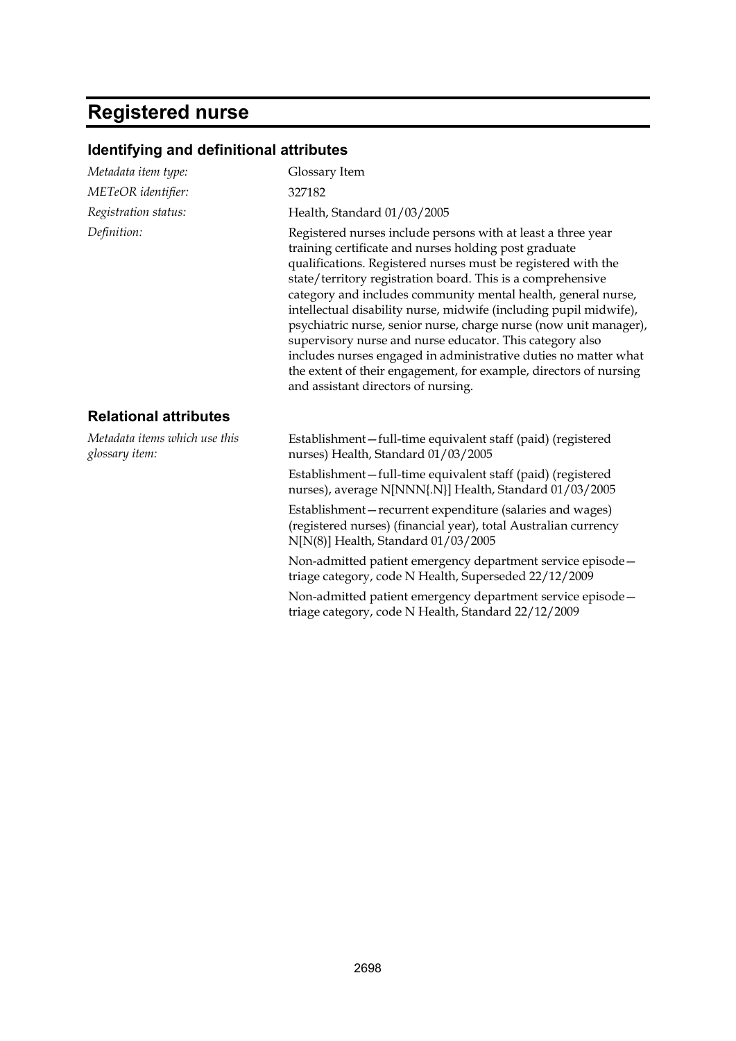# Registered nurse

## Identifying and definitional attributes

| | |
|---|---|
| *Metadata item type:* | Glossary Item |
| *METeOR identifier:* | 327182 |
| *Registration status:* | Health, Standard 01/03/2005 |
| *Definition:* | Registered nurses include persons with at least a three year training certificate and nurses holding post graduate qualifications. Registered nurses must be registered with the state/territory registration board. This is a comprehensive category and includes community mental health, general nurse, intellectual disability nurse, midwife (including pupil midwife), psychiatric nurse, senior nurse, charge nurse (now unit manager), supervisory nurse and nurse educator. This category also includes nurses engaged in administrative duties no matter what the extent of their engagement, for example, directors of nursing and assistant directors of nursing. |

## Relational attributes

*Metadata items which use this glossary item:*

Establishment—full-time equivalent staff (paid) (registered nurses) Health, Standard 01/03/2005

Establishment—full-time equivalent staff (paid) (registered nurses), average N[NNN{.N}] Health, Standard 01/03/2005

Establishment—recurrent expenditure (salaries and wages) (registered nurses) (financial year), total Australian currency N[N(8)] Health, Standard 01/03/2005

Non-admitted patient emergency department service episode—triage category, code N Health, Superseded 22/12/2009

Non-admitted patient emergency department service episode—triage category, code N Health, Standard 22/12/2009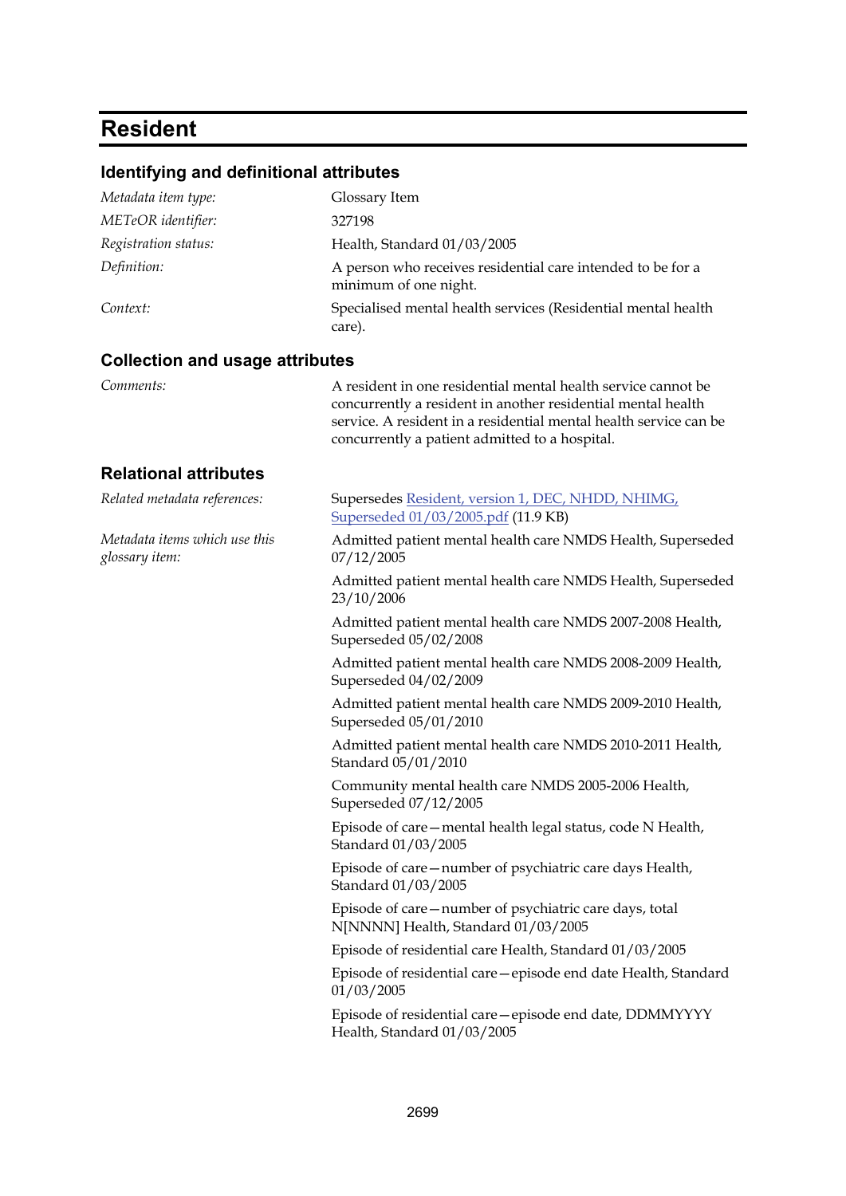# Resident

## Identifying and definitional attributes

*Metadata item type:* Glossary Item

*METeOR identifier:* 327198

*Registration status:* Health, Standard 01/03/2005

*Definition:* A person who receives residential care intended to be for a minimum of one night.

*Context:* Specialised mental health services (Residential mental health care).

## Collection and usage attributes

*Comments:* A resident in one residential mental health service cannot be concurrently a resident in another residential mental health service. A resident in a residential mental health service can be concurrently a patient admitted to a hospital.

## Relational attributes

*Related metadata references:* Supersedes Resident, version 1, DEC, NHDD, NHIMG, Superseded 01/03/2005.pdf (11.9 KB)

*Metadata items which use this glossary item:*

Admitted patient mental health care NMDS Health, Superseded 07/12/2005

Admitted patient mental health care NMDS Health, Superseded 23/10/2006

Admitted patient mental health care NMDS 2007-2008 Health, Superseded 05/02/2008

Admitted patient mental health care NMDS 2008-2009 Health, Superseded 04/02/2009

Admitted patient mental health care NMDS 2009-2010 Health, Superseded 05/01/2010

Admitted patient mental health care NMDS 2010-2011 Health, Standard 05/01/2010

Community mental health care NMDS 2005-2006 Health, Superseded 07/12/2005

Episode of care—mental health legal status, code N Health, Standard 01/03/2005

Episode of care—number of psychiatric care days Health, Standard 01/03/2005

Episode of care—number of psychiatric care days, total N[NNNN] Health, Standard 01/03/2005

Episode of residential care Health, Standard 01/03/2005

Episode of residential care—episode end date Health, Standard 01/03/2005

Episode of residential care—episode end date, DDMMYYYY Health, Standard 01/03/2005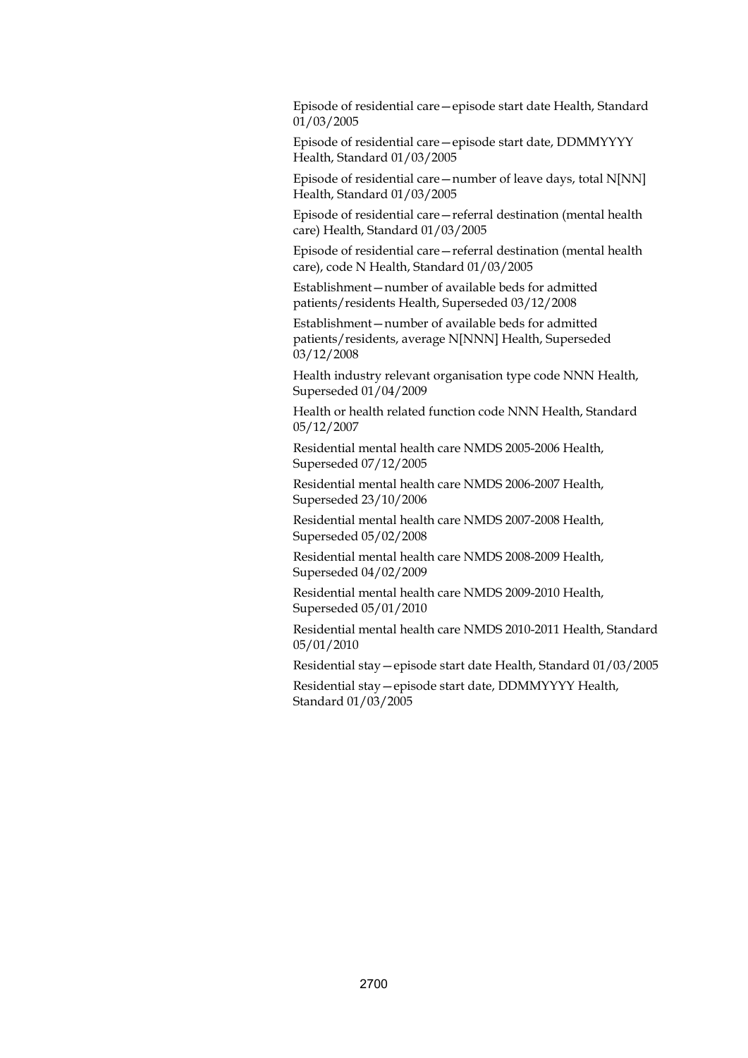Episode of residential care—episode start date Health, Standard 01/03/2005

Episode of residential care—episode start date, DDMMYYYY Health, Standard 01/03/2005

Episode of residential care—number of leave days, total N[NN] Health, Standard 01/03/2005

Episode of residential care—referral destination (mental health care) Health, Standard 01/03/2005

Episode of residential care—referral destination (mental health care), code N Health, Standard 01/03/2005

Establishment—number of available beds for admitted patients/residents Health, Superseded 03/12/2008

Establishment—number of available beds for admitted patients/residents, average N[NNN] Health, Superseded 03/12/2008

Health industry relevant organisation type code NNN Health, Superseded 01/04/2009

Health or health related function code NNN Health, Standard 05/12/2007

Residential mental health care NMDS 2005-2006 Health, Superseded 07/12/2005

Residential mental health care NMDS 2006-2007 Health, Superseded 23/10/2006

Residential mental health care NMDS 2007-2008 Health, Superseded 05/02/2008

Residential mental health care NMDS 2008-2009 Health, Superseded 04/02/2009

Residential mental health care NMDS 2009-2010 Health, Superseded 05/01/2010

Residential mental health care NMDS 2010-2011 Health, Standard 05/01/2010

Residential stay—episode start date Health, Standard 01/03/2005

Residential stay—episode start date, DDMMYYYY Health, Standard 01/03/2005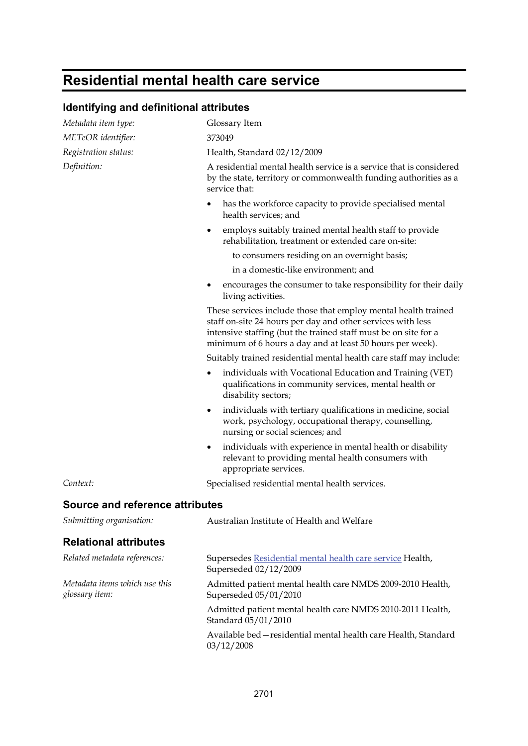# Residential mental health care service

## Identifying and definitional attributes

*Metadata item type:* Glossary Item

*METeOR identifier:* 373049

*Registration status:* Health, Standard 02/12/2009

*Definition:* A residential mental health service is a service that is considered by the state, territory or commonwealth funding authorities as a service that:

- has the workforce capacity to provide specialised mental health services; and
- employs suitably trained mental health staff to provide rehabilitation, treatment or extended care on-site:

  to consumers residing on an overnight basis;

  in a domestic-like environment; and
- encourages the consumer to take responsibility for their daily living activities.

These services include those that employ mental health trained staff on-site 24 hours per day and other services with less intensive staffing (but the trained staff must be on site for a minimum of 6 hours a day and at least 50 hours per week).

Suitably trained residential mental health care staff may include:

- individuals with Vocational Education and Training (VET) qualifications in community services, mental health or disability sectors;
- individuals with tertiary qualifications in medicine, social work, psychology, occupational therapy, counselling, nursing or social sciences; and
- individuals with experience in mental health or disability relevant to providing mental health consumers with appropriate services.

*Context:* Specialised residential mental health services.

## Source and reference attributes

*Submitting organisation:* Australian Institute of Health and Welfare

## Relational attributes

*Related metadata references:* Supersedes Residential mental health care service Health, Superseded 02/12/2009

*Metadata items which use this glossary item:*

Admitted patient mental health care NMDS 2009-2010 Health, Superseded 05/01/2010

Admitted patient mental health care NMDS 2010-2011 Health, Standard 05/01/2010

Available bed—residential mental health care Health, Standard 03/12/2008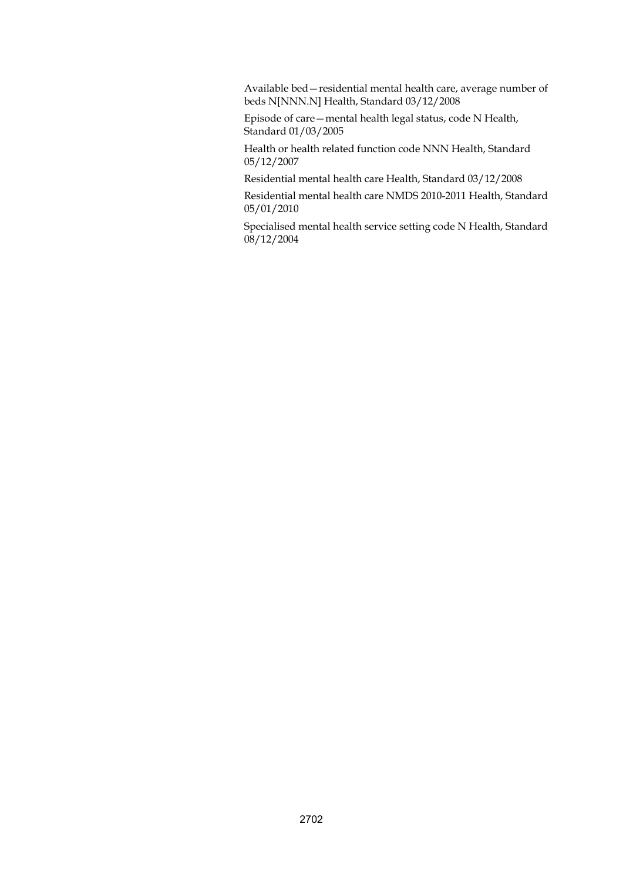Available bed—residential mental health care, average number of beds N[NNN.N] Health, Standard 03/12/2008

Episode of care—mental health legal status, code N Health, Standard 01/03/2005

Health or health related function code NNN Health, Standard 05/12/2007

Residential mental health care Health, Standard 03/12/2008

Residential mental health care NMDS 2010-2011 Health, Standard 05/01/2010

Specialised mental health service setting code N Health, Standard 08/12/2004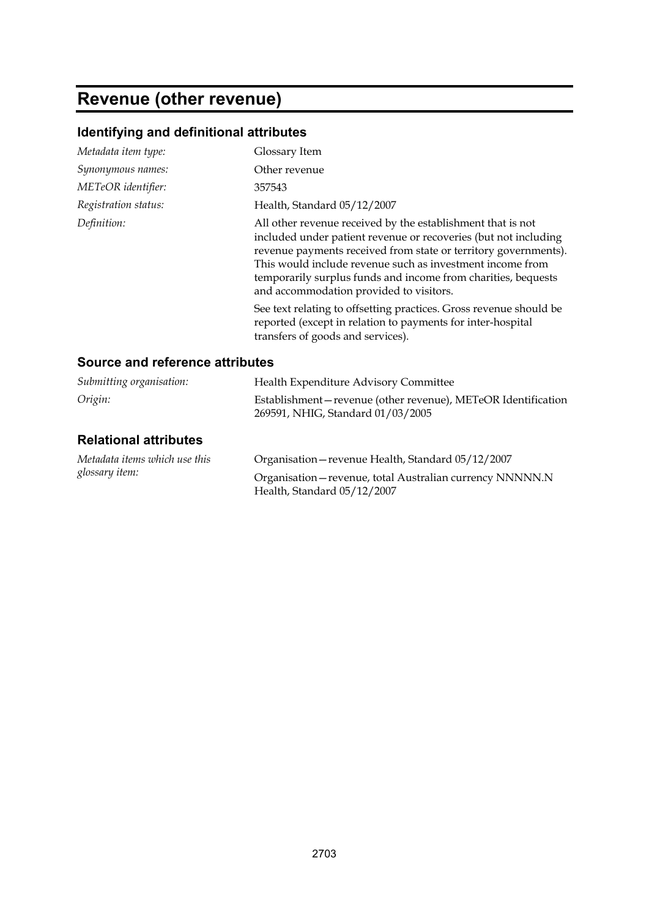# Revenue (other revenue)

## Identifying and definitional attributes

*Metadata item type:* Glossary Item

*Synonymous names:* Other revenue

*METeOR identifier:* 357543

*Registration status:* Health, Standard 05/12/2007

*Definition:* All other revenue received by the establishment that is not included under patient revenue or recoveries (but not including revenue payments received from state or territory governments). This would include revenue such as investment income from temporarily surplus funds and income from charities, bequests and accommodation provided to visitors.

See text relating to offsetting practices. Gross revenue should be reported (except in relation to payments for inter-hospital transfers of goods and services).

## Source and reference attributes

*Submitting organisation:* Health Expenditure Advisory Committee

*Origin:* Establishment—revenue (other revenue), METeOR Identification 269591, NHIG, Standard 01/03/2005

## Relational attributes

*Metadata items which use this glossary item:* Organisation—revenue Health, Standard 05/12/2007

Organisation—revenue, total Australian currency NNNNN.N Health, Standard 05/12/2007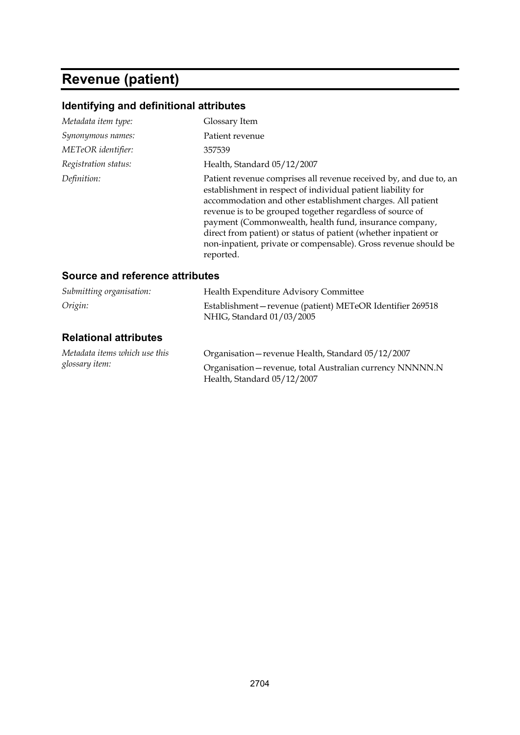# Revenue (patient)

## Identifying and definitional attributes

| | |
|---|---|
| *Metadata item type:* | Glossary Item |
| *Synonymous names:* | Patient revenue |
| *METeOR identifier:* | 357539 |
| *Registration status:* | Health, Standard 05/12/2007 |
| *Definition:* | Patient revenue comprises all revenue received by, and due to, an establishment in respect of individual patient liability for accommodation and other establishment charges. All patient revenue is to be grouped together regardless of source of payment (Commonwealth, health fund, insurance company, direct from patient) or status of patient (whether inpatient or non-inpatient, private or compensable). Gross revenue should be reported. |

## Source and reference attributes

| | |
|---|---|
| *Submitting organisation:* | Health Expenditure Advisory Committee |
| *Origin:* | Establishment—revenue (patient) METeOR Identifier 269518 NHIG, Standard 01/03/2005 |

## Relational attributes

| | |
|---|---|
| *Metadata items which use this glossary item:* | Organisation—revenue Health, Standard 05/12/2007 |
| | Organisation—revenue, total Australian currency NNNNN.N Health, Standard 05/12/2007 |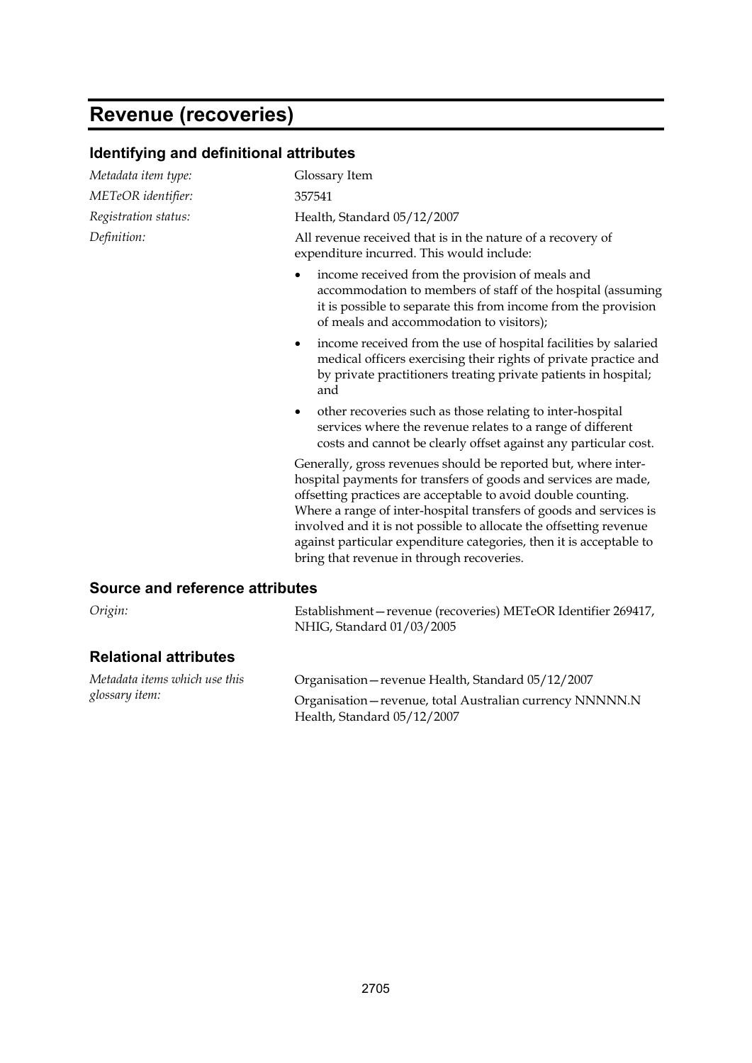# Revenue (recoveries)

## Identifying and definitional attributes

*Metadata item type:* Glossary Item

*METeOR identifier:* 357541

*Registration status:* Health, Standard 05/12/2007

*Definition:* All revenue received that is in the nature of a recovery of expenditure incurred. This would include:

- income received from the provision of meals and accommodation to members of staff of the hospital (assuming it is possible to separate this from income from the provision of meals and accommodation to visitors);
- income received from the use of hospital facilities by salaried medical officers exercising their rights of private practice and by private practitioners treating private patients in hospital; and
- other recoveries such as those relating to inter-hospital services where the revenue relates to a range of different costs and cannot be clearly offset against any particular cost.

Generally, gross revenues should be reported but, where inter-hospital payments for transfers of goods and services are made, offsetting practices are acceptable to avoid double counting. Where a range of inter-hospital transfers of goods and services is involved and it is not possible to allocate the offsetting revenue against particular expenditure categories, then it is acceptable to bring that revenue in through recoveries.

## Source and reference attributes

*Origin:* Establishment—revenue (recoveries) METeOR Identifier 269417, NHIG, Standard 01/03/2005

## Relational attributes

*Metadata items which use this glossary item:*

Organisation—revenue Health, Standard 05/12/2007

Organisation—revenue, total Australian currency NNNNN.N Health, Standard 05/12/2007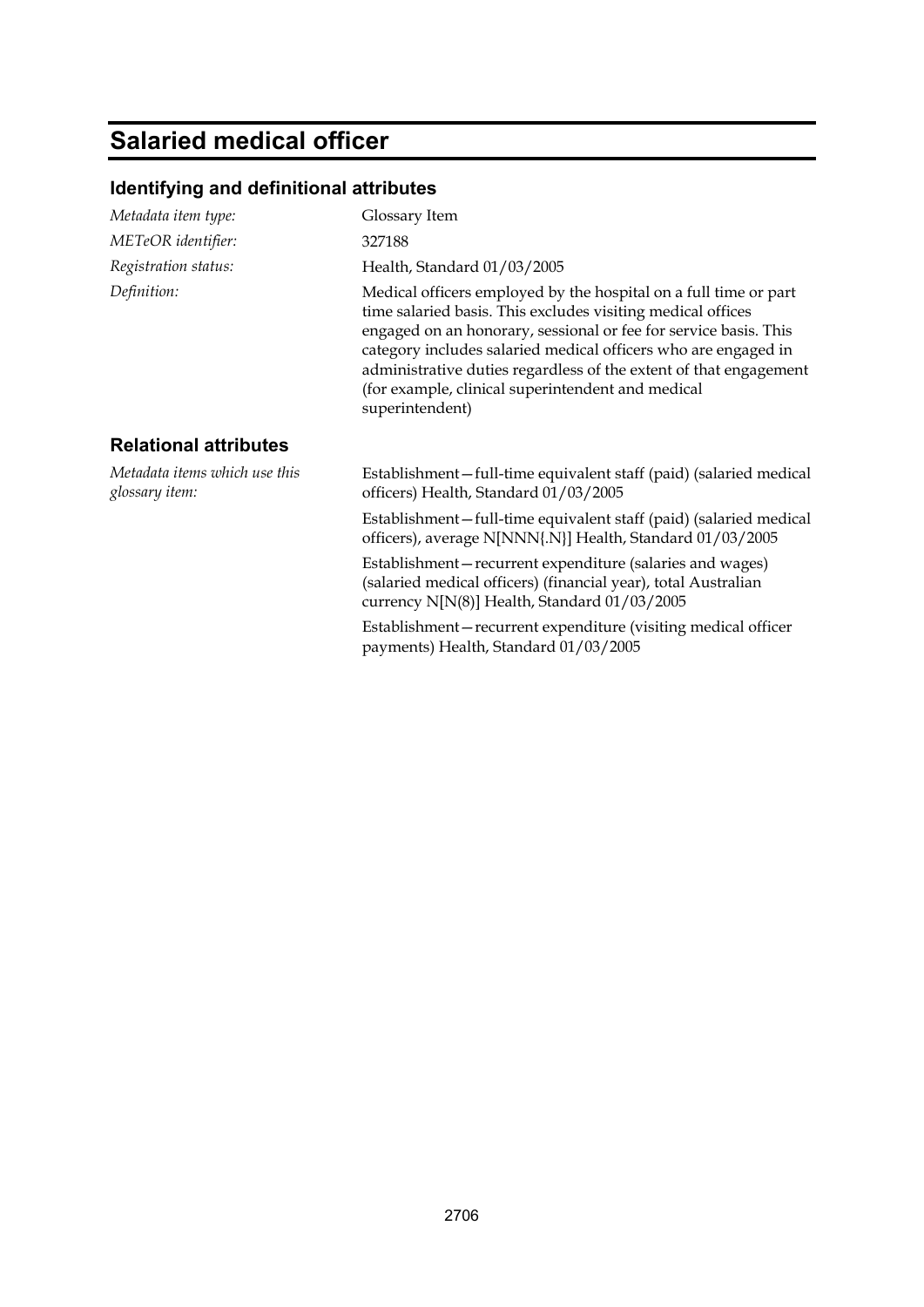# Salaried medical officer

## Identifying and definitional attributes

| | |
|---|---|
| *Metadata item type:* | Glossary Item |
| *METeOR identifier:* | 327188 |
| *Registration status:* | Health, Standard 01/03/2005 |
| *Definition:* | Medical officers employed by the hospital on a full time or part time salaried basis. This excludes visiting medical offices engaged on an honorary, sessional or fee for service basis. This category includes salaried medical officers who are engaged in administrative duties regardless of the extent of that engagement (for example, clinical superintendent and medical superintendent) |

## Relational attributes

*Metadata items which use this glossary item:*

Establishment—full-time equivalent staff (paid) (salaried medical officers) Health, Standard 01/03/2005

Establishment—full-time equivalent staff (paid) (salaried medical officers), average N[NNN{.N}] Health, Standard 01/03/2005

Establishment—recurrent expenditure (salaries and wages) (salaried medical officers) (financial year), total Australian currency N[N(8)] Health, Standard 01/03/2005

Establishment—recurrent expenditure (visiting medical officer payments) Health, Standard 01/03/2005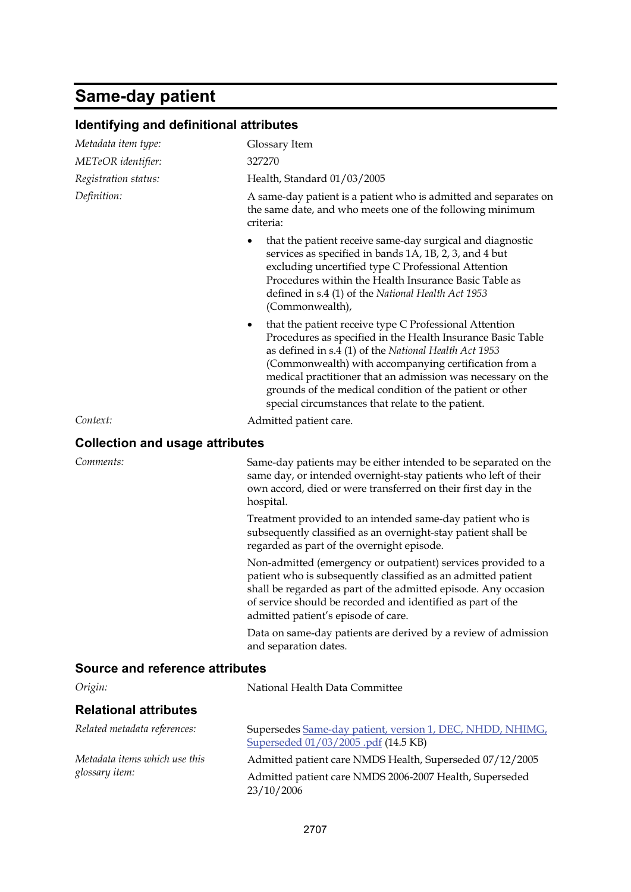# Same-day patient

## Identifying and definitional attributes

*Metadata item type:* Glossary Item

*METeOR identifier:* 327270

*Registration status:* Health, Standard 01/03/2005

*Definition:* A same-day patient is a patient who is admitted and separates on the same date, and who meets one of the following minimum criteria:

- that the patient receive same-day surgical and diagnostic services as specified in bands 1A, 1B, 2, 3, and 4 but excluding uncertified type C Professional Attention Procedures within the Health Insurance Basic Table as defined in s.4 (1) of the *National Health Act 1953* (Commonwealth),
- that the patient receive type C Professional Attention Procedures as specified in the Health Insurance Basic Table as defined in s.4 (1) of the *National Health Act 1953* (Commonwealth) with accompanying certification from a medical practitioner that an admission was necessary on the grounds of the medical condition of the patient or other special circumstances that relate to the patient.

*Context:* Admitted patient care.

## Collection and usage attributes

*Comments:* Same-day patients may be either intended to be separated on the same day, or intended overnight-stay patients who left of their own accord, died or were transferred on their first day in the hospital.

Treatment provided to an intended same-day patient who is subsequently classified as an overnight-stay patient shall be regarded as part of the overnight episode.

Non-admitted (emergency or outpatient) services provided to a patient who is subsequently classified as an admitted patient shall be regarded as part of the admitted episode. Any occasion of service should be recorded and identified as part of the admitted patient's episode of care.

Data on same-day patients are derived by a review of admission and separation dates.

## Source and reference attributes

*Origin:* National Health Data Committee

## Relational attributes

*Related metadata references:* Supersedes Same-day patient, version 1, DEC, NHDD, NHIMG, Superseded 01/03/2005 .pdf (14.5 KB)

*Metadata items which use this glossary item:* Admitted patient care NMDS Health, Superseded 07/12/2005

Admitted patient care NMDS 2006-2007 Health, Superseded 23/10/2006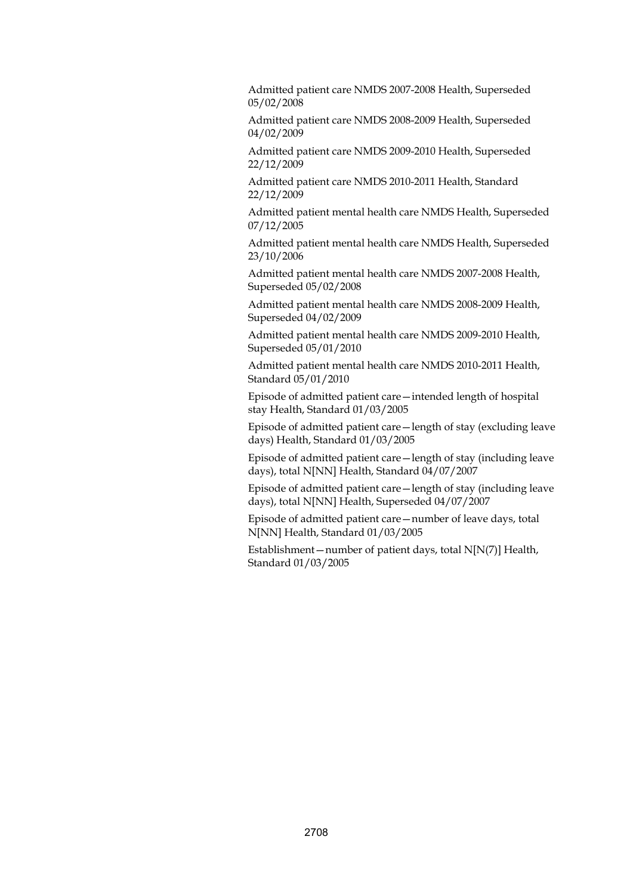Admitted patient care NMDS 2007-2008 Health, Superseded 05/02/2008

Admitted patient care NMDS 2008-2009 Health, Superseded 04/02/2009

Admitted patient care NMDS 2009-2010 Health, Superseded 22/12/2009

Admitted patient care NMDS 2010-2011 Health, Standard 22/12/2009

Admitted patient mental health care NMDS Health, Superseded 07/12/2005

Admitted patient mental health care NMDS Health, Superseded 23/10/2006

Admitted patient mental health care NMDS 2007-2008 Health, Superseded 05/02/2008

Admitted patient mental health care NMDS 2008-2009 Health, Superseded 04/02/2009

Admitted patient mental health care NMDS 2009-2010 Health, Superseded 05/01/2010

Admitted patient mental health care NMDS 2010-2011 Health, Standard 05/01/2010

Episode of admitted patient care—intended length of hospital stay Health, Standard 01/03/2005

Episode of admitted patient care—length of stay (excluding leave days) Health, Standard 01/03/2005

Episode of admitted patient care—length of stay (including leave days), total N[NN] Health, Standard 04/07/2007

Episode of admitted patient care—length of stay (including leave days), total N[NN] Health, Superseded 04/07/2007

Episode of admitted patient care—number of leave days, total N[NN] Health, Standard 01/03/2005

Establishment—number of patient days, total N[N(7)] Health, Standard 01/03/2005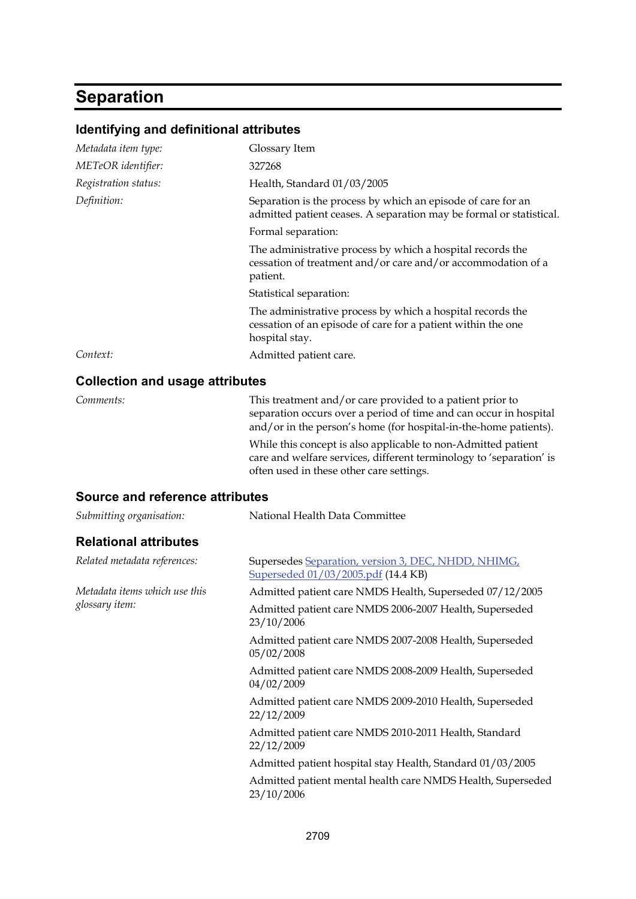# Separation

## Identifying and definitional attributes

*Metadata item type:* Glossary Item

*METeOR identifier:* 327268

*Registration status:* Health, Standard 01/03/2005

*Definition:* Separation is the process by which an episode of care for an admitted patient ceases. A separation may be formal or statistical.

Formal separation:

The administrative process by which a hospital records the cessation of treatment and/or care and/or accommodation of a patient.

Statistical separation:

The administrative process by which a hospital records the cessation of an episode of care for a patient within the one hospital stay.

*Context:* Admitted patient care.

## Collection and usage attributes

*Comments:* This treatment and/or care provided to a patient prior to separation occurs over a period of time and can occur in hospital and/or in the person's home (for hospital-in-the-home patients).

While this concept is also applicable to non-Admitted patient care and welfare services, different terminology to 'separation' is often used in these other care settings.

## Source and reference attributes

*Submitting organisation:* National Health Data Committee

## Relational attributes

*Related metadata references:* Supersedes Separation, version 3, DEC, NHDD, NHIMG, Superseded 01/03/2005.pdf (14.4 KB)

*Metadata items which use this glossary item:*

Admitted patient care NMDS Health, Superseded 07/12/2005

Admitted patient care NMDS 2006-2007 Health, Superseded 23/10/2006

Admitted patient care NMDS 2007-2008 Health, Superseded 05/02/2008

Admitted patient care NMDS 2008-2009 Health, Superseded 04/02/2009

Admitted patient care NMDS 2009-2010 Health, Superseded 22/12/2009

Admitted patient care NMDS 2010-2011 Health, Standard 22/12/2009

Admitted patient hospital stay Health, Standard 01/03/2005

Admitted patient mental health care NMDS Health, Superseded 23/10/2006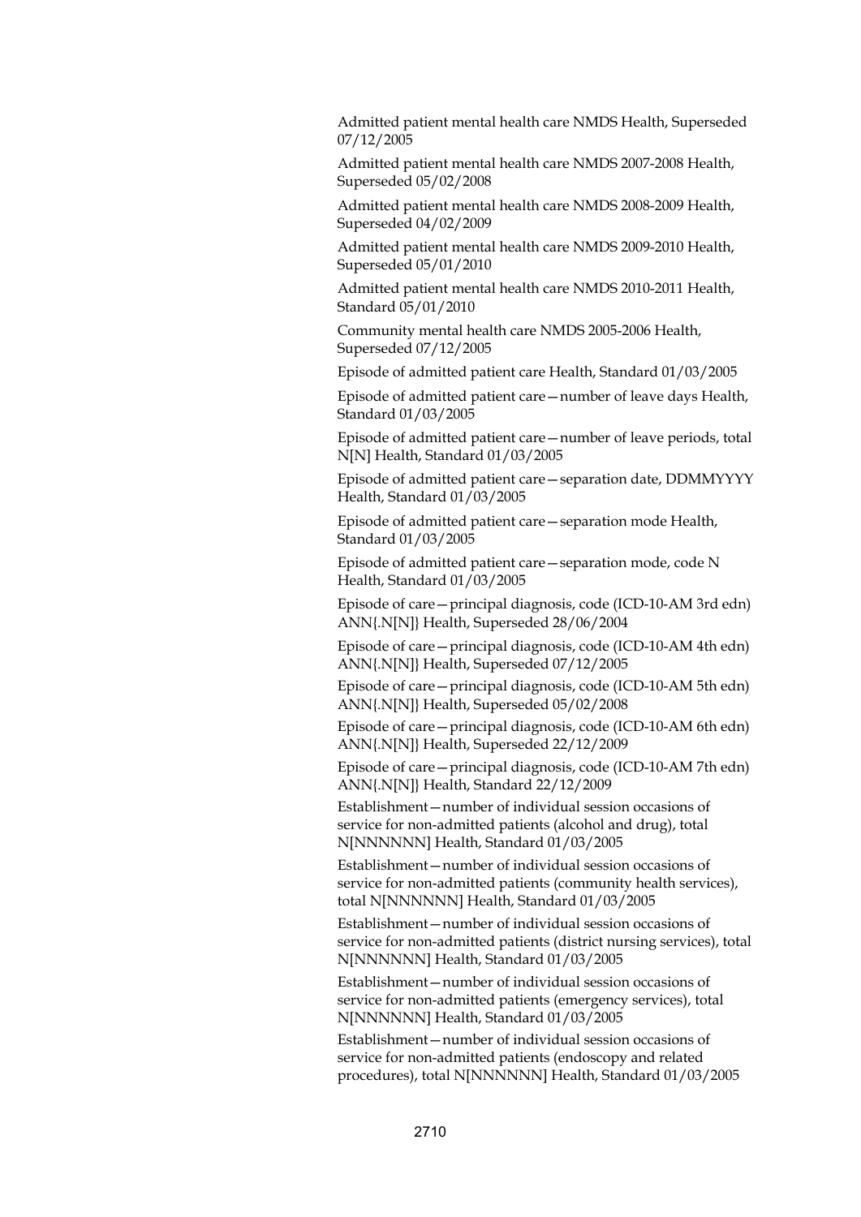Admitted patient mental health care NMDS Health, Superseded 07/12/2005

Admitted patient mental health care NMDS 2007-2008 Health, Superseded 05/02/2008

Admitted patient mental health care NMDS 2008-2009 Health, Superseded 04/02/2009

Admitted patient mental health care NMDS 2009-2010 Health, Superseded 05/01/2010

Admitted patient mental health care NMDS 2010-2011 Health, Standard 05/01/2010

Community mental health care NMDS 2005-2006 Health, Superseded 07/12/2005

Episode of admitted patient care Health, Standard 01/03/2005

Episode of admitted patient care—number of leave days Health, Standard 01/03/2005

Episode of admitted patient care—number of leave periods, total N[N] Health, Standard 01/03/2005

Episode of admitted patient care—separation date, DDMMYYYY Health, Standard 01/03/2005

Episode of admitted patient care—separation mode Health, Standard 01/03/2005

Episode of admitted patient care—separation mode, code N Health, Standard 01/03/2005

Episode of care—principal diagnosis, code (ICD-10-AM 3rd edn) ANN{.N[N]} Health, Superseded 28/06/2004

Episode of care—principal diagnosis, code (ICD-10-AM 4th edn) ANN{.N[N]} Health, Superseded 07/12/2005

Episode of care—principal diagnosis, code (ICD-10-AM 5th edn) ANN{.N[N]} Health, Superseded 05/02/2008

Episode of care—principal diagnosis, code (ICD-10-AM 6th edn) ANN{.N[N]} Health, Superseded 22/12/2009

Episode of care—principal diagnosis, code (ICD-10-AM 7th edn) ANN{.N[N]} Health, Standard 22/12/2009

Establishment—number of individual session occasions of service for non-admitted patients (alcohol and drug), total N[NNNNNN] Health, Standard 01/03/2005

Establishment—number of individual session occasions of service for non-admitted patients (community health services), total N[NNNNNN] Health, Standard 01/03/2005

Establishment—number of individual session occasions of service for non-admitted patients (district nursing services), total N[NNNNNN] Health, Standard 01/03/2005

Establishment—number of individual session occasions of service for non-admitted patients (emergency services), total N[NNNNNN] Health, Standard 01/03/2005

Establishment—number of individual session occasions of service for non-admitted patients (endoscopy and related procedures), total N[NNNNNN] Health, Standard 01/03/2005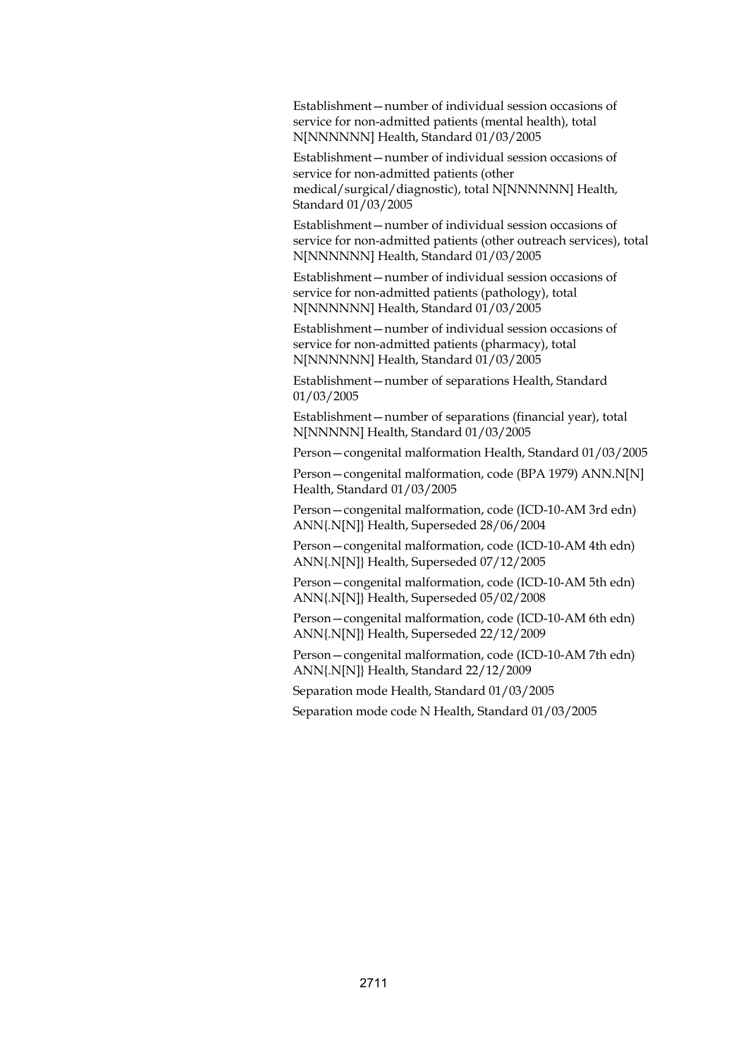Establishment—number of individual session occasions of service for non-admitted patients (mental health), total N[NNNNNN] Health, Standard 01/03/2005

Establishment—number of individual session occasions of service for non-admitted patients (other medical/surgical/diagnostic), total N[NNNNNN] Health, Standard 01/03/2005

Establishment—number of individual session occasions of service for non-admitted patients (other outreach services), total N[NNNNNN] Health, Standard 01/03/2005

Establishment—number of individual session occasions of service for non-admitted patients (pathology), total N[NNNNNN] Health, Standard 01/03/2005

Establishment—number of individual session occasions of service for non-admitted patients (pharmacy), total N[NNNNNN] Health, Standard 01/03/2005

Establishment—number of separations Health, Standard 01/03/2005

Establishment—number of separations (financial year), total N[NNNNN] Health, Standard 01/03/2005

Person—congenital malformation Health, Standard 01/03/2005

Person—congenital malformation, code (BPA 1979) ANN.N[N] Health, Standard 01/03/2005

Person—congenital malformation, code (ICD-10-AM 3rd edn) ANN{.N[N]} Health, Superseded 28/06/2004

Person—congenital malformation, code (ICD-10-AM 4th edn) ANN{.N[N]} Health, Superseded 07/12/2005

Person—congenital malformation, code (ICD-10-AM 5th edn) ANN{.N[N]} Health, Superseded 05/02/2008

Person—congenital malformation, code (ICD-10-AM 6th edn) ANN{.N[N]} Health, Superseded 22/12/2009

Person—congenital malformation, code (ICD-10-AM 7th edn) ANN{.N[N]} Health, Standard 22/12/2009

Separation mode Health, Standard 01/03/2005

Separation mode code N Health, Standard 01/03/2005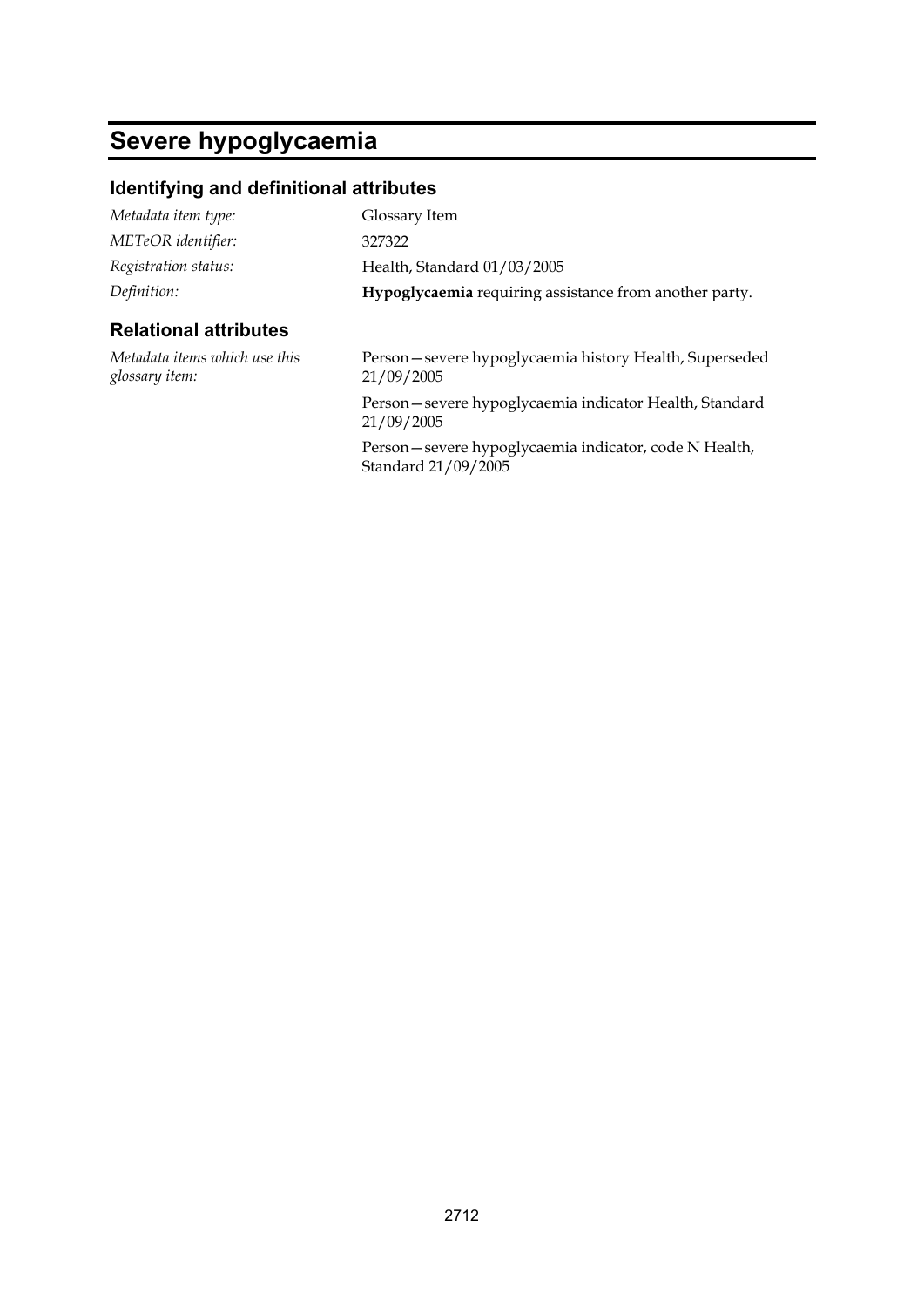# Severe hypoglycaemia

## Identifying and definitional attributes

| | |
|---|---|
| *Metadata item type:* | Glossary Item |
| *METeOR identifier:* | 327322 |
| *Registration status:* | Health, Standard 01/03/2005 |
| *Definition:* | **Hypoglycaemia** requiring assistance from another party. |

## Relational attributes

| | |
|---|---|
| *Metadata items which use this glossary item:* | Person—severe hypoglycaemia history Health, Superseded 21/09/2005 |
| | Person—severe hypoglycaemia indicator Health, Standard 21/09/2005 |
| | Person—severe hypoglycaemia indicator, code N Health, Standard 21/09/2005 |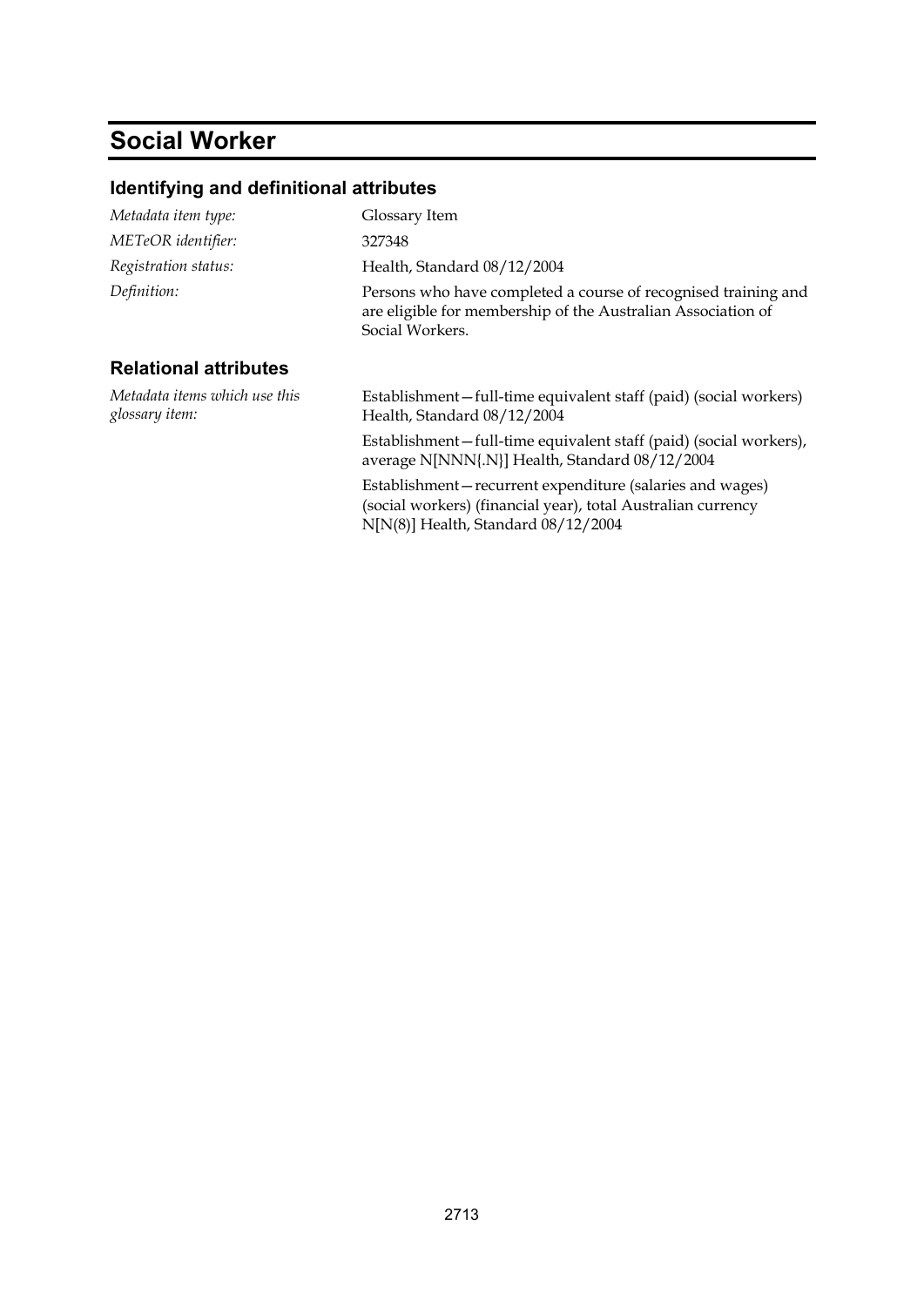# Social Worker

## Identifying and definitional attributes

| | |
|---|---|
| *Metadata item type:* | Glossary Item |
| *METeOR identifier:* | 327348 |
| *Registration status:* | Health, Standard 08/12/2004 |
| *Definition:* | Persons who have completed a course of recognised training and are eligible for membership of the Australian Association of Social Workers. |

## Relational attributes

| | |
|---|---|
| *Metadata items which use this glossary item:* | Establishment—full-time equivalent staff (paid) (social workers) Health, Standard 08/12/2004 |
| | Establishment—full-time equivalent staff (paid) (social workers), average N[NNN{.N}] Health, Standard 08/12/2004 |
| | Establishment—recurrent expenditure (salaries and wages) (social workers) (financial year), total Australian currency N[N(8)] Health, Standard 08/12/2004 |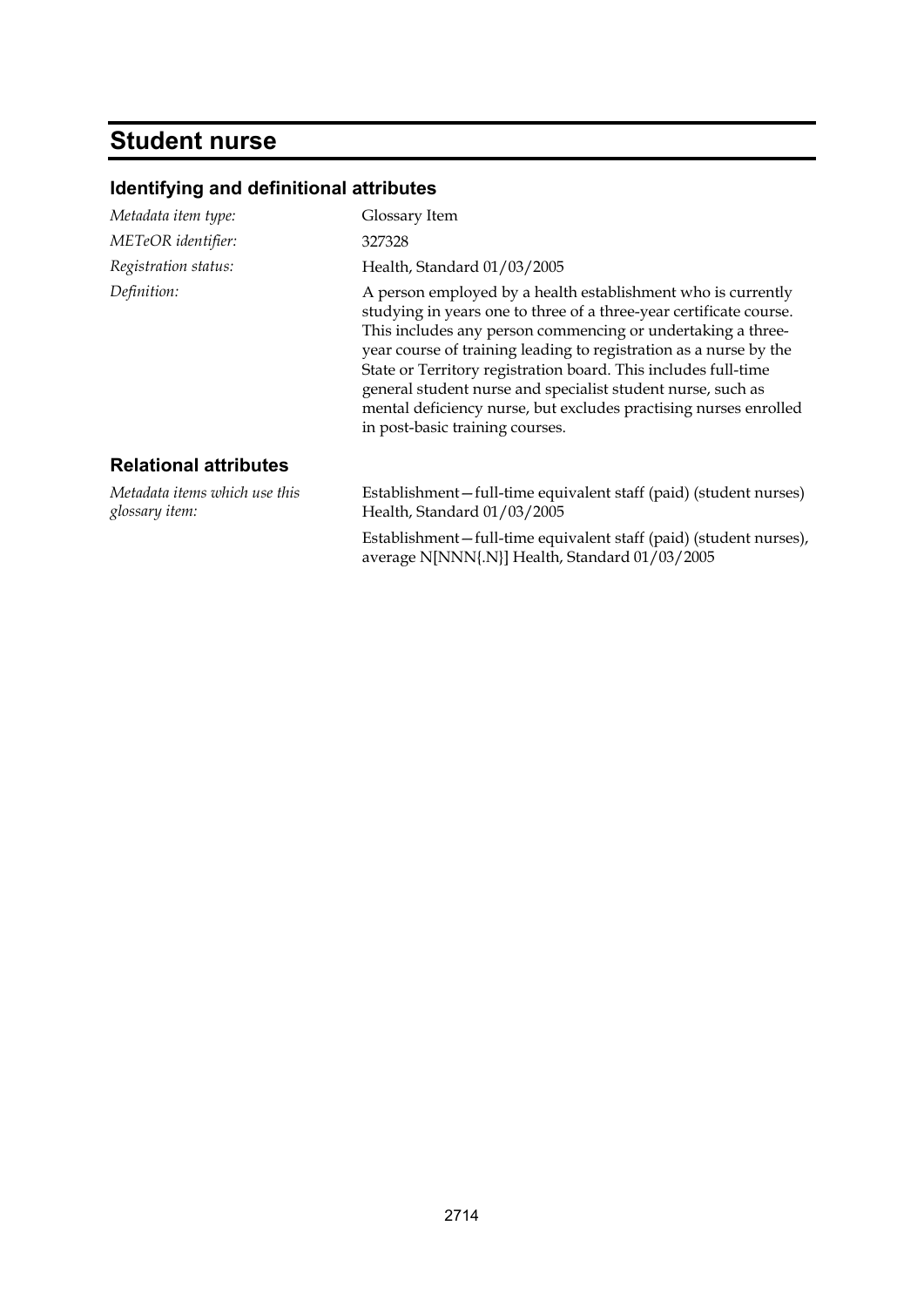# Student nurse

## Identifying and definitional attributes

*Metadata item type:* Glossary Item

*METeOR identifier:* 327328

*Registration status:* Health, Standard 01/03/2005

*Definition:* A person employed by a health establishment who is currently studying in years one to three of a three-year certificate course. This includes any person commencing or undertaking a three-year course of training leading to registration as a nurse by the State or Territory registration board. This includes full-time general student nurse and specialist student nurse, such as mental deficiency nurse, but excludes practising nurses enrolled in post-basic training courses.

## Relational attributes

*Metadata items which use this glossary item:*

Establishment—full-time equivalent staff (paid) (student nurses) Health, Standard 01/03/2005

Establishment—full-time equivalent staff (paid) (student nurses), average N[NNN{.N}] Health, Standard 01/03/2005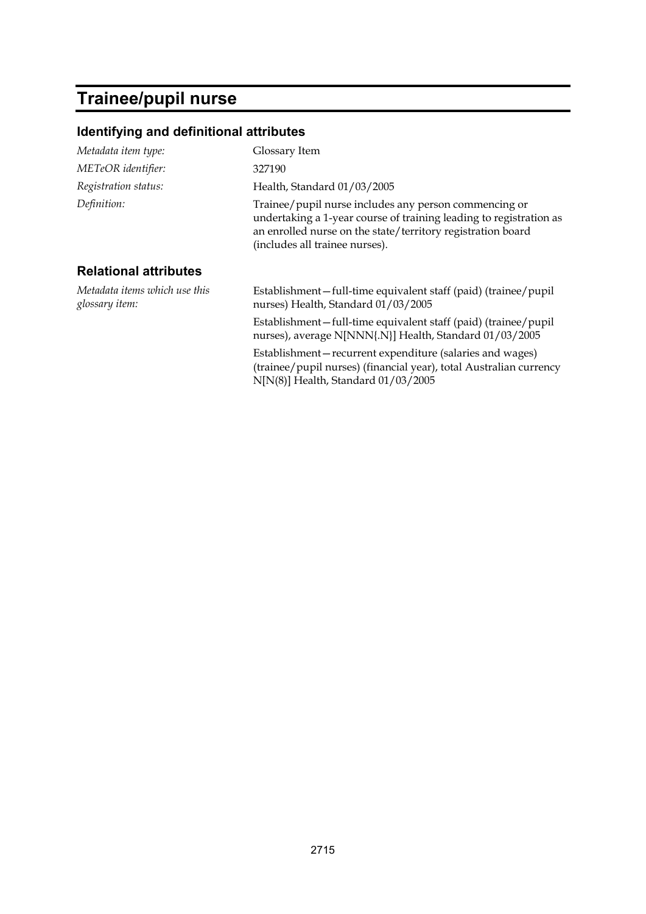# Trainee/pupil nurse

## Identifying and definitional attributes

| | |
|---|---|
| *Metadata item type:* | Glossary Item |
| *METeOR identifier:* | 327190 |
| *Registration status:* | Health, Standard 01/03/2005 |
| *Definition:* | Trainee/pupil nurse includes any person commencing or undertaking a 1-year course of training leading to registration as an enrolled nurse on the state/territory registration board (includes all trainee nurses). |

## Relational attributes

| | |
|---|---|
| *Metadata items which use this glossary item:* | Establishment—full-time equivalent staff (paid) (trainee/pupil nurses) Health, Standard 01/03/2005 |
| | Establishment—full-time equivalent staff (paid) (trainee/pupil nurses), average N[NNN{.N}] Health, Standard 01/03/2005 |
| | Establishment—recurrent expenditure (salaries and wages) (trainee/pupil nurses) (financial year), total Australian currency N[N(8)] Health, Standard 01/03/2005 |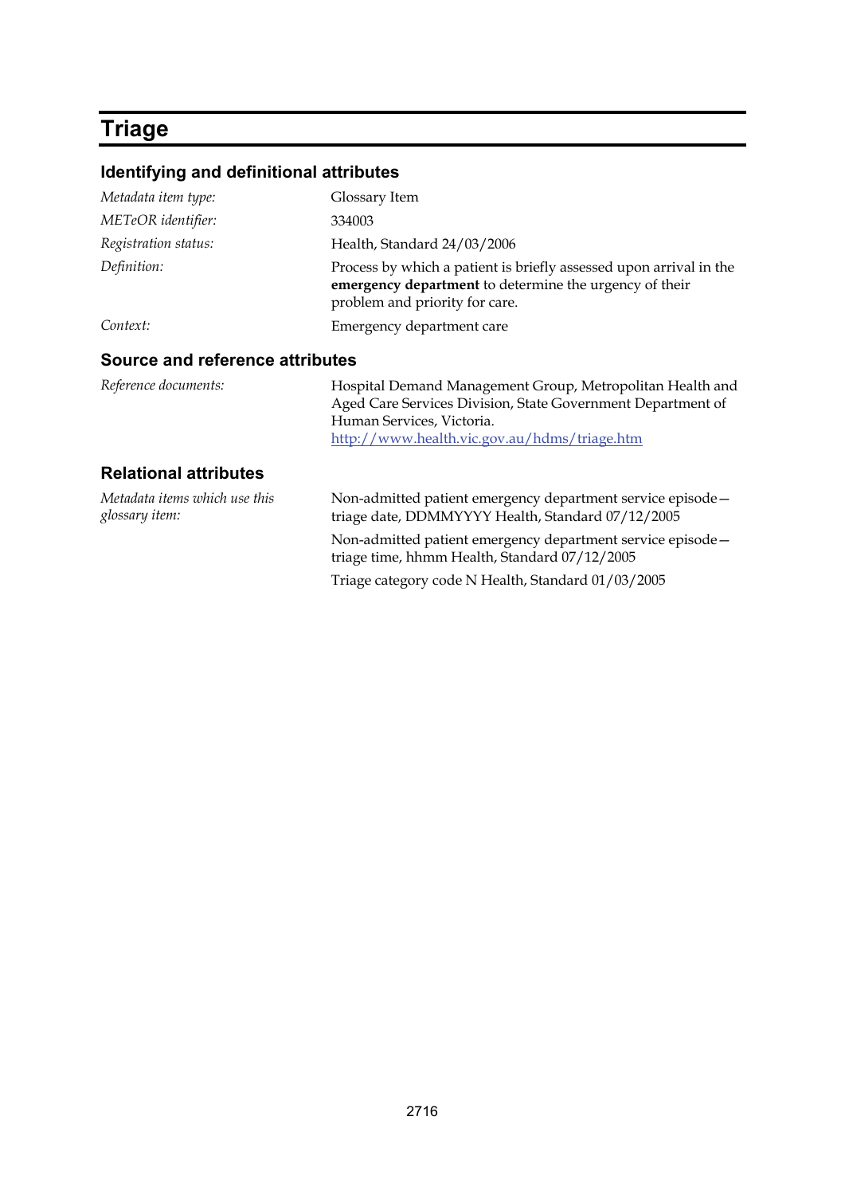# Triage

## Identifying and definitional attributes

| | |
|---|---|
| *Metadata item type:* | Glossary Item |
| *METeOR identifier:* | 334003 |
| *Registration status:* | Health, Standard 24/03/2006 |
| *Definition:* | Process by which a patient is briefly assessed upon arrival in the **emergency department** to determine the urgency of their problem and priority for care. |
| *Context:* | Emergency department care |

## Source and reference attributes

| | |
|---|---|
| *Reference documents:* | Hospital Demand Management Group, Metropolitan Health and Aged Care Services Division, State Government Department of Human Services, Victoria. http://www.health.vic.gov.au/hdms/triage.htm |

## Relational attributes

| | |
|---|---|
| *Metadata items which use this glossary item:* | Non-admitted patient emergency department service episode—triage date, DDMMYYYY Health, Standard 07/12/2005 |
| | Non-admitted patient emergency department service episode—triage time, hhmm Health, Standard 07/12/2005 |
| | Triage category code N Health, Standard 01/03/2005 |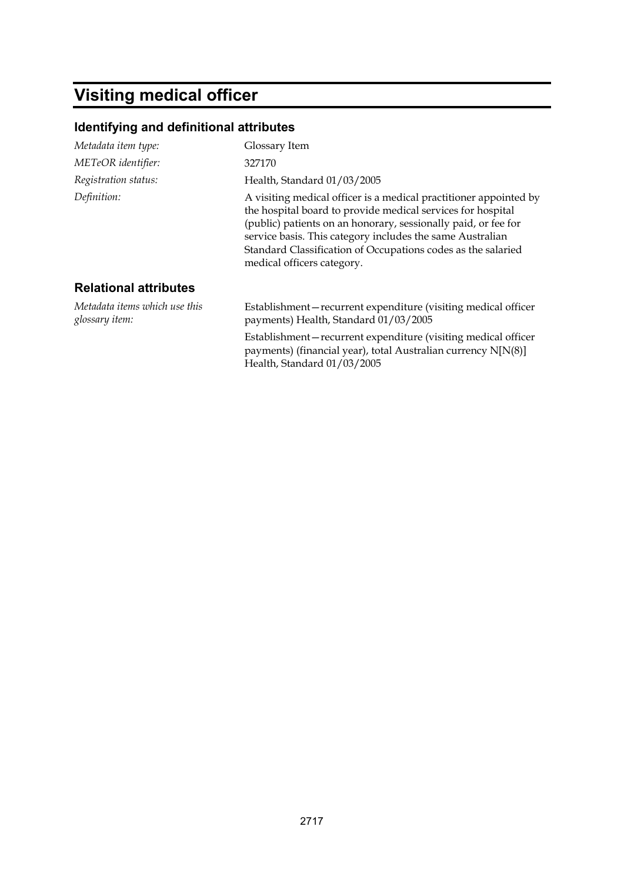# Visiting medical officer

## Identifying and definitional attributes

| | |
|---|---|
| *Metadata item type:* | Glossary Item |
| *METeOR identifier:* | 327170 |
| *Registration status:* | Health, Standard 01/03/2005 |
| *Definition:* | A visiting medical officer is a medical practitioner appointed by the hospital board to provide medical services for hospital (public) patients on an honorary, sessionally paid, or fee for service basis. This category includes the same Australian Standard Classification of Occupations codes as the salaried medical officers category. |

## Relational attributes

| | |
|---|---|
| *Metadata items which use this glossary item:* | Establishment—recurrent expenditure (visiting medical officer payments) Health, Standard 01/03/2005<br><br>Establishment—recurrent expenditure (visiting medical officer payments) (financial year), total Australian currency N[N(8)] Health, Standard 01/03/2005 |